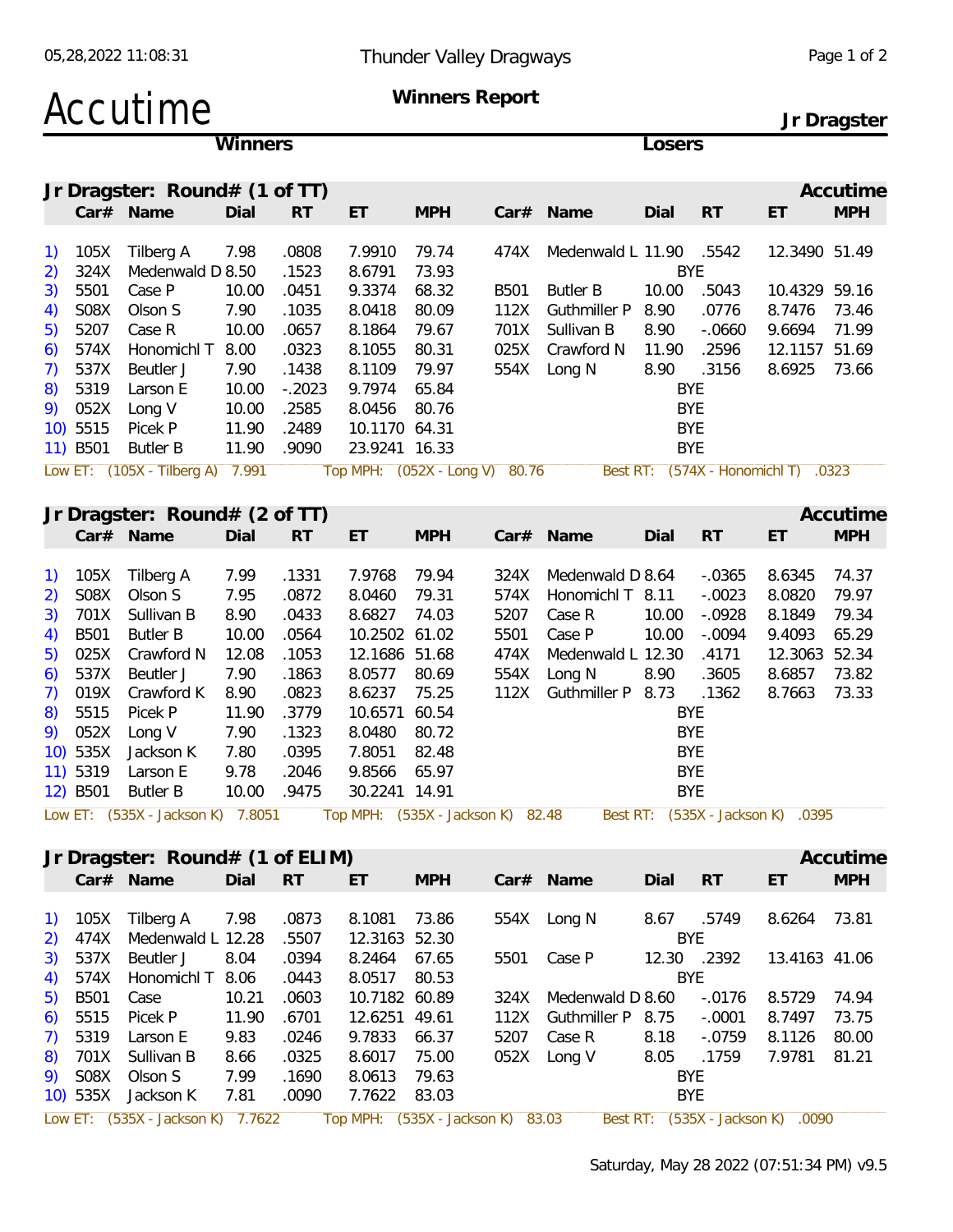Thunder Valley Dragways

# Accutime

**Winners Report**

**Jr Dragster**

## Jr Dragster: Round# (1 of TT) — Accutime

| # | Car# | Name | Dial | RT | ET | MPH | Car# | Name | Dial | RT | ET | MPH |
|---|---|---|---|---|---|---|---|---|---|---|---|---|
| 1) | 105X | Tilberg A | 7.98 | .0808 | 7.9910 | 79.74 | 474X | Medenwald L | 11.90 | .5542 | 12.3490 | 51.49 |
| 2) | 324X | Medenwald D | 8.50 | .1523 | 8.6791 | 73.93 | | | BYE | | | |
| 3) | 5501 | Case P | 10.00 | .0451 | 9.3374 | 68.32 | B501 | Butler B | 10.00 | .5043 | 10.4329 | 59.16 |
| 4) | S08X | Olson S | 7.90 | .1035 | 8.0418 | 80.09 | 112X | Guthmiller P | 8.90 | .0776 | 8.7476 | 73.46 |
| 5) | 5207 | Case R | 10.00 | .0657 | 8.1864 | 79.67 | 701X | Sullivan B | 8.90 | -.0660 | 9.6694 | 71.99 |
| 6) | 574X | Honomichl T | 8.00 | .0323 | 8.1055 | 80.31 | 025X | Crawford N | 11.90 | .2596 | 12.1157 | 51.69 |
| 7) | 537X | Beutler J | 7.90 | .1438 | 8.1109 | 79.97 | 554X | Long N | 8.90 | .3156 | 8.6925 | 73.66 |
| 8) | 5319 | Larson E | 10.00 | -.2023 | 9.7974 | 65.84 | | | BYE | | | |
| 9) | 052X | Long V | 10.00 | .2585 | 8.0456 | 80.76 | | | BYE | | | |
| 10) | 5515 | Picek P | 11.90 | .2489 | 10.1170 | 64.31 | | | BYE | | | |
| 11) | B501 | Butler B | 11.90 | .9090 | 23.9241 | 16.33 | | | BYE | | | |

Low ET: (105X - Tilberg A) 7.991 Top MPH: (052X - Long V) 80.76 Best RT: (574X - Honomichl T) .0323

## Jr Dragster: Round# (2 of TT) — Accutime

| # | Car# | Name | Dial | RT | ET | MPH | Car# | Name | Dial | RT | ET | MPH |
|---|---|---|---|---|---|---|---|---|---|---|---|---|
| 1) | 105X | Tilberg A | 7.99 | .1331 | 7.9768 | 79.94 | 324X | Medenwald D | 8.64 | -.0365 | 8.6345 | 74.37 |
| 2) | S08X | Olson S | 7.95 | .0872 | 8.0460 | 79.31 | 574X | Honomichl T | 8.11 | -.0023 | 8.0820 | 79.97 |
| 3) | 701X | Sullivan B | 8.90 | .0433 | 8.6827 | 74.03 | 5207 | Case R | 10.00 | -.0928 | 8.1849 | 79.34 |
| 4) | B501 | Butler B | 10.00 | .0564 | 10.2502 | 61.02 | 5501 | Case P | 10.00 | -.0094 | 9.4093 | 65.29 |
| 5) | 025X | Crawford N | 12.08 | .1053 | 12.1686 | 51.68 | 474X | Medenwald L | 12.30 | .4171 | 12.3063 | 52.34 |
| 6) | 537X | Beutler J | 7.90 | .1863 | 8.0577 | 80.69 | 554X | Long N | 8.90 | .3605 | 8.6857 | 73.82 |
| 7) | 019X | Crawford K | 8.90 | .0823 | 8.6237 | 75.25 | 112X | Guthmiller P | 8.73 | .1362 | 8.7663 | 73.33 |
| 8) | 5515 | Picek P | 11.90 | .3779 | 10.6571 | 60.54 | | | BYE | | | |
| 9) | 052X | Long V | 7.90 | .1323 | 8.0480 | 80.72 | | | BYE | | | |
| 10) | 535X | Jackson K | 7.80 | .0395 | 7.8051 | 82.48 | | | BYE | | | |
| 11) | 5319 | Larson E | 9.78 | .2046 | 9.8566 | 65.97 | | | BYE | | | |
| 12) | B501 | Butler B | 10.00 | .9475 | 30.2241 | 14.91 | | | BYE | | | |

Low ET: (535X - Jackson K) 7.8051 Top MPH: (535X - Jackson K) 82.48 Best RT: (535X - Jackson K) .0395

## Jr Dragster: Round# (1 of ELIM) — Accutime

| # | Car# | Name | Dial | RT | ET | MPH | Car# | Name | Dial | RT | ET | MPH |
|---|---|---|---|---|---|---|---|---|---|---|---|---|
| 1) | 105X | Tilberg A | 7.98 | .0873 | 8.1081 | 73.86 | 554X | Long N | 8.67 | .5749 | 8.6264 | 73.81 |
| 2) | 474X | Medenwald L | 12.28 | .5507 | 12.3163 | 52.30 | | | BYE | | | |
| 3) | 537X | Beutler J | 8.04 | .0394 | 8.2464 | 67.65 | 5501 | Case P | 12.30 | .2392 | 13.4163 | 41.06 |
| 4) | 574X | Honomichl T | 8.06 | .0443 | 8.0517 | 80.53 | | | BYE | | | |
| 5) | B501 | Case | 10.21 | .0603 | 10.7182 | 60.89 | 324X | Medenwald D | 8.60 | -.0176 | 8.5729 | 74.94 |
| 6) | 5515 | Picek P | 11.90 | .6701 | 12.6251 | 49.61 | 112X | Guthmiller P | 8.75 | -.0001 | 8.7497 | 73.75 |
| 7) | 5319 | Larson E | 9.83 | .0246 | 9.7833 | 66.37 | 5207 | Case R | 8.18 | -.0759 | 8.1126 | 80.00 |
| 8) | 701X | Sullivan B | 8.66 | .0325 | 8.6017 | 75.00 | 052X | Long V | 8.05 | .1759 | 7.9781 | 81.21 |
| 9) | S08X | Olson S | 7.99 | .1690 | 8.0613 | 79.63 | | | BYE | | | |
| 10) | 535X | Jackson K | 7.81 | .0090 | 7.7622 | 83.03 | | | BYE | | | |

Low ET: (535X - Jackson K) 7.7622 Top MPH: (535X - Jackson K) 83.03 Best RT: (535X - Jackson K) .0090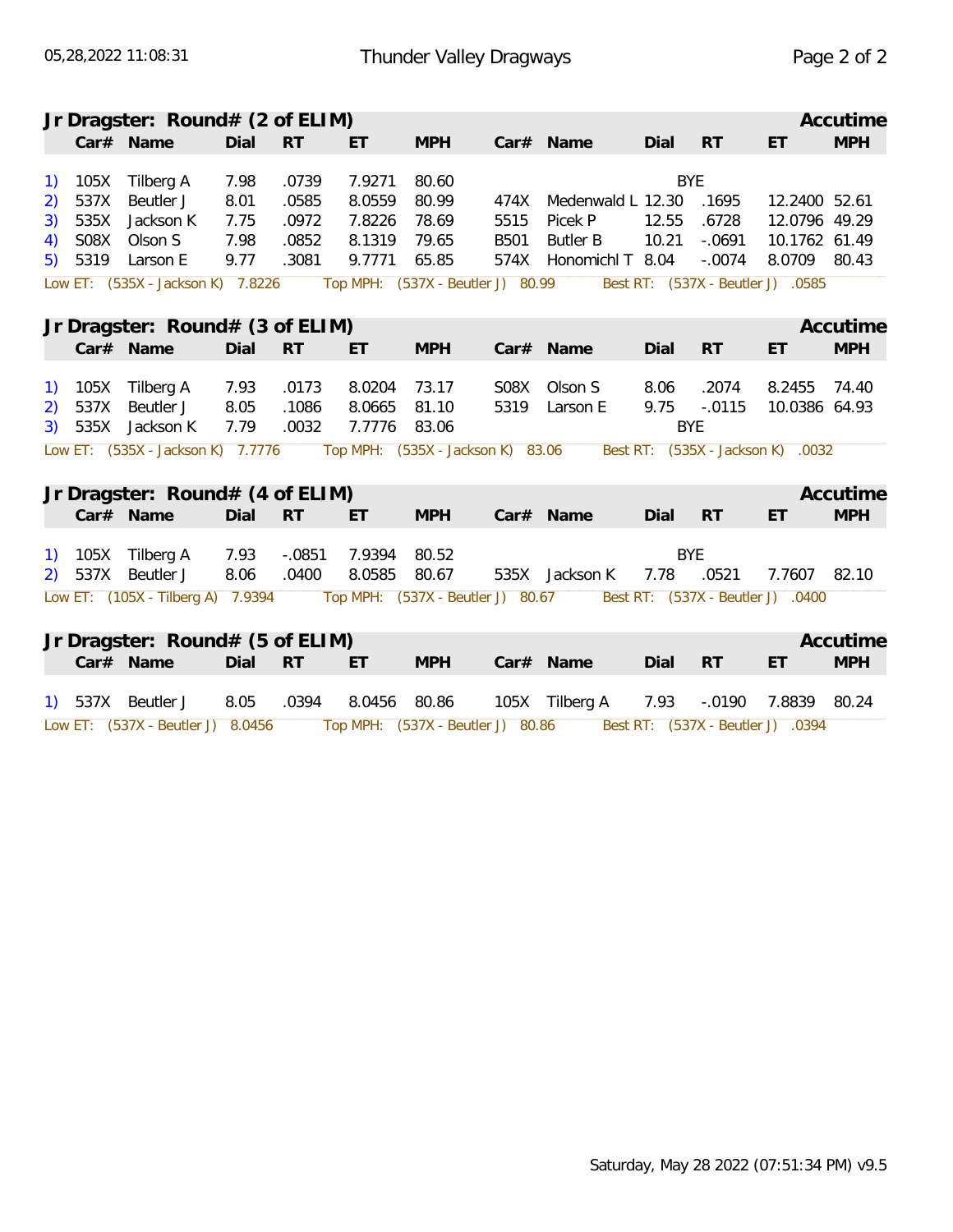## Jr Dragster: Round# (2 of ELIM)

Accutime

| | Car# | Name | Dial | RT | ET | MPH | Car# | Name | Dial | RT | ET | MPH |
|---|---|---|---|---|---|---|---|---|---|---|---|---|
| 1) | 105X | Tilberg A | 7.98 | .0739 | 7.9271 | 80.60 | | | BYE | | | |
| 2) | 537X | Beutler J | 8.01 | .0585 | 8.0559 | 80.99 | 474X | Medenwald L | 12.30 | .1695 | 12.2400 | 52.61 |
| 3) | 535X | Jackson K | 7.75 | .0972 | 7.8226 | 78.69 | 5515 | Picek P | 12.55 | .6728 | 12.0796 | 49.29 |
| 4) | S08X | Olson S | 7.98 | .0852 | 8.1319 | 79.65 | B501 | Butler B | 10.21 | -.0691 | 10.1762 | 61.49 |
| 5) | 5319 | Larson E | 9.77 | .3081 | 9.7771 | 65.85 | 574X | Honomichl T | 8.04 | -.0074 | 8.0709 | 80.43 |

Low ET: (535X - Jackson K) 7.8226    Top MPH: (537X - Beutler J) 80.99    Best RT: (537X - Beutler J) .0585

## Jr Dragster: Round# (3 of ELIM)

Accutime

| | Car# | Name | Dial | RT | ET | MPH | Car# | Name | Dial | RT | ET | MPH |
|---|---|---|---|---|---|---|---|---|---|---|---|---|
| 1) | 105X | Tilberg A | 7.93 | .0173 | 8.0204 | 73.17 | S08X | Olson S | 8.06 | .2074 | 8.2455 | 74.40 |
| 2) | 537X | Beutler J | 8.05 | .1086 | 8.0665 | 81.10 | 5319 | Larson E | 9.75 | -.0115 | 10.0386 | 64.93 |
| 3) | 535X | Jackson K | 7.79 | .0032 | 7.7776 | 83.06 | | | BYE | | | |

Low ET: (535X - Jackson K) 7.7776    Top MPH: (535X - Jackson K) 83.06    Best RT: (535X - Jackson K) .0032

## Jr Dragster: Round# (4 of ELIM)

Accutime

| | Car# | Name | Dial | RT | ET | MPH | Car# | Name | Dial | RT | ET | MPH |
|---|---|---|---|---|---|---|---|---|---|---|---|---|
| 1) | 105X | Tilberg A | 7.93 | -.0851 | 7.9394 | 80.52 | | | BYE | | | |
| 2) | 537X | Beutler J | 8.06 | .0400 | 8.0585 | 80.67 | 535X | Jackson K | 7.78 | .0521 | 7.7607 | 82.10 |

Low ET: (105X - Tilberg A) 7.9394    Top MPH: (537X - Beutler J) 80.67    Best RT: (537X - Beutler J) .0400

## Jr Dragster: Round# (5 of ELIM)

Accutime

| | Car# | Name | Dial | RT | ET | MPH | Car# | Name | Dial | RT | ET | MPH |
|---|---|---|---|---|---|---|---|---|---|---|---|---|
| 1) | 537X | Beutler J | 8.05 | .0394 | 8.0456 | 80.86 | 105X | Tilberg A | 7.93 | -.0190 | 7.8839 | 80.24 |

Low ET: (537X - Beutler J) 8.0456    Top MPH: (537X - Beutler J) 80.86    Best RT: (537X - Beutler J) .0394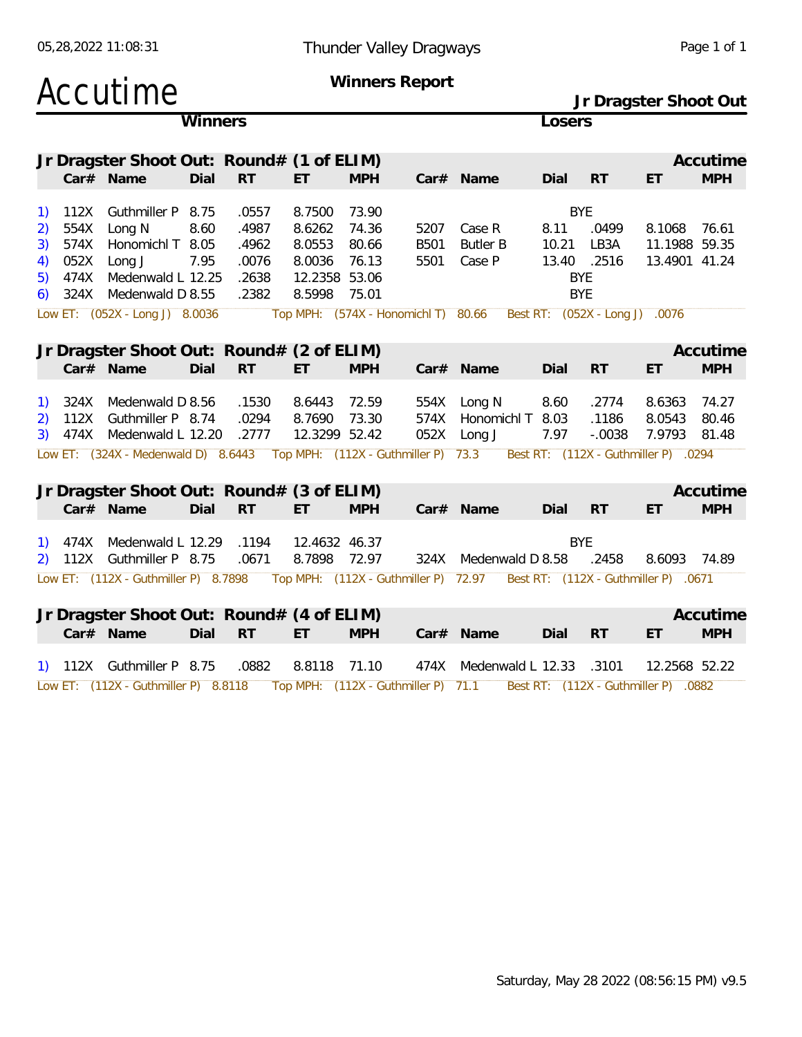Thunder Valley Dragways

# Accutime

## Winners Report

### Jr Dragster Shoot Out

**Winners** | **Losers**

### Jr Dragster Shoot Out: Round# (1 of ELIM) — Accutime

| | Car# | Name | Dial | RT | ET | MPH | Car# | Name | Dial | RT | ET | MPH |
|---|---|---|---|---|---|---|---|---|---|---|---|---|
| 1) | 112X | Guthmiller P | 8.75 | .0557 | 8.7500 | 73.90 | | | BYE | | | |
| 2) | 554X | Long N | 8.60 | .4987 | 8.6262 | 74.36 | 5207 | Case R | 8.11 | .0499 | 8.1068 | 76.61 |
| 3) | 574X | Honomichl T | 8.05 | .4962 | 8.0553 | 80.66 | B501 | Butler B | 10.21 | LB3A | 11.1988 | 59.35 |
| 4) | 052X | Long J | 7.95 | .0076 | 8.0036 | 76.13 | 5501 | Case P | 13.40 | .2516 | 13.4901 | 41.24 |
| 5) | 474X | Medenwald L | 12.25 | .2638 | 12.2358 | 53.06 | | | BYE | | | |
| 6) | 324X | Medenwald D | 8.55 | .2382 | 8.5998 | 75.01 | | | BYE | | | |

Low ET: (052X - Long J) 8.0036 Top MPH: (574X - Honomichl T) 80.66 Best RT: (052X - Long J) .0076

### Jr Dragster Shoot Out: Round# (2 of ELIM) — Accutime

| | Car# | Name | Dial | RT | ET | MPH | Car# | Name | Dial | RT | ET | MPH |
|---|---|---|---|---|---|---|---|---|---|---|---|---|
| 1) | 324X | Medenwald D | 8.56 | .1530 | 8.6443 | 72.59 | 554X | Long N | 8.60 | .2774 | 8.6363 | 74.27 |
| 2) | 112X | Guthmiller P | 8.74 | .0294 | 8.7690 | 73.30 | 574X | Honomichl T | 8.03 | .1186 | 8.0543 | 80.46 |
| 3) | 474X | Medenwald L | 12.20 | .2777 | 12.3299 | 52.42 | 052X | Long J | 7.97 | -.0038 | 7.9793 | 81.48 |

Low ET: (324X - Medenwald D) 8.6443 Top MPH: (112X - Guthmiller P) 73.3 Best RT: (112X - Guthmiller P) .0294

### Jr Dragster Shoot Out: Round# (3 of ELIM) — Accutime

| | Car# | Name | Dial | RT | ET | MPH | Car# | Name | Dial | RT | ET | MPH |
|---|---|---|---|---|---|---|---|---|---|---|---|---|
| 1) | 474X | Medenwald L | 12.29 | .1194 | 12.4632 | 46.37 | | | BYE | | | |
| 2) | 112X | Guthmiller P | 8.75 | .0671 | 8.7898 | 72.97 | 324X | Medenwald D | 8.58 | .2458 | 8.6093 | 74.89 |

Low ET: (112X - Guthmiller P) 8.7898 Top MPH: (112X - Guthmiller P) 72.97 Best RT: (112X - Guthmiller P) .0671

### Jr Dragster Shoot Out: Round# (4 of ELIM) — Accutime

| | Car# | Name | Dial | RT | ET | MPH | Car# | Name | Dial | RT | ET | MPH |
|---|---|---|---|---|---|---|---|---|---|---|---|---|
| 1) | 112X | Guthmiller P | 8.75 | .0882 | 8.8118 | 71.10 | 474X | Medenwald L | 12.33 | .3101 | 12.2568 | 52.22 |

Low ET: (112X - Guthmiller P) 8.8118 Top MPH: (112X - Guthmiller P) 71.1 Best RT: (112X - Guthmiller P) .0882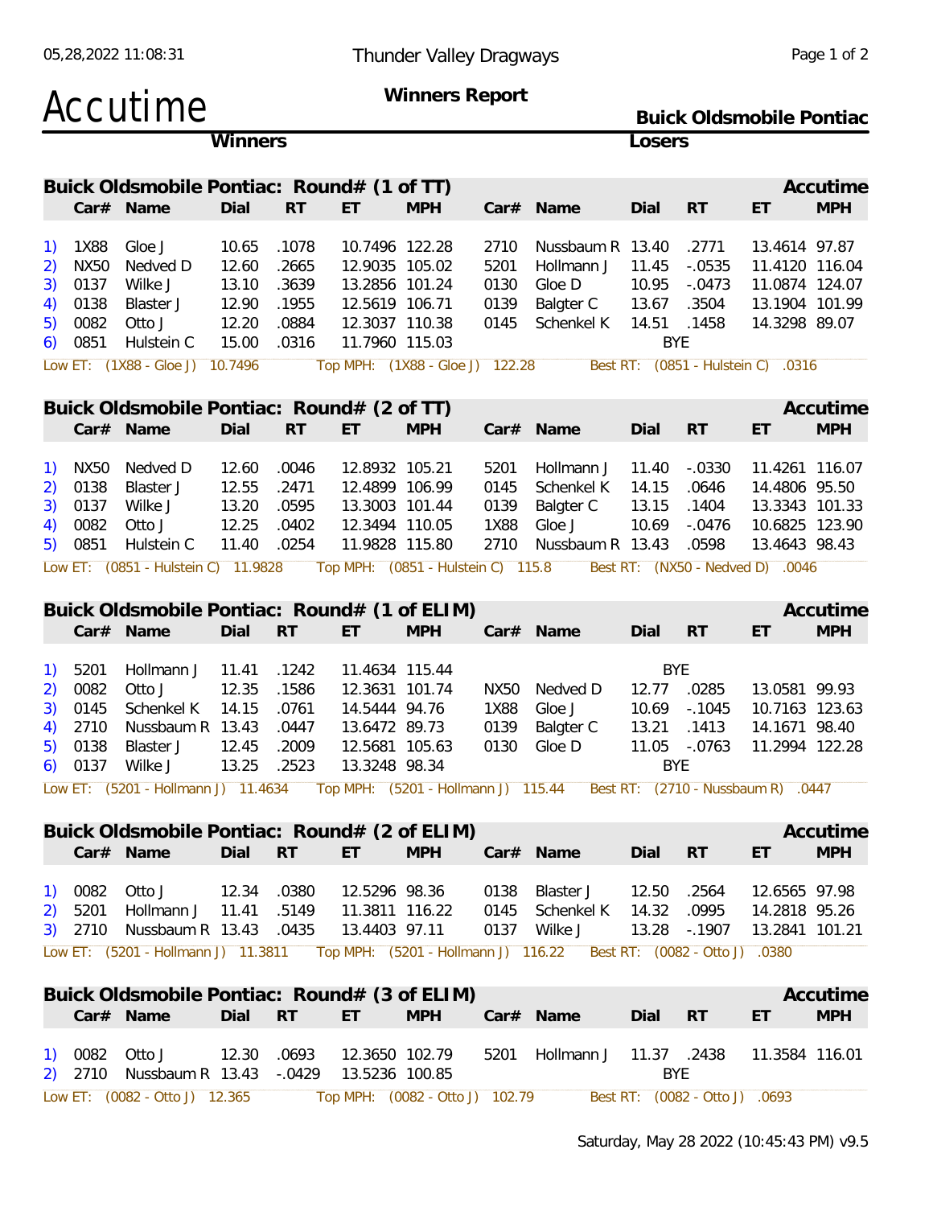# Accutime

**Winners Report**

**Buick Oldsmobile Pontiac**

**Winners** | **Losers**

## Buick Oldsmobile Pontiac: Round# (1 of TT)

Accutime

| | Car# | Name | Dial | RT | ET | MPH | Car# | Name | Dial | RT | ET | MPH |
|---|---|---|---|---|---|---|---|---|---|---|---|---|
| 1) | 1X88 | Gloe J | 10.65 | .1078 | 10.7496 | 122.28 | 2710 | Nussbaum R | 13.40 | .2771 | 13.4614 | 97.87 |
| 2) | NX50 | Nedved D | 12.60 | .2665 | 12.9035 | 105.02 | 5201 | Hollmann J | 11.45 | -.0535 | 11.4120 | 116.04 |
| 3) | 0137 | Wilke J | 13.10 | .3639 | 13.2856 | 101.24 | 0130 | Gloe D | 10.95 | -.0473 | 11.0874 | 124.07 |
| 4) | 0138 | Blaster J | 12.90 | .1955 | 12.5619 | 106.71 | 0139 | Balgter C | 13.67 | .3504 | 13.1904 | 101.99 |
| 5) | 0082 | Otto J | 12.20 | .0884 | 12.3037 | 110.38 | 0145 | Schenkel K | 14.51 | .1458 | 14.3298 | 89.07 |
| 6) | 0851 | Hulstein C | 15.00 | .0316 | 11.7960 | 115.03 | | | BYE | | | |

Low ET: (1X88 - Gloe J) 10.7496 Top MPH: (1X88 - Gloe J) 122.28 Best RT: (0851 - Hulstein C) .0316

## Buick Oldsmobile Pontiac: Round# (2 of TT)

Accutime

| | Car# | Name | Dial | RT | ET | MPH | Car# | Name | Dial | RT | ET | MPH |
|---|---|---|---|---|---|---|---|---|---|---|---|---|
| 1) | NX50 | Nedved D | 12.60 | .0046 | 12.8932 | 105.21 | 5201 | Hollmann J | 11.40 | -.0330 | 11.4261 | 116.07 |
| 2) | 0138 | Blaster J | 12.55 | .2471 | 12.4899 | 106.99 | 0145 | Schenkel K | 14.15 | .0646 | 14.4806 | 95.50 |
| 3) | 0137 | Wilke J | 13.20 | .0595 | 13.3003 | 101.44 | 0139 | Balgter C | 13.15 | .1404 | 13.3343 | 101.33 |
| 4) | 0082 | Otto J | 12.25 | .0402 | 12.3494 | 110.05 | 1X88 | Gloe J | 10.69 | -.0476 | 10.6825 | 123.90 |
| 5) | 0851 | Hulstein C | 11.40 | .0254 | 11.9828 | 115.80 | 2710 | Nussbaum R | 13.43 | .0598 | 13.4643 | 98.43 |

Low ET: (0851 - Hulstein C) 11.9828 Top MPH: (0851 - Hulstein C) 115.8 Best RT: (NX50 - Nedved D) .0046

## Buick Oldsmobile Pontiac: Round# (1 of ELIM)

Accutime

| | Car# | Name | Dial | RT | ET | MPH | Car# | Name | Dial | RT | ET | MPH |
|---|---|---|---|---|---|---|---|---|---|---|---|---|
| 1) | 5201 | Hollmann J | 11.41 | .1242 | 11.4634 | 115.44 | | | BYE | | | |
| 2) | 0082 | Otto J | 12.35 | .1586 | 12.3631 | 101.74 | NX50 | Nedved D | 12.77 | .0285 | 13.0581 | 99.93 |
| 3) | 0145 | Schenkel K | 14.15 | .0761 | 14.5444 | 94.76 | 1X88 | Gloe J | 10.69 | -.1045 | 10.7163 | 123.63 |
| 4) | 2710 | Nussbaum R | 13.43 | .0447 | 13.6472 | 89.73 | 0139 | Balgter C | 13.21 | .1413 | 14.1671 | 98.40 |
| 5) | 0138 | Blaster J | 12.45 | .2009 | 12.5681 | 105.63 | 0130 | Gloe D | 11.05 | -.0763 | 11.2994 | 122.28 |
| 6) | 0137 | Wilke J | 13.25 | .2523 | 13.3248 | 98.34 | | | BYE | | | |

Low ET: (5201 - Hollmann J) 11.4634 Top MPH: (5201 - Hollmann J) 115.44 Best RT: (2710 - Nussbaum R) .0447

## Buick Oldsmobile Pontiac: Round# (2 of ELIM)

Accutime

| | Car# | Name | Dial | RT | ET | MPH | Car# | Name | Dial | RT | ET | MPH |
|---|---|---|---|---|---|---|---|---|---|---|---|---|
| 1) | 0082 | Otto J | 12.34 | .0380 | 12.5296 | 98.36 | 0138 | Blaster J | 12.50 | .2564 | 12.6565 | 97.98 |
| 2) | 5201 | Hollmann J | 11.41 | .5149 | 11.3811 | 116.22 | 0145 | Schenkel K | 14.32 | .0995 | 14.2818 | 95.26 |
| 3) | 2710 | Nussbaum R | 13.43 | .0435 | 13.4403 | 97.11 | 0137 | Wilke J | 13.28 | -.1907 | 13.2841 | 101.21 |

Low ET: (5201 - Hollmann J) 11.3811 Top MPH: (5201 - Hollmann J) 116.22 Best RT: (0082 - Otto J) .0380

## Buick Oldsmobile Pontiac: Round# (3 of ELIM)

Accutime

| | Car# | Name | Dial | RT | ET | MPH | Car# | Name | Dial | RT | ET | MPH |
|---|---|---|---|---|---|---|---|---|---|---|---|---|
| 1) | 0082 | Otto J | 12.30 | .0693 | 12.3650 | 102.79 | 5201 | Hollmann J | 11.37 | .2438 | 11.3584 | 116.01 |
| 2) | 2710 | Nussbaum R | 13.43 | -.0429 | 13.5236 | 100.85 | | | BYE | | | |

Low ET: (0082 - Otto J) 12.365 Top MPH: (0082 - Otto J) 102.79 Best RT: (0082 - Otto J) .0693

Saturday, May 28 2022 (10:45:43 PM) v9.5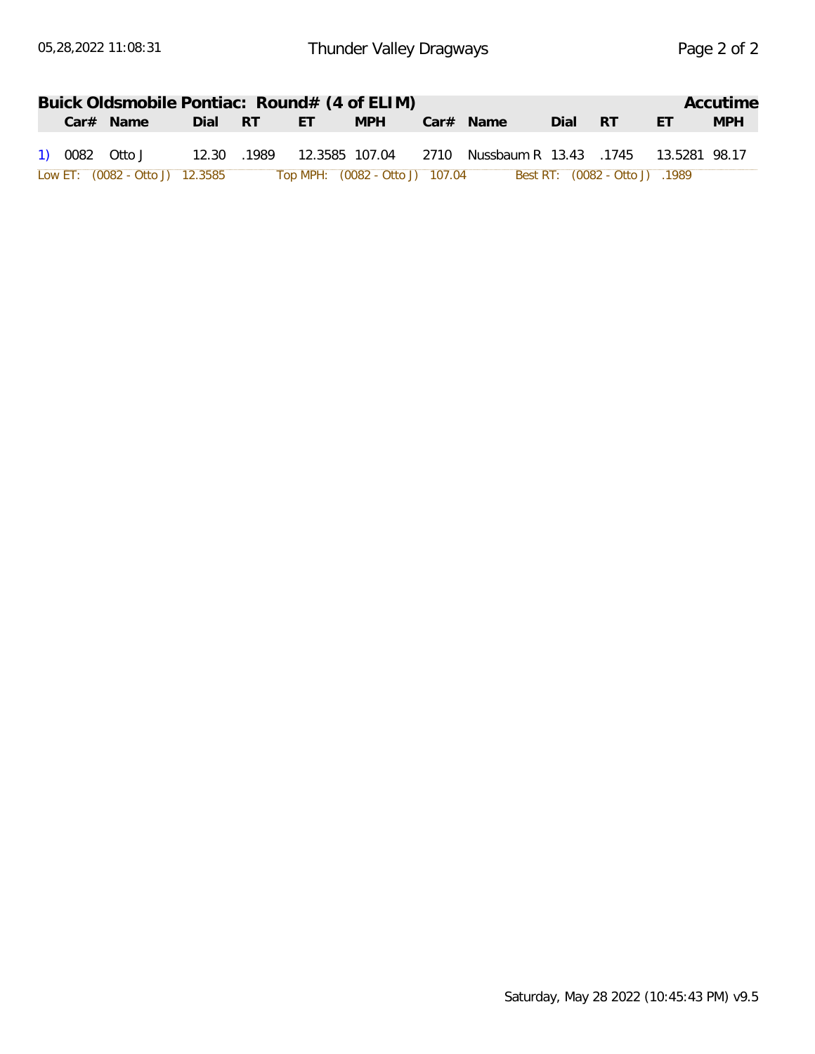## Buick Oldsmobile Pontiac: Round# (4 of ELIM) — Accutime

| | Car# | Name | Dial | RT | ET | MPH | Car# | Name | Dial | RT | ET | MPH |
|---|---|---|---|---|---|---|---|---|---|---|---|---|
| 1) | 0082 | Otto J | 12.30 | .1989 | 12.3585 | 107.04 | 2710 | Nussbaum R | 13.43 | .1745 | 13.5281 | 98.17 |

Low ET: (0082 - Otto J) 12.3585 Top MPH: (0082 - Otto J) 107.04 Best RT: (0082 - Otto J) .1989

Saturday, May 28 2022 (10:45:43 PM) v9.5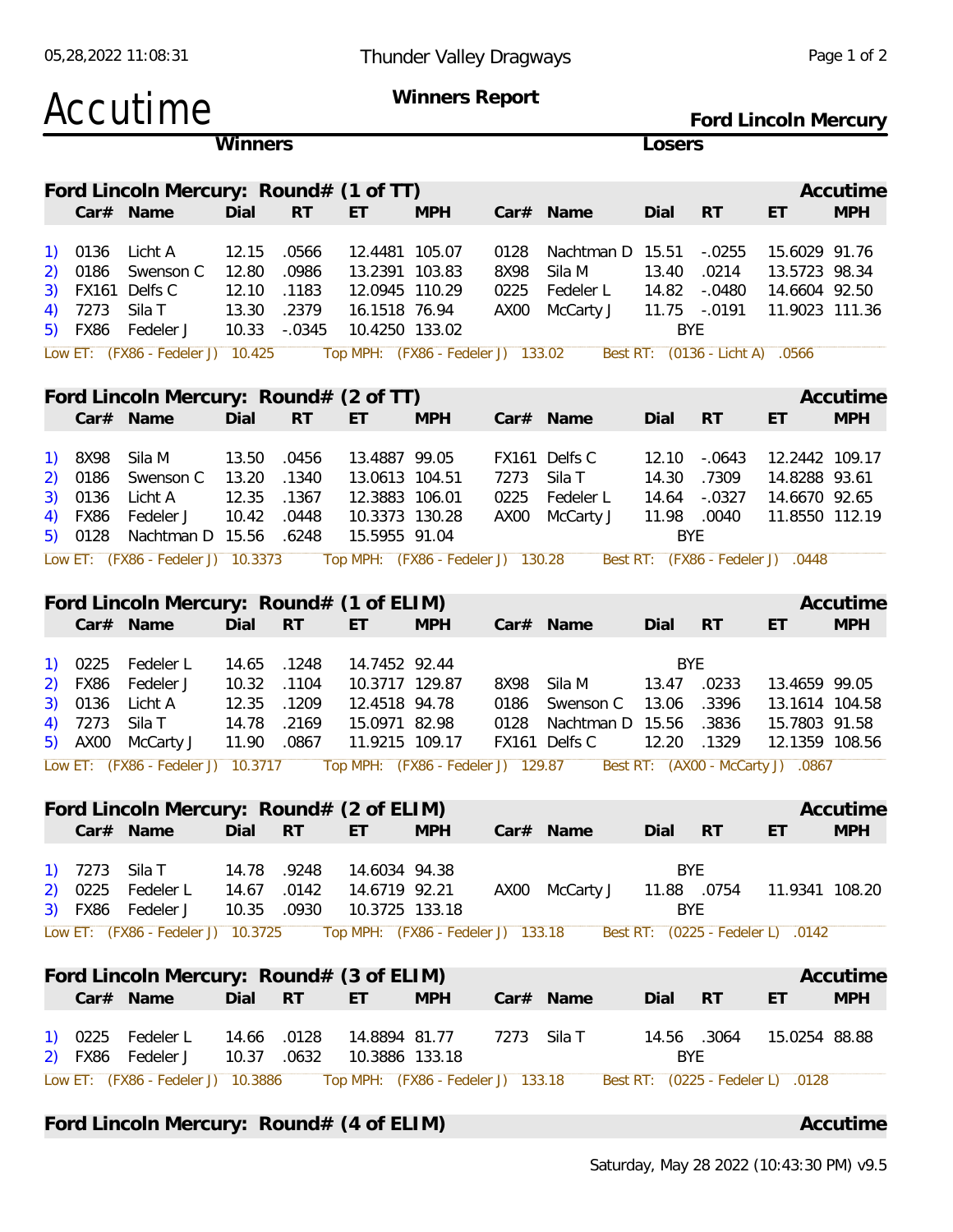# Accutime

**Thunder Valley Dragways**

**Winners Report**

**Ford Lincoln Mercury**

## Ford Lincoln Mercury: Round# (1 of TT) — Accutime

| | Winners Car# | Name | Dial | RT | ET | MPH | Losers Car# | Name | Dial | RT | ET | MPH |
|---|---|---|---|---|---|---|---|---|---|---|---|---|
| 1) | 0136 | Licht A | 12.15 | .0566 | 12.4481 | 105.07 | 0128 | Nachtman D | 15.51 | -.0255 | 15.6029 | 91.76 |
| 2) | 0186 | Swenson C | 12.80 | .0986 | 13.2391 | 103.83 | 8X98 | Sila M | 13.40 | .0214 | 13.5723 | 98.34 |
| 3) | FX161 | Delfs C | 12.10 | .1183 | 12.0945 | 110.29 | 0225 | Fedeler L | 14.82 | -.0480 | 14.6604 | 92.50 |
| 4) | 7273 | Sila T | 13.30 | .2379 | 16.1518 | 76.94 | AX00 | McCarty J | 11.75 | -.0191 | 11.9023 | 111.36 |
| 5) | FX86 | Fedeler J | 10.33 | -.0345 | 10.4250 | 133.02 | | | BYE | | | |

Low ET: (FX86 - Fedeler J) 10.425  Top MPH: (FX86 - Fedeler J) 133.02  Best RT: (0136 - Licht A) .0566

## Ford Lincoln Mercury: Round# (2 of TT) — Accutime

| | Winners Car# | Name | Dial | RT | ET | MPH | Losers Car# | Name | Dial | RT | ET | MPH |
|---|---|---|---|---|---|---|---|---|---|---|---|---|
| 1) | 8X98 | Sila M | 13.50 | .0456 | 13.4887 | 99.05 | FX161 | Delfs C | 12.10 | -.0643 | 12.2442 | 109.17 |
| 2) | 0186 | Swenson C | 13.20 | .1340 | 13.0613 | 104.51 | 7273 | Sila T | 14.30 | .7309 | 14.8288 | 93.61 |
| 3) | 0136 | Licht A | 12.35 | .1367 | 12.3883 | 106.01 | 0225 | Fedeler L | 14.64 | -.0327 | 14.6670 | 92.65 |
| 4) | FX86 | Fedeler J | 10.42 | .0448 | 10.3373 | 130.28 | AX00 | McCarty J | 11.98 | .0040 | 11.8550 | 112.19 |
| 5) | 0128 | Nachtman D | 15.56 | .6248 | 15.5955 | 91.04 | | | BYE | | | |

Low ET: (FX86 - Fedeler J) 10.3373  Top MPH: (FX86 - Fedeler J) 130.28  Best RT: (FX86 - Fedeler J) .0448

## Ford Lincoln Mercury: Round# (1 of ELIM) — Accutime

| | Winners Car# | Name | Dial | RT | ET | MPH | Losers Car# | Name | Dial | RT | ET | MPH |
|---|---|---|---|---|---|---|---|---|---|---|---|---|
| 1) | 0225 | Fedeler L | 14.65 | .1248 | 14.7452 | 92.44 | | | BYE | | | |
| 2) | FX86 | Fedeler J | 10.32 | .1104 | 10.3717 | 129.87 | 8X98 | Sila M | 13.47 | .0233 | 13.4659 | 99.05 |
| 3) | 0136 | Licht A | 12.35 | .1209 | 12.4518 | 94.78 | 0186 | Swenson C | 13.06 | .3396 | 13.1614 | 104.58 |
| 4) | 7273 | Sila T | 14.78 | .2169 | 15.0971 | 82.98 | 0128 | Nachtman D | 15.56 | .3836 | 15.7803 | 91.58 |
| 5) | AX00 | McCarty J | 11.90 | .0867 | 11.9215 | 109.17 | FX161 | Delfs C | 12.20 | .1329 | 12.1359 | 108.56 |

Low ET: (FX86 - Fedeler J) 10.3717  Top MPH: (FX86 - Fedeler J) 129.87  Best RT: (AX00 - McCarty J) .0867

## Ford Lincoln Mercury: Round# (2 of ELIM) — Accutime

| | Winners Car# | Name | Dial | RT | ET | MPH | Losers Car# | Name | Dial | RT | ET | MPH |
|---|---|---|---|---|---|---|---|---|---|---|---|---|
| 1) | 7273 | Sila T | 14.78 | .9248 | 14.6034 | 94.38 | | | BYE | | | |
| 2) | 0225 | Fedeler L | 14.67 | .0142 | 14.6719 | 92.21 | AX00 | McCarty J | 11.88 | .0754 | 11.9341 | 108.20 |
| 3) | FX86 | Fedeler J | 10.35 | .0930 | 10.3725 | 133.18 | | | BYE | | | |

Low ET: (FX86 - Fedeler J) 10.3725  Top MPH: (FX86 - Fedeler J) 133.18  Best RT: (0225 - Fedeler L) .0142

## Ford Lincoln Mercury: Round# (3 of ELIM) — Accutime

| | Winners Car# | Name | Dial | RT | ET | MPH | Losers Car# | Name | Dial | RT | ET | MPH |
|---|---|---|---|---|---|---|---|---|---|---|---|---|
| 1) | 0225 | Fedeler L | 14.66 | .0128 | 14.8894 | 81.77 | 7273 | Sila T | 14.56 | .3064 | 15.0254 | 88.88 |
| 2) | FX86 | Fedeler J | 10.37 | .0632 | 10.3886 | 133.18 | | | BYE | | | |

Low ET: (FX86 - Fedeler J) 10.3886  Top MPH: (FX86 - Fedeler J) 133.18  Best RT: (0225 - Fedeler L) .0128

## Ford Lincoln Mercury: Round# (4 of ELIM) — Accutime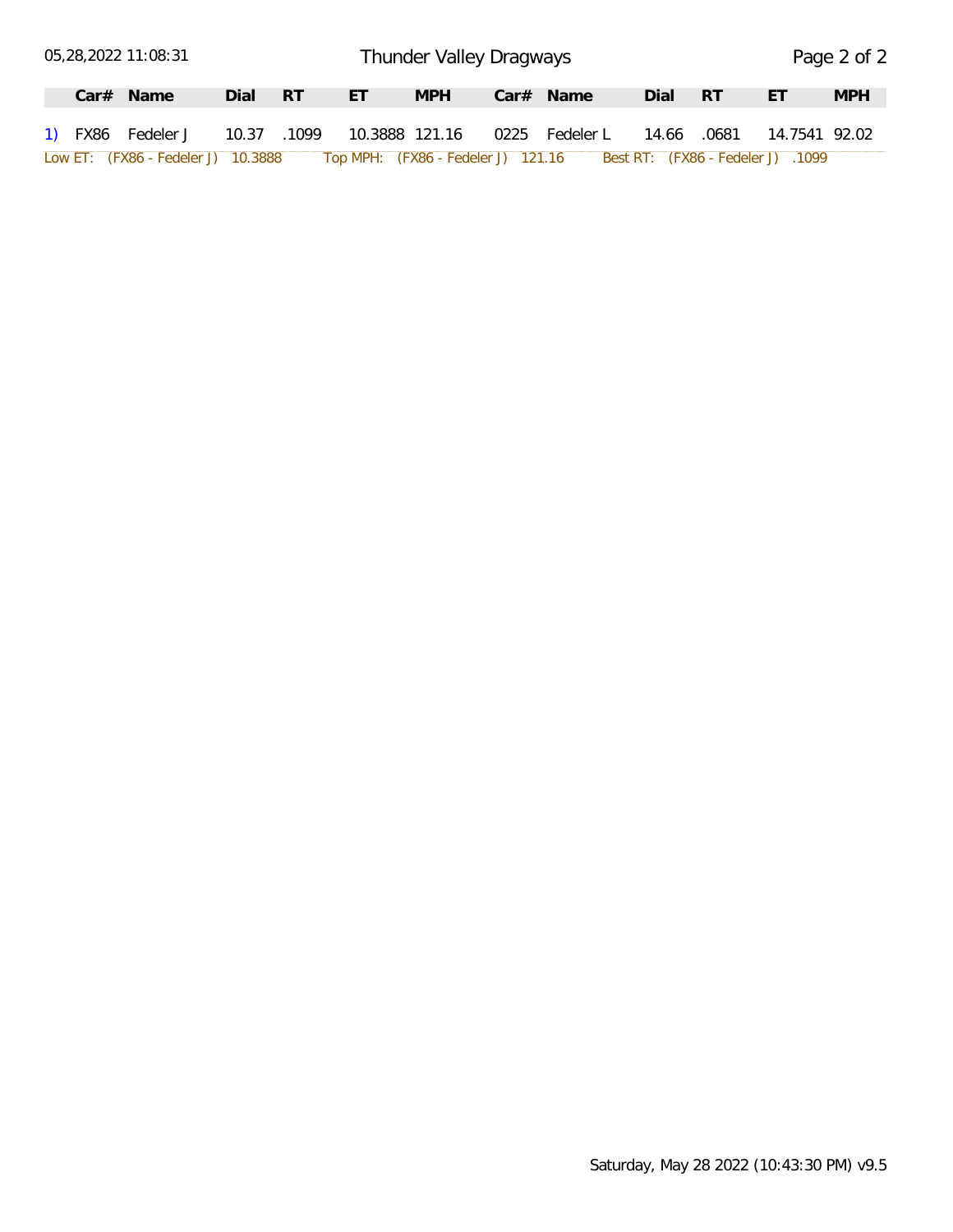05,28,2022 11:08:31

# Thunder Valley Dragways

| | Car# | Name | Dial | RT | ET | MPH | Car# | Name | Dial | RT | ET | MPH |
|---|---|---|---|---|---|---|---|---|---|---|---|---|
| 1) | FX86 | Fedeler J | 10.37 | .1099 | 10.3888 | 121.16 | 0225 | Fedeler L | 14.66 | .0681 | 14.7541 | 92.02 |

Low ET: (FX86 - Fedeler J) 10.3888 Top MPH: (FX86 - Fedeler J) 121.16 Best RT: (FX86 - Fedeler J) .1099

Saturday, May 28 2022 (10:43:30 PM) v9.5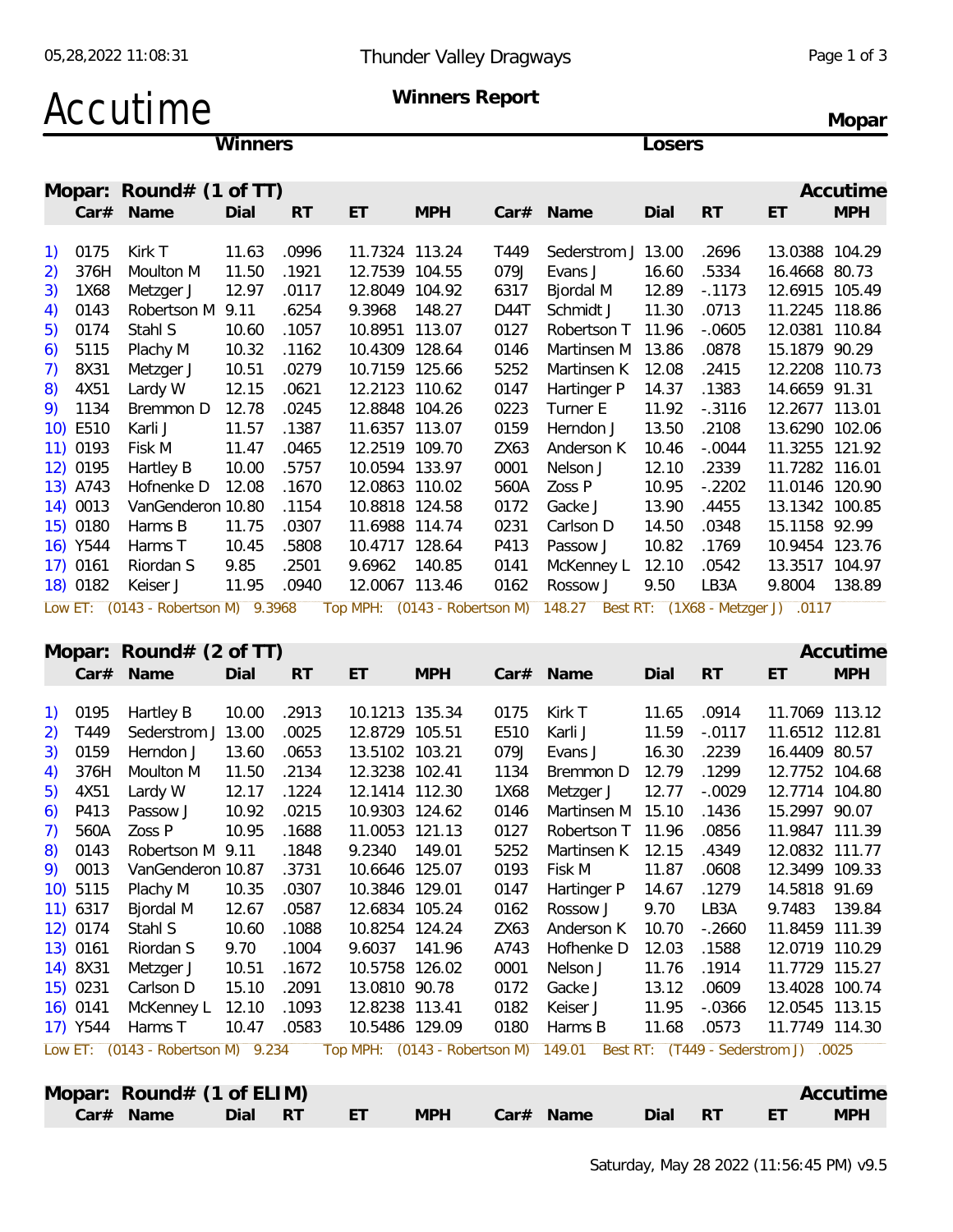# Accutime

## Winners Report

**Thunder Valley Dragways** — **Mopar**

### Mopar: Round# (1 of TT)

| # | Car# | Name | Dial | RT | ET | MPH | Car# | Name | Dial | RT | ET | MPH |
|---|---|---|---|---|---|---|---|---|---|---|---|---|
| 1) | 0175 | Kirk T | 11.63 | .0996 | 11.7324 | 113.24 | T449 | Sederstrom J | 13.00 | .2696 | 13.0388 | 104.29 |
| 2) | 376H | Moulton M | 11.50 | .1921 | 12.7539 | 104.55 | 079J | Evans J | 16.60 | .5334 | 16.4668 | 80.73 |
| 3) | 1X68 | Metzger J | 12.97 | .0117 | 12.8049 | 104.92 | 6317 | Bjordal M | 12.89 | -.1173 | 12.6915 | 105.49 |
| 4) | 0143 | Robertson M | 9.11 | .6254 | 9.3968 | 148.27 | D44T | Schmidt J | 11.30 | .0713 | 11.2245 | 118.86 |
| 5) | 0174 | Stahl S | 10.60 | .1057 | 10.8951 | 113.07 | 0127 | Robertson T | 11.96 | -.0605 | 12.0381 | 110.84 |
| 6) | 5115 | Plachy M | 10.32 | .1162 | 10.4309 | 128.64 | 0146 | Martinsen M | 13.86 | .0878 | 15.1879 | 90.29 |
| 7) | 8X31 | Metzger J | 10.51 | .0279 | 10.7159 | 125.66 | 5252 | Martinsen K | 12.08 | .2415 | 12.2208 | 110.73 |
| 8) | 4X51 | Lardy W | 12.15 | .0621 | 12.2123 | 110.62 | 0147 | Hartinger P | 14.37 | .1383 | 14.6659 | 91.31 |
| 9) | 1134 | Bremmon D | 12.78 | .0245 | 12.8848 | 104.26 | 0223 | Turner E | 11.92 | -.3116 | 12.2677 | 113.01 |
| 10) | E510 | Karli J | 11.57 | .1387 | 11.6357 | 113.07 | 0159 | Herndon J | 13.50 | .2108 | 13.6290 | 102.06 |
| 11) | 0193 | Fisk M | 11.47 | .0465 | 12.2519 | 109.70 | ZX63 | Anderson K | 10.46 | -.0044 | 11.3255 | 121.92 |
| 12) | 0195 | Hartley B | 10.00 | .5757 | 10.0594 | 133.97 | 0001 | Nelson J | 12.10 | .2339 | 11.7282 | 116.01 |
| 13) | A743 | Hofhenke D | 12.08 | .1670 | 12.0863 | 110.02 | 560A | Zoss P | 10.95 | -.2202 | 11.0146 | 120.90 |
| 14) | 0013 | VanGenderon | 10.80 | .1154 | 10.8818 | 124.58 | 0172 | Gacke J | 13.90 | .4455 | 13.1342 | 100.85 |
| 15) | 0180 | Harms B | 11.75 | .0307 | 11.6988 | 114.74 | 0231 | Carlson D | 14.50 | .0348 | 15.1158 | 92.99 |
| 16) | Y544 | Harms T | 10.45 | .5808 | 10.4717 | 128.64 | P413 | Passow J | 10.82 | .1769 | 10.9454 | 123.76 |
| 17) | 0161 | Riordan S | 9.85 | .2501 | 9.6962 | 140.85 | 0141 | McKenney L | 12.10 | .0542 | 13.3517 | 104.97 |
| 18) | 0182 | Keiser J | 11.95 | .0940 | 12.0067 | 113.46 | 0162 | Rossow J | 9.50 | LB3A | 9.8004 | 138.89 |

Low ET: (0143 - Robertson M) 9.3968 Top MPH: (0143 - Robertson M) 148.27 Best RT: (1X68 - Metzger J) .0117

### Mopar: Round# (2 of TT)

| # | Car# | Name | Dial | RT | ET | MPH | Car# | Name | Dial | RT | ET | MPH |
|---|---|---|---|---|---|---|---|---|---|---|---|---|
| 1) | 0195 | Hartley B | 10.00 | .2913 | 10.1213 | 135.34 | 0175 | Kirk T | 11.65 | .0914 | 11.7069 | 113.12 |
| 2) | T449 | Sederstrom J | 13.00 | .0025 | 12.8729 | 105.51 | E510 | Karli J | 11.59 | -.0117 | 11.6512 | 112.81 |
| 3) | 0159 | Herndon J | 13.60 | .0653 | 13.5102 | 103.21 | 079J | Evans J | 16.30 | .2239 | 16.4409 | 80.57 |
| 4) | 376H | Moulton M | 11.50 | .2134 | 12.3238 | 102.41 | 1134 | Bremmon D | 12.79 | .1299 | 12.7752 | 104.68 |
| 5) | 4X51 | Lardy W | 12.17 | .1224 | 12.1414 | 112.30 | 1X68 | Metzger J | 12.77 | -.0029 | 12.7714 | 104.80 |
| 6) | P413 | Passow J | 10.92 | .0215 | 10.9303 | 124.62 | 0146 | Martinsen M | 15.10 | .1436 | 15.2997 | 90.07 |
| 7) | 560A | Zoss P | 10.95 | .1688 | 11.0053 | 121.13 | 0127 | Robertson T | 11.96 | .0856 | 11.9847 | 111.39 |
| 8) | 0143 | Robertson M | 9.11 | .1848 | 9.2340 | 149.01 | 5252 | Martinsen K | 12.15 | .4349 | 12.0832 | 111.77 |
| 9) | 0013 | VanGenderon | 10.87 | .3731 | 10.6646 | 125.07 | 0193 | Fisk M | 11.87 | .0608 | 12.3499 | 109.33 |
| 10) | 5115 | Plachy M | 10.35 | .0307 | 10.3846 | 129.01 | 0147 | Hartinger P | 14.67 | .1279 | 14.5818 | 91.69 |
| 11) | 6317 | Bjordal M | 12.67 | .0587 | 12.6834 | 105.24 | 0162 | Rossow J | 9.70 | LB3A | 9.7483 | 139.84 |
| 12) | 0174 | Stahl S | 10.60 | .1088 | 10.8254 | 124.24 | ZX63 | Anderson K | 10.70 | -.2660 | 11.8459 | 111.39 |
| 13) | 0161 | Riordan S | 9.70 | .1004 | 9.6037 | 141.96 | A743 | Hofhenke D | 12.03 | .1588 | 12.0719 | 110.29 |
| 14) | 8X31 | Metzger J | 10.51 | .1672 | 10.5758 | 126.02 | 0001 | Nelson J | 11.76 | .1914 | 11.7729 | 115.27 |
| 15) | 0231 | Carlson D | 15.10 | .2091 | 13.0810 | 90.78 | 0172 | Gacke J | 13.12 | .0609 | 13.4028 | 100.74 |
| 16) | 0141 | McKenney L | 12.10 | .1093 | 12.8238 | 113.41 | 0182 | Keiser J | 11.95 | -.0366 | 12.0545 | 113.15 |
| 17) | Y544 | Harms T | 10.47 | .0583 | 10.5486 | 129.09 | 0180 | Harms B | 11.68 | .0573 | 11.7749 | 114.30 |

Low ET: (0143 - Robertson M) 9.234 Top MPH: (0143 - Robertson M) 149.01 Best RT: (T449 - Sederstrom J) .0025

### Mopar: Round# (1 of ELIM)

| # | Car# | Name | Dial | RT | ET | MPH | Car# | Name | Dial | RT | ET | MPH |
|---|---|---|---|---|---|---|---|---|---|---|---|---|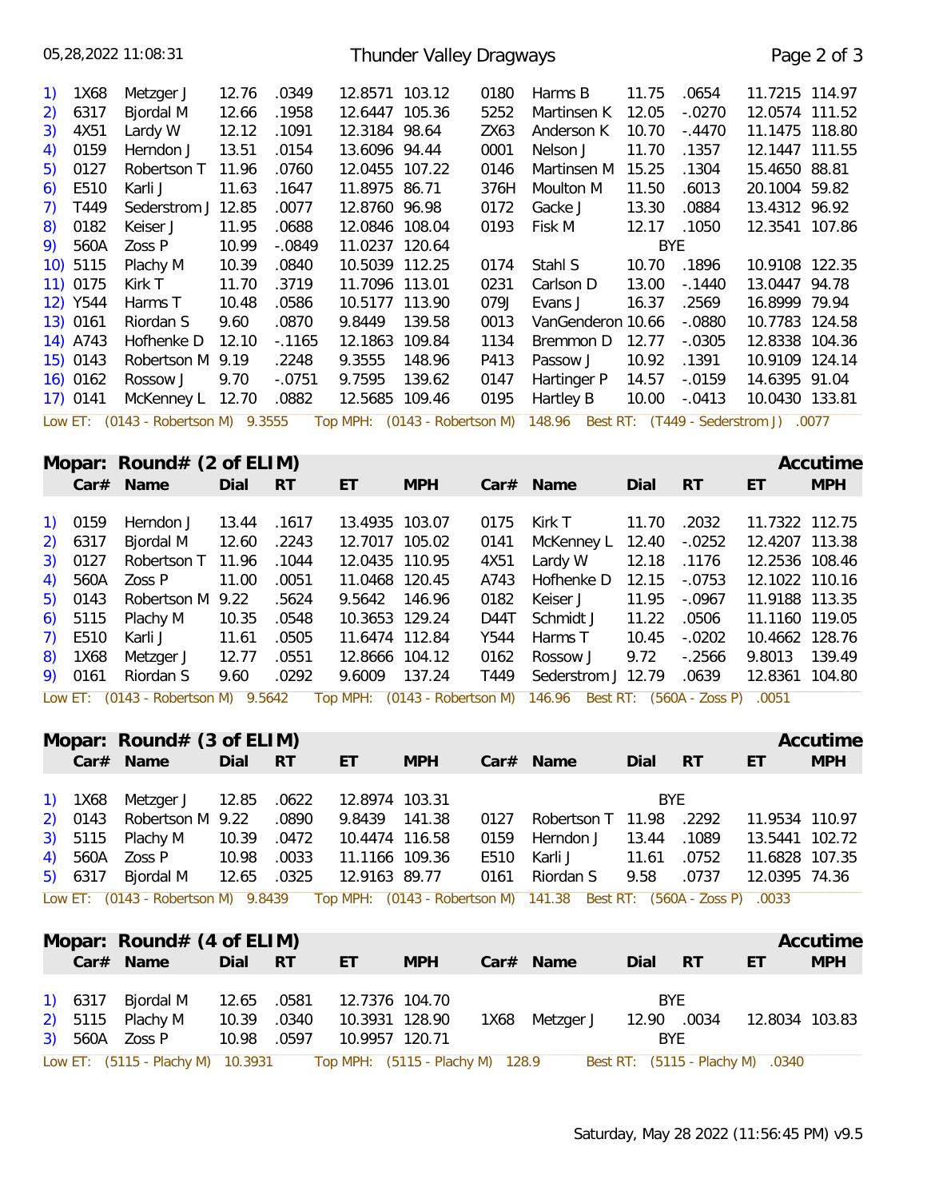| # | Car# | Name | Dial | RT | ET | MPH | Car# | Name | Dial | RT | ET | MPH |
|---|---|---|---|---|---|---|---|---|---|---|---|---|
| 1) | 1X68 | Metzger J | 12.76 | .0349 | 12.8571 | 103.12 | 0180 | Harms B | 11.75 | .0654 | 11.7215 | 114.97 |
| 2) | 6317 | Bjordal M | 12.66 | .1958 | 12.6447 | 105.36 | 5252 | Martinsen K | 12.05 | -.0270 | 12.0574 | 111.52 |
| 3) | 4X51 | Lardy W | 12.12 | .1091 | 12.3184 | 98.64 | ZX63 | Anderson K | 10.70 | -.4470 | 11.1475 | 118.80 |
| 4) | 0159 | Herndon J | 13.51 | .0154 | 13.6096 | 94.44 | 0001 | Nelson J | 11.70 | .1357 | 12.1447 | 111.55 |
| 5) | 0127 | Robertson T | 11.96 | .0760 | 12.0455 | 107.22 | 0146 | Martinsen M | 15.25 | .1304 | 15.4650 | 88.81 |
| 6) | E510 | Karli J | 11.63 | .1647 | 11.8975 | 86.71 | 376H | Moulton M | 11.50 | .6013 | 20.1004 | 59.82 |
| 7) | T449 | Sederstrom J | 12.85 | .0077 | 12.8760 | 96.98 | 0172 | Gacke J | 13.30 | .0884 | 13.4312 | 96.92 |
| 8) | 0182 | Keiser J | 11.95 | .0688 | 12.0846 | 108.04 | 0193 | Fisk M | 12.17 | .1050 | 12.3541 | 107.86 |
| 9) | 560A | Zoss P | 10.99 | -.0849 | 11.0237 | 120.64 | | | BYE | | | |
| 10) | 5115 | Plachy M | 10.39 | .0840 | 10.5039 | 112.25 | 0174 | Stahl S | 10.70 | .1896 | 10.9108 | 122.35 |
| 11) | 0175 | Kirk T | 11.70 | .3719 | 11.7096 | 113.01 | 0231 | Carlson D | 13.00 | -.1440 | 13.0447 | 94.78 |
| 12) | Y544 | Harms T | 10.48 | .0586 | 10.5177 | 113.90 | 079J | Evans J | 16.37 | .2569 | 16.8999 | 79.94 |
| 13) | 0161 | Riordan S | 9.60 | .0870 | 9.8449 | 139.58 | 0013 | VanGenderon | 10.66 | -.0880 | 10.7783 | 124.58 |
| 14) | A743 | Hofhenke D | 12.10 | -.1165 | 12.1863 | 109.84 | 1134 | Bremmon D | 12.77 | -.0305 | 12.8338 | 104.36 |
| 15) | 0143 | Robertson M | 9.19 | .2248 | 9.3555 | 148.96 | P413 | Passow J | 10.92 | .1391 | 10.9109 | 124.14 |
| 16) | 0162 | Rossow J | 9.70 | -.0751 | 9.7595 | 139.62 | 0147 | Hartinger P | 14.57 | -.0159 | 14.6395 | 91.04 |
| 17) | 0141 | McKenney L | 12.70 | .0882 | 12.5685 | 109.46 | 0195 | Hartley B | 10.00 | -.0413 | 10.0430 | 133.81 |

Low ET: (0143 - Robertson M) 9.3555 Top MPH: (0143 - Robertson M) 148.96 Best RT: (T449 - Sederstrom J) .0077

## Mopar: Round# (2 of ELIM) — Accutime

| # | Car# | Name | Dial | RT | ET | MPH | Car# | Name | Dial | RT | ET | MPH |
|---|---|---|---|---|---|---|---|---|---|---|---|---|
| 1) | 0159 | Herndon J | 13.44 | .1617 | 13.4935 | 103.07 | 0175 | Kirk T | 11.70 | .2032 | 11.7322 | 112.75 |
| 2) | 6317 | Bjordal M | 12.60 | .2243 | 12.7017 | 105.02 | 0141 | McKenney L | 12.40 | -.0252 | 12.4207 | 113.38 |
| 3) | 0127 | Robertson T | 11.96 | .1044 | 12.0435 | 110.95 | 4X51 | Lardy W | 12.18 | .1176 | 12.2536 | 108.46 |
| 4) | 560A | Zoss P | 11.00 | .0051 | 11.0468 | 120.45 | A743 | Hofhenke D | 12.15 | -.0753 | 12.1022 | 110.16 |
| 5) | 0143 | Robertson M | 9.22 | .5624 | 9.5642 | 146.96 | 0182 | Keiser J | 11.95 | -.0967 | 11.9188 | 113.35 |
| 6) | 5115 | Plachy M | 10.35 | .0548 | 10.3653 | 129.24 | D44T | Schmidt J | 11.22 | .0506 | 11.1160 | 119.05 |
| 7) | E510 | Karli J | 11.61 | .0505 | 11.6474 | 112.84 | Y544 | Harms T | 10.45 | -.0202 | 10.4662 | 128.76 |
| 8) | 1X68 | Metzger J | 12.77 | .0551 | 12.8666 | 104.12 | 0162 | Rossow J | 9.72 | -.2566 | 9.8013 | 139.49 |
| 9) | 0161 | Riordan S | 9.60 | .0292 | 9.6009 | 137.24 | T449 | Sederstrom J | 12.79 | .0639 | 12.8361 | 104.80 |

Low ET: (0143 - Robertson M) 9.5642 Top MPH: (0143 - Robertson M) 146.96 Best RT: (560A - Zoss P) .0051

## Mopar: Round# (3 of ELIM) — Accutime

| # | Car# | Name | Dial | RT | ET | MPH | Car# | Name | Dial | RT | ET | MPH |
|---|---|---|---|---|---|---|---|---|---|---|---|---|
| 1) | 1X68 | Metzger J | 12.85 | .0622 | 12.8974 | 103.31 | | | BYE | | | |
| 2) | 0143 | Robertson M | 9.22 | .0890 | 9.8439 | 141.38 | 0127 | Robertson T | 11.98 | .2292 | 11.9534 | 110.97 |
| 3) | 5115 | Plachy M | 10.39 | .0472 | 10.4474 | 116.58 | 0159 | Herndon J | 13.44 | .1089 | 13.5441 | 102.72 |
| 4) | 560A | Zoss P | 10.98 | .0033 | 11.1166 | 109.36 | E510 | Karli J | 11.61 | .0752 | 11.6828 | 107.35 |
| 5) | 6317 | Bjordal M | 12.65 | .0325 | 12.9163 | 89.77 | 0161 | Riordan S | 9.58 | .0737 | 12.0395 | 74.36 |

Low ET: (0143 - Robertson M) 9.8439 Top MPH: (0143 - Robertson M) 141.38 Best RT: (560A - Zoss P) .0033

## Mopar: Round# (4 of ELIM) — Accutime

| # | Car# | Name | Dial | RT | ET | MPH | Car# | Name | Dial | RT | ET | MPH |
|---|---|---|---|---|---|---|---|---|---|---|---|---|
| 1) | 6317 | Bjordal M | 12.65 | .0581 | 12.7376 | 104.70 | | | BYE | | | |
| 2) | 5115 | Plachy M | 10.39 | .0340 | 10.3931 | 128.90 | 1X68 | Metzger J | 12.90 | .0034 | 12.8034 | 103.83 |
| 3) | 560A | Zoss P | 10.98 | .0597 | 10.9957 | 120.71 | | | BYE | | | |

Low ET: (5115 - Plachy M) 10.3931 Top MPH: (5115 - Plachy M) 128.9 Best RT: (5115 - Plachy M) .0340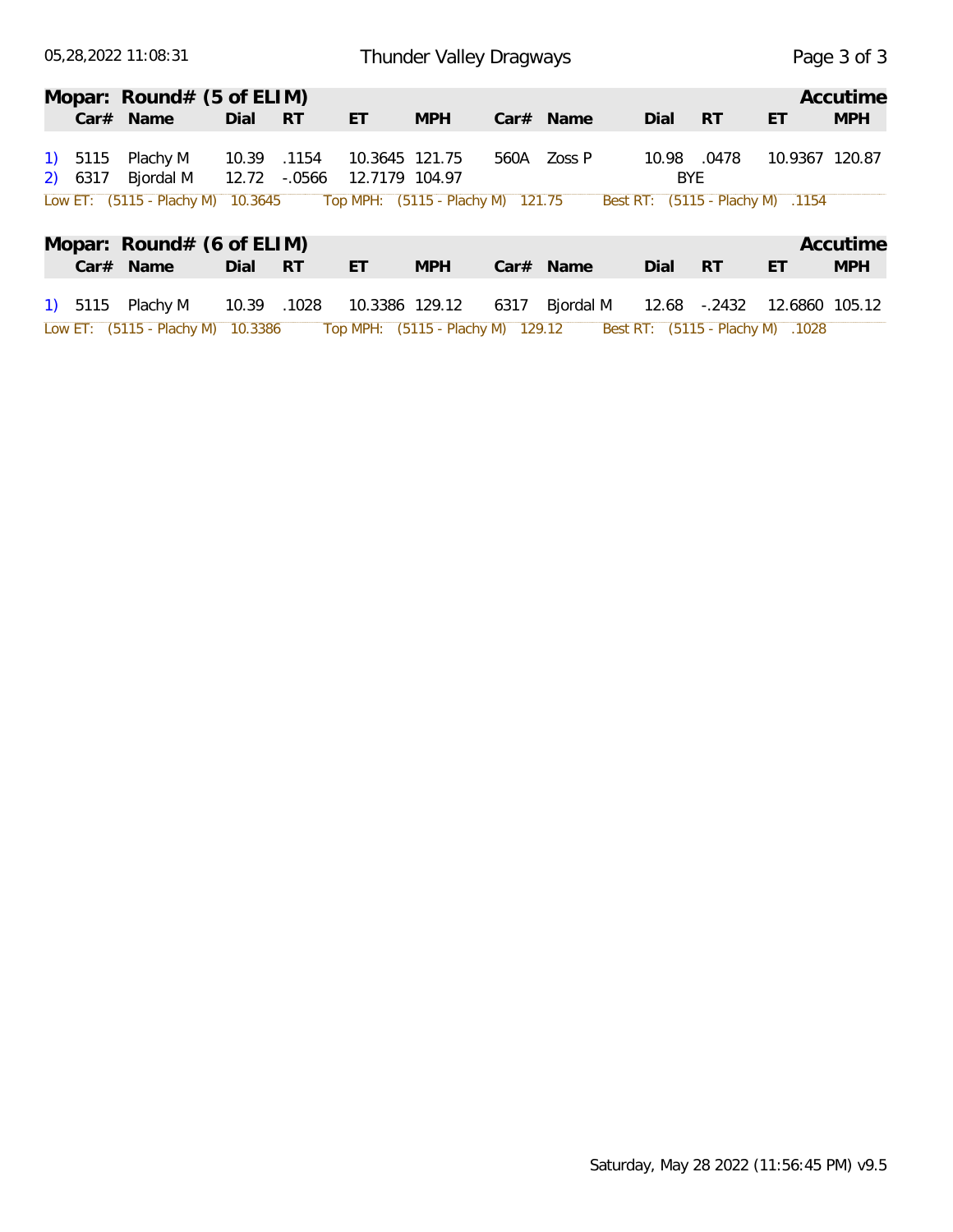## Mopar: Round# (5 of ELIM)

Accutime

| | Car# | Name | Dial | RT | ET | MPH | Car# | Name | Dial | RT | ET | MPH |
|---|---|---|---|---|---|---|---|---|---|---|---|---|
| 1) | 5115 | Plachy M | 10.39 | .1154 | 10.3645 | 121.75 | 560A | Zoss P | 10.98 | .0478 | 10.9367 | 120.87 |
| 2) | 6317 | Bjordal M | 12.72 | -.0566 | 12.7179 | 104.97 | | | BYE | | | |

Low ET: (5115 - Plachy M) 10.3645 Top MPH: (5115 - Plachy M) 121.75 Best RT: (5115 - Plachy M) .1154

## Mopar: Round# (6 of ELIM)

Accutime

| | Car# | Name | Dial | RT | ET | MPH | Car# | Name | Dial | RT | ET | MPH |
|---|---|---|---|---|---|---|---|---|---|---|---|---|
| 1) | 5115 | Plachy M | 10.39 | .1028 | 10.3386 | 129.12 | 6317 | Bjordal M | 12.68 | -.2432 | 12.6860 | 105.12 |

Low ET: (5115 - Plachy M) 10.3386 Top MPH: (5115 - Plachy M) 129.12 Best RT: (5115 - Plachy M) .1028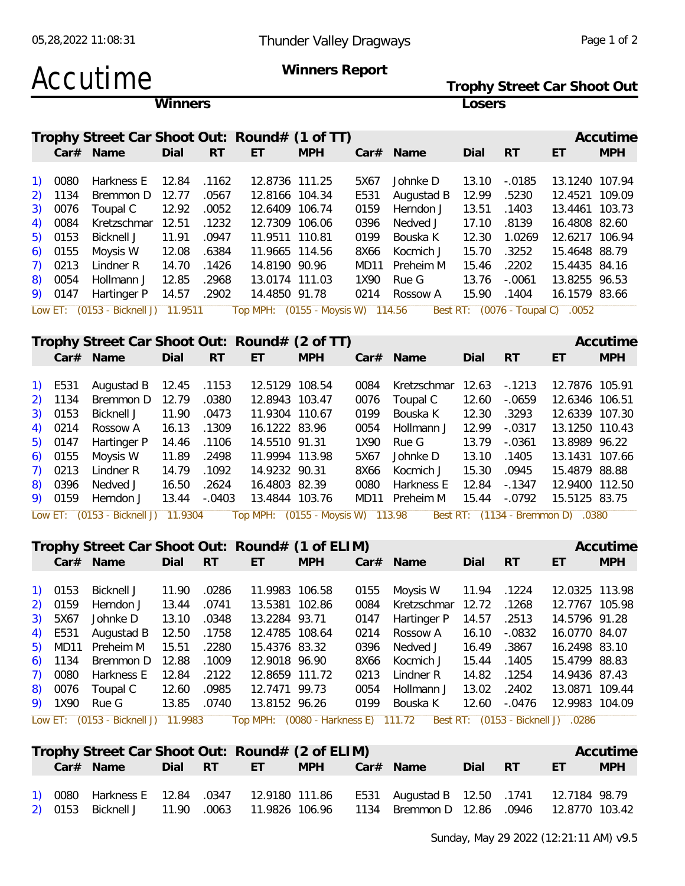# Accutime

**Winners Report**

**Thunder Valley Dragways**

**Trophy Street Car Shoot Out**

**Winners** | **Losers**

## Trophy Street Car Shoot Out: Round# (1 of TT)

| | Car# | Name | Dial | RT | ET | MPH | Car# | Name | Dial | RT | ET | MPH |
|---|---|---|---|---|---|---|---|---|---|---|---|---|
| 1) | 0080 | Harkness E | 12.84 | .1162 | 12.8736 | 111.25 | 5X67 | Johnke D | 13.10 | -.0185 | 13.1240 | 107.94 |
| 2) | 1134 | Bremmon D | 12.77 | .0567 | 12.8166 | 104.34 | E531 | Augustad B | 12.99 | .5230 | 12.4521 | 109.09 |
| 3) | 0076 | Toupal C | 12.92 | .0052 | 12.6409 | 106.74 | 0159 | Herndon J | 13.51 | .1403 | 13.4461 | 103.73 |
| 4) | 0084 | Kretzschmar | 12.51 | .1232 | 12.7309 | 106.06 | 0396 | Nedved J | 17.10 | .8139 | 16.4808 | 82.60 |
| 5) | 0153 | Bicknell J | 11.91 | .0947 | 11.9511 | 110.81 | 0199 | Bouska K | 12.30 | 1.0269 | 12.6217 | 106.94 |
| 6) | 0155 | Moysis W | 12.08 | .6384 | 11.9665 | 114.56 | 8X66 | Kocmich J | 15.70 | .3252 | 15.4648 | 88.79 |
| 7) | 0213 | Lindner R | 14.70 | .1426 | 14.8190 | 90.96 | MD11 | Preheim M | 15.46 | .2202 | 15.4435 | 84.16 |
| 8) | 0054 | Hollmann J | 12.85 | .2968 | 13.0174 | 111.03 | 1X90 | Rue G | 13.76 | -.0061 | 13.8255 | 96.53 |
| 9) | 0147 | Hartinger P | 14.57 | .2902 | 14.4850 | 91.78 | 0214 | Rossow A | 15.90 | .1404 | 16.1579 | 83.66 |

Low ET: (0153 - Bicknell J) 11.9511 Top MPH: (0155 - Moysis W) 114.56 Best RT: (0076 - Toupal C) .0052

## Trophy Street Car Shoot Out: Round# (2 of TT)

| | Car# | Name | Dial | RT | ET | MPH | Car# | Name | Dial | RT | ET | MPH |
|---|---|---|---|---|---|---|---|---|---|---|---|---|
| 1) | E531 | Augustad B | 12.45 | .1153 | 12.5129 | 108.54 | 0084 | Kretzschmar | 12.63 | -.1213 | 12.7876 | 105.91 |
| 2) | 1134 | Bremmon D | 12.79 | .0380 | 12.8943 | 103.47 | 0076 | Toupal C | 12.60 | -.0659 | 12.6346 | 106.51 |
| 3) | 0153 | Bicknell J | 11.90 | .0473 | 11.9304 | 110.67 | 0199 | Bouska K | 12.30 | .3293 | 12.6339 | 107.30 |
| 4) | 0214 | Rossow A | 16.13 | .1309 | 16.1222 | 83.96 | 0054 | Hollmann J | 12.99 | -.0317 | 13.1250 | 110.43 |
| 5) | 0147 | Hartinger P | 14.46 | .1106 | 14.5510 | 91.31 | 1X90 | Rue G | 13.79 | -.0361 | 13.8989 | 96.22 |
| 6) | 0155 | Moysis W | 11.89 | .2498 | 11.9994 | 113.98 | 5X67 | Johnke D | 13.10 | .1405 | 13.1431 | 107.66 |
| 7) | 0213 | Lindner R | 14.79 | .1092 | 14.9232 | 90.31 | 8X66 | Kocmich J | 15.30 | .0945 | 15.4879 | 88.88 |
| 8) | 0396 | Nedved J | 16.50 | .2624 | 16.4803 | 82.39 | 0080 | Harkness E | 12.84 | -.1347 | 12.9400 | 112.50 |
| 9) | 0159 | Herndon J | 13.44 | -.0403 | 13.4844 | 103.76 | MD11 | Preheim M | 15.44 | -.0792 | 15.5125 | 83.75 |

Low ET: (0153 - Bicknell J) 11.9304 Top MPH: (0155 - Moysis W) 113.98 Best RT: (1134 - Bremmon D) .0380

## Trophy Street Car Shoot Out: Round# (1 of ELIM)

| | Car# | Name | Dial | RT | ET | MPH | Car# | Name | Dial | RT | ET | MPH |
|---|---|---|---|---|---|---|---|---|---|---|---|---|
| 1) | 0153 | Bicknell J | 11.90 | .0286 | 11.9983 | 106.58 | 0155 | Moysis W | 11.94 | .1224 | 12.0325 | 113.98 |
| 2) | 0159 | Herndon J | 13.44 | .0741 | 13.5381 | 102.86 | 0084 | Kretzschmar | 12.72 | .1268 | 12.7767 | 105.98 |
| 3) | 5X67 | Johnke D | 13.10 | .0348 | 13.2284 | 93.71 | 0147 | Hartinger P | 14.57 | .2513 | 14.5796 | 91.28 |
| 4) | E531 | Augustad B | 12.50 | .1758 | 12.4785 | 108.64 | 0214 | Rossow A | 16.10 | -.0832 | 16.0770 | 84.07 |
| 5) | MD11 | Preheim M | 15.51 | .2280 | 15.4376 | 83.32 | 0396 | Nedved J | 16.49 | .3867 | 16.2498 | 83.10 |
| 6) | 1134 | Bremmon D | 12.88 | .1009 | 12.9018 | 96.90 | 8X66 | Kocmich J | 15.44 | .1405 | 15.4799 | 88.83 |
| 7) | 0080 | Harkness E | 12.84 | .2122 | 12.8659 | 111.72 | 0213 | Lindner R | 14.82 | .1254 | 14.9436 | 87.43 |
| 8) | 0076 | Toupal C | 12.60 | .0985 | 12.7471 | 99.73 | 0054 | Hollmann J | 13.02 | .2402 | 13.0871 | 109.44 |
| 9) | 1X90 | Rue G | 13.85 | .0740 | 13.8152 | 96.26 | 0199 | Bouska K | 12.60 | -.0476 | 12.9983 | 104.09 |

Low ET: (0153 - Bicknell J) 11.9983 Top MPH: (0080 - Harkness E) 111.72 Best RT: (0153 - Bicknell J) .0286

## Trophy Street Car Shoot Out: Round# (2 of ELIM)

| | Car# | Name | Dial | RT | ET | MPH | Car# | Name | Dial | RT | ET | MPH |
|---|---|---|---|---|---|---|---|---|---|---|---|---|
| 1) | 0080 | Harkness E | 12.84 | .0347 | 12.9180 | 111.86 | E531 | Augustad B | 12.50 | .1741 | 12.7184 | 98.79 |
| 2) | 0153 | Bicknell J | 11.90 | .0063 | 11.9826 | 106.96 | 1134 | Bremmon D | 12.86 | .0946 | 12.8770 | 103.42 |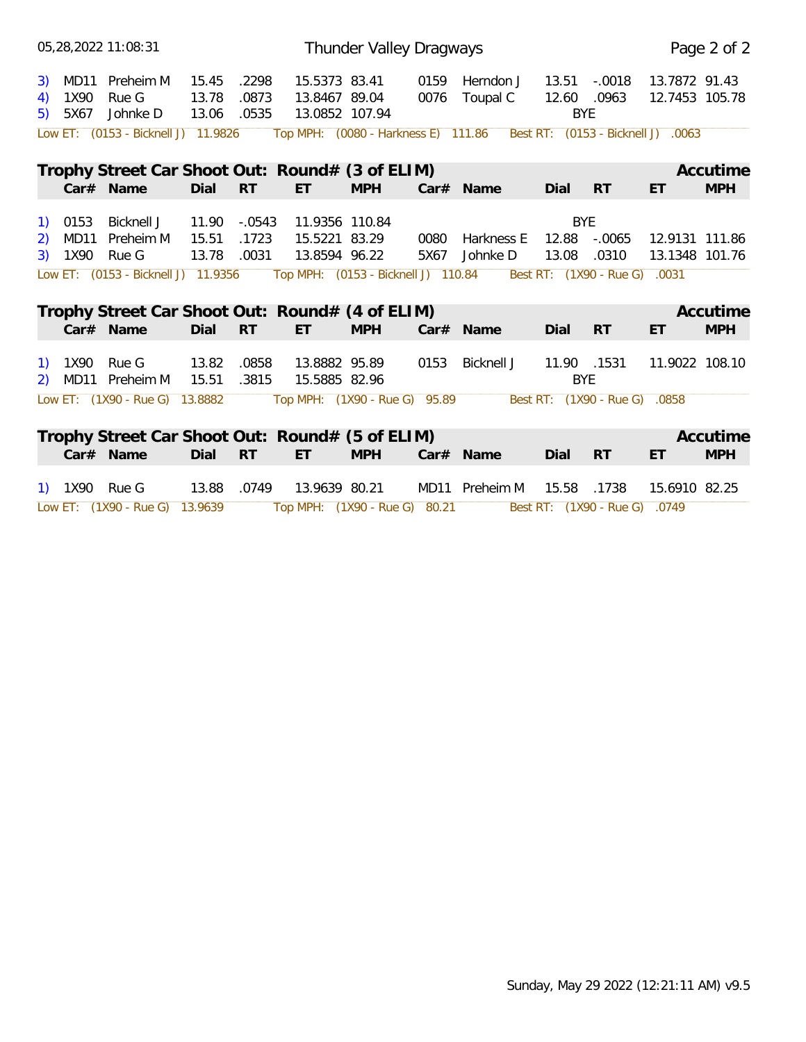| | Car# | Name | Dial | RT | ET | MPH | Car# | Name | Dial | RT | ET | MPH |
|---|---|---|---|---|---|---|---|---|---|---|---|---|
| 3) | MD11 | Preheim M | 15.45 | .2298 | 15.5373 | 83.41 | 0159 | Herndon J | 13.51 | -.0018 | 13.7872 | 91.43 |
| 4) | 1X90 | Rue G | 13.78 | .0873 | 13.8467 | 89.04 | 0076 | Toupal C | 12.60 | .0963 | 12.7453 | 105.78 |
| 5) | 5X67 | Johnke D | 13.06 | .0535 | 13.0852 | 107.94 | | | | BYE | | |

Low ET: (0153 - Bicknell J) 11.9826 Top MPH: (0080 - Harkness E) 111.86 Best RT: (0153 - Bicknell J) .0063

## Trophy Street Car Shoot Out: Round# (3 of ELIM) — Accutime

| | Car# | Name | Dial | RT | ET | MPH | Car# | Name | Dial | RT | ET | MPH |
|---|---|---|---|---|---|---|---|---|---|---|---|---|
| 1) | 0153 | Bicknell J | 11.90 | -.0543 | 11.9356 | 110.84 | | | | BYE | | |
| 2) | MD11 | Preheim M | 15.51 | .1723 | 15.5221 | 83.29 | 0080 | Harkness E | 12.88 | -.0065 | 12.9131 | 111.86 |
| 3) | 1X90 | Rue G | 13.78 | .0031 | 13.8594 | 96.22 | 5X67 | Johnke D | 13.08 | .0310 | 13.1348 | 101.76 |

Low ET: (0153 - Bicknell J) 11.9356 Top MPH: (0153 - Bicknell J) 110.84 Best RT: (1X90 - Rue G) .0031

## Trophy Street Car Shoot Out: Round# (4 of ELIM) — Accutime

| | Car# | Name | Dial | RT | ET | MPH | Car# | Name | Dial | RT | ET | MPH |
|---|---|---|---|---|---|---|---|---|---|---|---|---|
| 1) | 1X90 | Rue G | 13.82 | .0858 | 13.8882 | 95.89 | 0153 | Bicknell J | 11.90 | .1531 | 11.9022 | 108.10 |
| 2) | MD11 | Preheim M | 15.51 | .3815 | 15.5885 | 82.96 | | | | BYE | | |

Low ET: (1X90 - Rue G) 13.8882 Top MPH: (1X90 - Rue G) 95.89 Best RT: (1X90 - Rue G) .0858

## Trophy Street Car Shoot Out: Round# (5 of ELIM) — Accutime

| | Car# | Name | Dial | RT | ET | MPH | Car# | Name | Dial | RT | ET | MPH |
|---|---|---|---|---|---|---|---|---|---|---|---|---|
| 1) | 1X90 | Rue G | 13.88 | .0749 | 13.9639 | 80.21 | MD11 | Preheim M | 15.58 | .1738 | 15.6910 | 82.25 |

Low ET: (1X90 - Rue G) 13.9639 Top MPH: (1X90 - Rue G) 80.21 Best RT: (1X90 - Rue G) .0749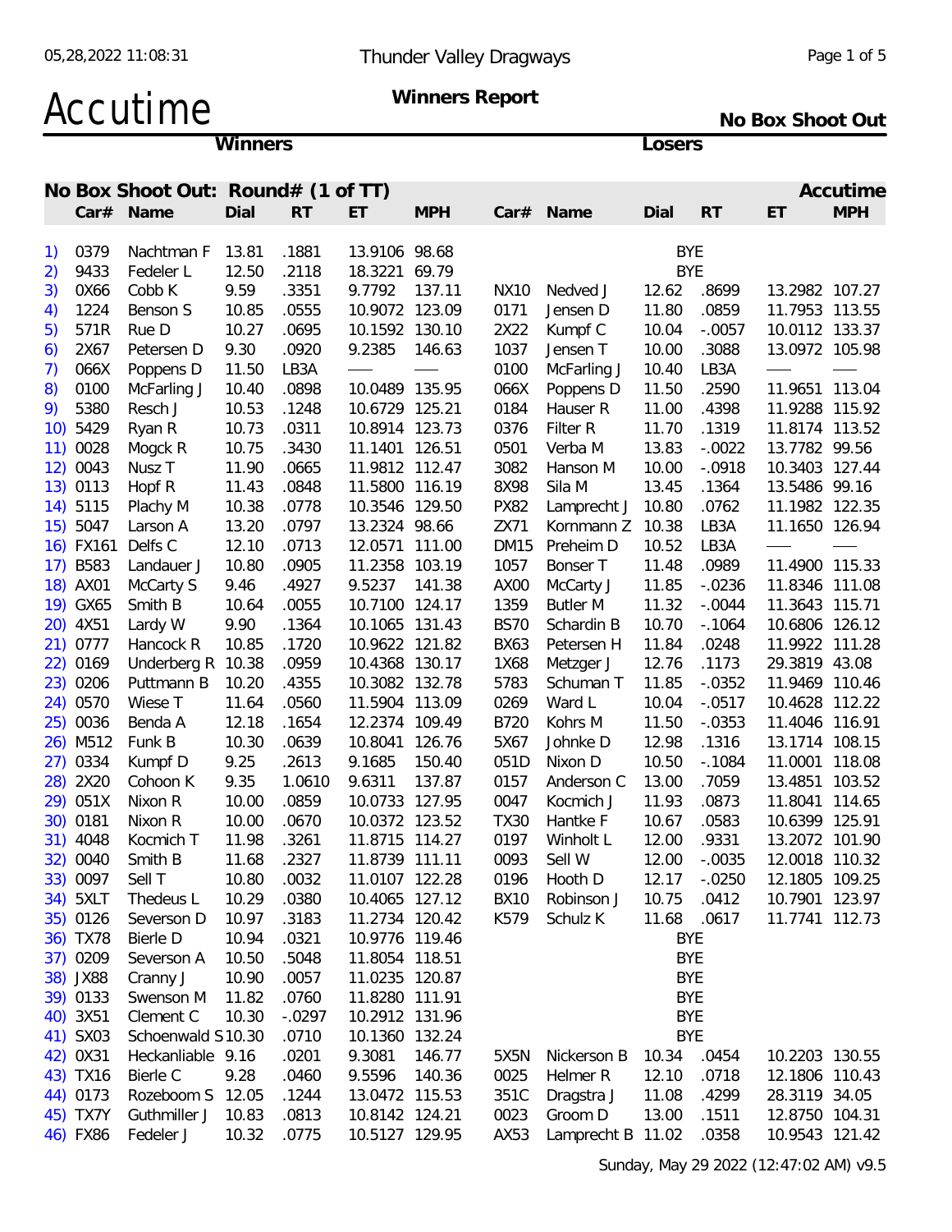# Accutime

**Thunder Valley Dragways**

**Winners Report**

**No Box Shoot Out**

## No Box Shoot Out: Round# (1 of TT)

| | Winners | | | | | | Losers | | | | | |
|---|---|---|---|---|---|---|---|---|---|---|---|---|
| | Car# | Name | Dial | RT | ET | MPH | Car# | Name | Dial | RT | ET | MPH |
| 1) | 0379 | Nachtman F | 13.81 | .1881 | 13.9106 | 98.68 | | | BYE | | | |
| 2) | 9433 | Fedeler L | 12.50 | .2118 | 18.3221 | 69.79 | | | BYE | | | |
| 3) | 0X66 | Cobb K | 9.59 | .3351 | 9.7792 | 137.11 | NX10 | Nedved J | 12.62 | .8699 | 13.2982 | 107.27 |
| 4) | 1224 | Benson S | 10.85 | .0555 | 10.9072 | 123.09 | 0171 | Jensen D | 11.80 | .0859 | 11.7953 | 113.55 |
| 5) | 571R | Rue D | 10.27 | .0695 | 10.1592 | 130.10 | 2X22 | Kumpf C | 10.04 | -.0057 | 10.0112 | 133.37 |
| 6) | 2X67 | Petersen D | 9.30 | .0920 | 9.2385 | 146.63 | 1037 | Jensen T | 10.00 | .3088 | 13.0972 | 105.98 |
| 7) | 066X | Poppens D | 11.50 | LB3A | — | — | 0100 | McFarling J | 10.40 | LB3A | — | — |
| 8) | 0100 | McFarling J | 10.40 | .0898 | 10.0489 | 135.95 | 066X | Poppens D | 11.50 | .2590 | 11.9651 | 113.04 |
| 9) | 5380 | Resch J | 10.53 | .1248 | 10.6729 | 125.21 | 0184 | Hauser R | 11.00 | .4398 | 11.9288 | 115.92 |
| 10) | 5429 | Ryan R | 10.73 | .0311 | 10.8914 | 123.73 | 0376 | Filter R | 11.70 | .1319 | 11.8174 | 113.52 |
| 11) | 0028 | Mogck R | 10.75 | .3430 | 11.1401 | 126.51 | 0501 | Verba M | 13.83 | -.0022 | 13.7782 | 99.56 |
| 12) | 0043 | Nusz T | 11.90 | .0665 | 11.9812 | 112.47 | 3082 | Hanson M | 10.00 | -.0918 | 10.3403 | 127.44 |
| 13) | 0113 | Hopf R | 11.43 | .0848 | 11.5800 | 116.19 | 8X98 | Sila M | 13.45 | .1364 | 13.5486 | 99.16 |
| 14) | 5115 | Plachy M | 10.38 | .0778 | 10.3546 | 129.50 | PX82 | Lamprecht J | 10.80 | .0762 | 11.1982 | 122.35 |
| 15) | 5047 | Larson A | 13.20 | .0797 | 13.2324 | 98.66 | ZX71 | Kornmann Z | 10.38 | LB3A | 11.1650 | 126.94 |
| 16) | FX161 | Delfs C | 12.10 | .0713 | 12.0571 | 111.00 | DM15 | Preheim D | 10.52 | LB3A | — | — |
| 17) | B583 | Landauer J | 10.80 | .0905 | 11.2358 | 103.19 | 1057 | Bonser T | 11.48 | .0989 | 11.4900 | 115.33 |
| 18) | AX01 | McCarty S | 9.46 | .4927 | 9.5237 | 141.38 | AX00 | McCarty J | 11.85 | -.0236 | 11.8346 | 111.08 |
| 19) | GX65 | Smith B | 10.64 | .0055 | 10.7100 | 124.17 | 1359 | Butler M | 11.32 | -.0044 | 11.3643 | 115.71 |
| 20) | 4X51 | Lardy W | 9.90 | .1364 | 10.1065 | 131.43 | BS70 | Schardin B | 10.70 | -.1064 | 10.6806 | 126.12 |
| 21) | 0777 | Hancock R | 10.85 | .1720 | 10.9622 | 121.82 | BX63 | Petersen H | 11.84 | .0248 | 11.9922 | 111.28 |
| 22) | 0169 | Underberg R | 10.38 | .0959 | 10.4368 | 130.17 | 1X68 | Metzger J | 12.76 | .1173 | 29.3819 | 43.08 |
| 23) | 0206 | Puttmann B | 10.20 | .4355 | 10.3082 | 132.78 | 5783 | Schuman T | 11.85 | -.0352 | 11.9469 | 110.46 |
| 24) | 0570 | Wiese T | 11.64 | .0560 | 11.5904 | 113.09 | 0269 | Ward L | 10.04 | -.0517 | 10.4628 | 112.22 |
| 25) | 0036 | Benda A | 12.18 | .1654 | 12.2374 | 109.49 | B720 | Kohrs M | 11.50 | -.0353 | 11.4046 | 116.91 |
| 26) | M512 | Funk B | 10.30 | .0639 | 10.8041 | 126.76 | 5X67 | Johnke D | 12.98 | .1316 | 13.1714 | 108.15 |
| 27) | 0334 | Kumpf D | 9.25 | .2613 | 9.1685 | 150.40 | 051D | Nixon D | 10.50 | -.1084 | 11.0001 | 118.08 |
| 28) | 2X20 | Cohoon K | 9.35 | 1.0610 | 9.6311 | 137.87 | 0157 | Anderson C | 13.00 | .7059 | 13.4851 | 103.52 |
| 29) | 051X | Nixon R | 10.00 | .0859 | 10.0733 | 127.95 | 0047 | Kocmich J | 11.93 | .0873 | 11.8041 | 114.65 |
| 30) | 0181 | Nixon R | 10.00 | .0670 | 10.0372 | 123.52 | TX30 | Hantke F | 10.67 | .0583 | 10.6399 | 125.91 |
| 31) | 4048 | Kocmich T | 11.98 | .3261 | 11.8715 | 114.27 | 0197 | Winholt L | 12.00 | .9331 | 13.2072 | 101.90 |
| 32) | 0040 | Smith B | 11.68 | .2327 | 11.8739 | 111.11 | 0093 | Sell W | 12.00 | -.0035 | 12.0018 | 110.32 |
| 33) | 0097 | Sell T | 10.80 | .0032 | 11.0107 | 122.28 | 0196 | Hooth D | 12.17 | -.0250 | 12.1805 | 109.25 |
| 34) | 5XLT | Thedeus L | 10.29 | .0380 | 10.4065 | 127.12 | BX10 | Robinson J | 10.75 | .0412 | 10.7901 | 123.97 |
| 35) | 0126 | Severson D | 10.97 | .3183 | 11.2734 | 120.42 | K579 | Schulz K | 11.68 | .0617 | 11.7741 | 112.73 |
| 36) | TX78 | Bierle D | 10.94 | .0321 | 10.9776 | 119.46 | | | BYE | | | |
| 37) | 0209 | Severson A | 10.50 | .5048 | 11.8054 | 118.51 | | | BYE | | | |
| 38) | JX88 | Cranny J | 10.90 | .0057 | 11.0235 | 120.87 | | | BYE | | | |
| 39) | 0133 | Swenson M | 11.82 | .0760 | 11.8280 | 111.91 | | | BYE | | | |
| 40) | 3X51 | Clement C | 10.30 | -.0297 | 10.2912 | 131.96 | | | BYE | | | |
| 41) | SX03 | Schoenwald S | 10.30 | .0710 | 10.1360 | 132.24 | | | BYE | | | |
| 42) | 0X31 | Heckanliable | 9.16 | .0201 | 9.3081 | 146.77 | 5X5N | Nickerson B | 10.34 | .0454 | 10.2203 | 130.55 |
| 43) | TX16 | Bierle C | 9.28 | .0460 | 9.5596 | 140.36 | 0025 | Helmer R | 12.10 | .0718 | 12.1806 | 110.43 |
| 44) | 0173 | Rozeboom S | 12.05 | .1244 | 13.0472 | 115.53 | 351C | Dragstra J | 11.08 | .4299 | 28.3119 | 34.05 |
| 45) | TX7Y | Guthmiller J | 10.83 | .0813 | 10.8142 | 124.21 | 0023 | Groom D | 13.00 | .1511 | 12.8750 | 104.31 |
| 46) | FX86 | Fedeler J | 10.32 | .0775 | 10.5127 | 129.95 | AX53 | Lamprecht B | 11.02 | .0358 | 10.9543 | 121.42 |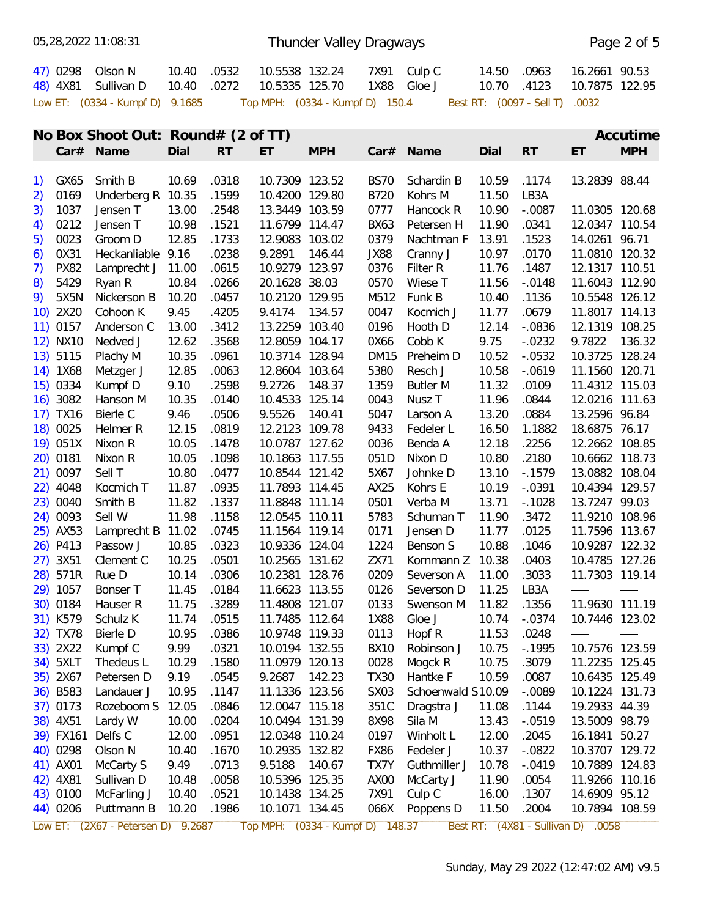Thunder Valley Dragways

| | Car# | Name | Dial | RT | ET | MPH | Car# | Name | Dial | RT | ET | MPH |
|---|---|---|---|---|---|---|---|---|---|---|---|---|
| 47) | 0298 | Olson N | 10.40 | .0532 | 10.5538 | 132.24 | 7X91 | Culp C | 14.50 | .0963 | 16.2661 | 90.53 |
| 48) | 4X81 | Sullivan D | 10.40 | .0272 | 10.5335 | 125.70 | 1X88 | Gloe J | 10.70 | .4123 | 10.7875 | 122.95 |

Low ET: (0334 - Kumpf D) 9.1685 Top MPH: (0334 - Kumpf D) 150.4 Best RT: (0097 - Sell T) .0032

## No Box Shoot Out: Round# (2 of TT) Accutime

| | Car# | Name | Dial | RT | ET | MPH | Car# | Name | Dial | RT | ET | MPH |
|---|---|---|---|---|---|---|---|---|---|---|---|---|
| 1) | GX65 | Smith B | 10.69 | .0318 | 10.7309 | 123.52 | BS70 | Schardin B | 10.59 | .1174 | 13.2839 | 88.44 |
| 2) | 0169 | Underberg R | 10.35 | .1599 | 10.4200 | 129.80 | B720 | Kohrs M | 11.50 | LB3A | — | — |
| 3) | 1037 | Jensen T | 13.00 | .2548 | 13.3449 | 103.59 | 0777 | Hancock R | 10.90 | -.0087 | 11.0305 | 120.68 |
| 4) | 0212 | Jensen T | 10.98 | .1521 | 11.6799 | 114.47 | BX63 | Petersen H | 11.90 | .0341 | 12.0347 | 110.54 |
| 5) | 0023 | Groom D | 12.85 | .1733 | 12.9083 | 103.02 | 0379 | Nachtman F | 13.91 | .1523 | 14.0261 | 96.71 |
| 6) | 0X31 | Heckanliable | 9.16 | .0238 | 9.2891 | 146.44 | JX88 | Cranny J | 10.97 | .0170 | 11.0810 | 120.32 |
| 7) | PX82 | Lamprecht J | 11.00 | .0615 | 10.9279 | 123.97 | 0376 | Filter R | 11.76 | .1487 | 12.1317 | 110.51 |
| 8) | 5429 | Ryan R | 10.84 | .0266 | 20.1628 | 38.03 | 0570 | Wiese T | 11.56 | -.0148 | 11.6043 | 112.90 |
| 9) | 5X5N | Nickerson B | 10.20 | .0457 | 10.2120 | 129.95 | M512 | Funk B | 10.40 | .1136 | 10.5548 | 126.12 |
| 10) | 2X20 | Cohoon K | 9.45 | .4205 | 9.4174 | 134.57 | 0047 | Kocmich J | 11.77 | .0679 | 11.8017 | 114.13 |
| 11) | 0157 | Anderson C | 13.00 | .3412 | 13.2259 | 103.40 | 0196 | Hooth D | 12.14 | -.0836 | 12.1319 | 108.25 |
| 12) | NX10 | Nedved J | 12.62 | .3568 | 12.8059 | 104.17 | 0X66 | Cobb K | 9.75 | -.0232 | 9.7822 | 136.32 |
| 13) | 5115 | Plachy M | 10.35 | .0961 | 10.3714 | 128.94 | DM15 | Preheim D | 10.52 | -.0532 | 10.3725 | 128.24 |
| 14) | 1X68 | Metzger J | 12.85 | .0063 | 12.8604 | 103.64 | 5380 | Resch J | 10.58 | -.0619 | 11.1560 | 120.71 |
| 15) | 0334 | Kumpf D | 9.10 | .2598 | 9.2726 | 148.37 | 1359 | Butler M | 11.32 | .0109 | 11.4312 | 115.03 |
| 16) | 3082 | Hanson M | 10.35 | .0140 | 10.4533 | 125.14 | 0043 | Nusz T | 11.96 | .0844 | 12.0216 | 111.63 |
| 17) | TX16 | Bierle C | 9.46 | .0506 | 9.5526 | 140.41 | 5047 | Larson A | 13.20 | .0884 | 13.2596 | 96.84 |
| 18) | 0025 | Helmer R | 12.15 | .0819 | 12.2123 | 109.78 | 9433 | Federer L | 16.50 | 1.1882 | 18.6875 | 76.17 |
| 19) | 051X | Nixon R | 10.05 | .1478 | 10.0787 | 127.62 | 0036 | Benda A | 12.18 | .2256 | 12.2662 | 108.85 |
| 20) | 0181 | Nixon R | 10.05 | .1098 | 10.1863 | 117.55 | 051D | Nixon D | 10.80 | .2180 | 10.6662 | 118.73 |
| 21) | 0097 | Sell T | 10.80 | .0477 | 10.8544 | 121.42 | 5X67 | Johnke D | 13.10 | -.1579 | 13.0882 | 108.04 |
| 22) | 4048 | Kocmich T | 11.87 | .0935 | 11.7893 | 114.45 | AX25 | Kohrs E | 10.19 | -.0391 | 10.4394 | 129.57 |
| 23) | 0040 | Smith B | 11.82 | .1337 | 11.8848 | 111.14 | 0501 | Verba M | 13.71 | -.1028 | 13.7247 | 99.03 |
| 24) | 0093 | Sell W | 11.98 | .1158 | 12.0455 | 110.11 | 5783 | Schuman T | 11.90 | .3472 | 11.9210 | 108.96 |
| 25) | AX53 | Lamprecht B | 11.02 | .0745 | 11.1564 | 119.14 | 0171 | Jensen D | 11.77 | .0125 | 11.7596 | 113.67 |
| 26) | P413 | Passow J | 10.85 | .0323 | 10.9336 | 124.04 | 1224 | Benson S | 10.88 | .1046 | 10.9287 | 122.32 |
| 27) | 3X51 | Clement C | 10.25 | .0501 | 10.2565 | 131.62 | ZX71 | Kornmann Z | 10.38 | .0403 | 10.4785 | 127.26 |
| 28) | 571R | Rue D | 10.14 | .0306 | 10.2381 | 128.76 | 0209 | Severson A | 11.00 | .3033 | 11.7303 | 119.14 |
| 29) | 1057 | Bonser T | 11.45 | .0184 | 11.6623 | 113.55 | 0126 | Severson D | 11.25 | LB3A | — | — |
| 30) | 0184 | Hauser R | 11.75 | .3289 | 11.4808 | 121.07 | 0133 | Swenson M | 11.82 | .1356 | 11.9630 | 111.19 |
| 31) | K579 | Schulz K | 11.74 | .0515 | 11.7485 | 112.64 | 1X88 | Gloe J | 10.74 | -.0374 | 10.7446 | 123.02 |
| 32) | TX78 | Bierle D | 10.95 | .0386 | 10.9748 | 119.33 | 0113 | Hopf R | 11.53 | .0248 | — | — |
| 33) | 2X22 | Kumpf C | 9.99 | .0321 | 10.0194 | 132.55 | BX10 | Robinson J | 10.75 | -.1995 | 10.7576 | 123.59 |
| 34) | 5XLT | Thedeus L | 10.29 | .1580 | 11.0979 | 120.13 | 0028 | Mogck R | 10.75 | .3079 | 11.2235 | 125.45 |
| 35) | 2X67 | Petersen D | 9.19 | .0545 | 9.2687 | 142.23 | TX30 | Hantke F | 10.59 | .0087 | 10.6435 | 125.49 |
| 36) | B583 | Landauer J | 10.95 | .1147 | 11.1336 | 123.56 | SX03 | Schoenwald S | 10.09 | -.0089 | 10.1224 | 131.73 |
| 37) | 0173 | Rozeboom S | 12.05 | .0846 | 12.0047 | 115.18 | 351C | Dragstra J | 11.08 | .1144 | 19.2933 | 44.39 |
| 38) | 4X51 | Lardy W | 10.00 | .0204 | 10.0494 | 131.39 | 8X98 | Sila M | 13.43 | -.0519 | 13.5009 | 98.79 |
| 39) | FX161 | Delfs C | 12.00 | .0951 | 12.0348 | 110.24 | 0197 | Winholt L | 12.00 | .2045 | 16.1841 | 50.27 |
| 40) | 0298 | Olson N | 10.40 | .1670 | 10.2935 | 132.82 | FX86 | Federer J | 10.37 | -.0822 | 10.3707 | 129.72 |
| 41) | AX01 | McCarty S | 9.49 | .0713 | 9.5188 | 140.67 | TX7Y | Guthmiller J | 10.78 | -.0419 | 10.7889 | 124.83 |
| 42) | 4X81 | Sullivan D | 10.48 | .0058 | 10.5396 | 125.35 | AX00 | McCarty J | 11.90 | .0054 | 11.9266 | 110.16 |
| 43) | 0100 | McFarling J | 10.40 | .0521 | 10.1438 | 134.25 | 7X91 | Culp C | 16.00 | .1307 | 14.6909 | 95.12 |
| 44) | 0206 | Puttmann B | 10.20 | .1986 | 10.1071 | 134.45 | 066X | Poppens D | 11.50 | .2004 | 10.7894 | 108.59 |

Low ET: (2X67 - Petersen D) 9.2687 Top MPH: (0334 - Kumpf D) 148.37 Best RT: (4X81 - Sullivan D) .0058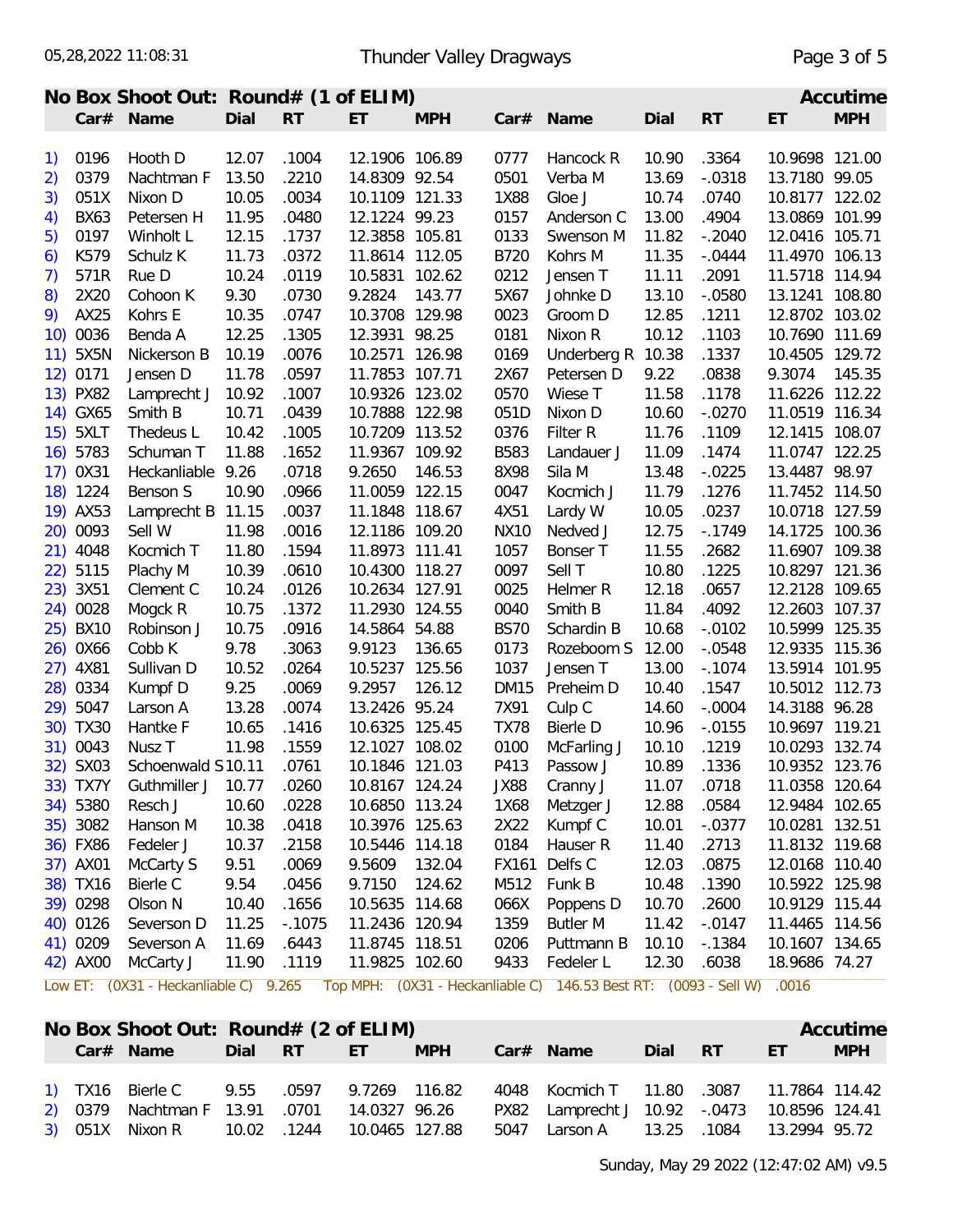## No Box Shoot Out: Round# (1 of ELIM)

**Accutime**

| | Car# | Name | Dial | RT | ET | MPH | Car# | Name | Dial | RT | ET | MPH |
|---|---|---|---|---|---|---|---|---|---|---|---|---|
| 1) | 0196 | Hooth D | 12.07 | .1004 | 12.1906 | 106.89 | 0777 | Hancock R | 10.90 | .3364 | 10.9698 | 121.00 |
| 2) | 0379 | Nachtman F | 13.50 | .2210 | 14.8309 | 92.54 | 0501 | Verba M | 13.69 | -.0318 | 13.7180 | 99.05 |
| 3) | 051X | Nixon D | 10.05 | .0034 | 10.1109 | 121.33 | 1X88 | Gloe J | 10.74 | .0740 | 10.8177 | 122.02 |
| 4) | BX63 | Petersen H | 11.95 | .0480 | 12.1224 | 99.23 | 0157 | Anderson C | 13.00 | .4904 | 13.0869 | 101.99 |
| 5) | 0197 | Winholt L | 12.15 | .1737 | 12.3858 | 105.81 | 0133 | Swenson M | 11.82 | -.2040 | 12.0416 | 105.71 |
| 6) | K579 | Schulz K | 11.73 | .0372 | 11.8614 | 112.05 | B720 | Kohrs M | 11.35 | -.0444 | 11.4970 | 106.13 |
| 7) | 571R | Rue D | 10.24 | .0119 | 10.5831 | 102.62 | 0212 | Jensen T | 11.11 | .2091 | 11.5718 | 114.94 |
| 8) | 2X20 | Cohoon K | 9.30 | .0730 | 9.2824 | 143.77 | 5X67 | Johnke D | 13.10 | -.0580 | 13.1241 | 108.80 |
| 9) | AX25 | Kohrs E | 10.35 | .0747 | 10.3708 | 129.98 | 0023 | Groom D | 12.85 | .1211 | 12.8702 | 103.02 |
| 10) | 0036 | Benda A | 12.25 | .1305 | 12.3931 | 98.25 | 0181 | Nixon R | 10.12 | .1103 | 10.7690 | 111.69 |
| 11) | 5X5N | Nickerson B | 10.19 | .0076 | 10.2571 | 126.98 | 0169 | Underberg R | 10.38 | .1337 | 10.4505 | 129.72 |
| 12) | 0171 | Jensen D | 11.78 | .0597 | 11.7853 | 107.71 | 2X67 | Petersen D | 9.22 | .0838 | 9.3074 | 145.35 |
| 13) | PX82 | Lamprecht J | 10.92 | .1007 | 10.9326 | 123.02 | 0570 | Wiese T | 11.58 | .1178 | 11.6226 | 112.22 |
| 14) | GX65 | Smith B | 10.71 | .0439 | 10.7888 | 122.98 | 051D | Nixon D | 10.60 | -.0270 | 11.0519 | 116.34 |
| 15) | 5XLT | Thedeus L | 10.42 | .1005 | 10.7209 | 113.52 | 0376 | Filter R | 11.76 | .1109 | 12.1415 | 108.07 |
| 16) | 5783 | Schuman T | 11.88 | .1652 | 11.9367 | 109.92 | B583 | Landauer J | 11.09 | .1474 | 11.0747 | 122.25 |
| 17) | 0X31 | Heckanliable | 9.26 | .0718 | 9.2650 | 146.53 | 8X98 | Sila M | 13.48 | -.0225 | 13.4487 | 98.97 |
| 18) | 1224 | Benson S | 10.90 | .0966 | 11.0059 | 122.15 | 0047 | Kocmich J | 11.79 | .1276 | 11.7452 | 114.50 |
| 19) | AX53 | Lamprecht B | 11.15 | .0037 | 11.1848 | 118.67 | 4X51 | Lardy W | 10.05 | .0237 | 10.0718 | 127.59 |
| 20) | 0093 | Sell W | 11.98 | .0016 | 12.1186 | 109.20 | NX10 | Nedved J | 12.75 | -.1749 | 14.1725 | 100.36 |
| 21) | 4048 | Kocmich T | 11.80 | .1594 | 11.8973 | 111.41 | 1057 | Bonser T | 11.55 | .2682 | 11.6907 | 109.38 |
| 22) | 5115 | Plachy M | 10.39 | .0610 | 10.4300 | 118.27 | 0097 | Sell T | 10.80 | .1225 | 10.8297 | 121.36 |
| 23) | 3X51 | Clement C | 10.24 | .0126 | 10.2634 | 127.91 | 0025 | Helmer R | 12.18 | .0657 | 12.2128 | 109.65 |
| 24) | 0028 | Mogck R | 10.75 | .1372 | 11.2930 | 124.55 | 0040 | Smith B | 11.84 | .4092 | 12.2603 | 107.37 |
| 25) | BX10 | Robinson J | 10.75 | .0916 | 14.5864 | 54.88 | BS70 | Schardin B | 10.68 | -.0102 | 10.5999 | 125.35 |
| 26) | 0X66 | Cobb K | 9.78 | .3063 | 9.9123 | 136.65 | 0173 | Rozeboom S | 12.00 | -.0548 | 12.9335 | 115.36 |
| 27) | 4X81 | Sullivan D | 10.52 | .0264 | 10.5237 | 125.56 | 1037 | Jensen T | 13.00 | -.1074 | 13.5914 | 101.95 |
| 28) | 0334 | Kumpf D | 9.25 | .0069 | 9.2957 | 126.12 | DM15 | Preheim D | 10.40 | .1547 | 10.5012 | 112.73 |
| 29) | 5047 | Larson A | 13.28 | .0074 | 13.2426 | 95.24 | 7X91 | Culp C | 14.60 | -.0004 | 14.3188 | 96.28 |
| 30) | TX30 | Hantke F | 10.65 | .1416 | 10.6325 | 125.45 | TX78 | Bierle D | 10.96 | -.0155 | 10.9697 | 119.21 |
| 31) | 0043 | Nusz T | 11.98 | .1559 | 12.1027 | 108.02 | 0100 | McFarling J | 10.10 | .1219 | 10.0293 | 132.74 |
| 32) | SX03 | Schoenwald S | 10.11 | .0761 | 10.1846 | 121.03 | P413 | Passow J | 10.89 | .1336 | 10.9352 | 123.76 |
| 33) | TX7Y | Guthmiller J | 10.77 | .0260 | 10.8167 | 124.24 | JX88 | Cranny J | 11.07 | .0718 | 11.0358 | 120.64 |
| 34) | 5380 | Resch J | 10.60 | .0228 | 10.6850 | 113.24 | 1X68 | Metzger J | 12.88 | .0584 | 12.9484 | 102.65 |
| 35) | 3082 | Hanson M | 10.38 | .0418 | 10.3976 | 125.63 | 2X22 | Kumpf C | 10.01 | -.0377 | 10.0281 | 132.51 |
| 36) | FX86 | Fedeler J | 10.37 | .2158 | 10.5446 | 114.18 | 0184 | Hauser R | 11.40 | .2713 | 11.8132 | 119.68 |
| 37) | AX01 | McCarty S | 9.51 | .0069 | 9.5609 | 132.04 | FX161 | Delfs C | 12.03 | .0875 | 12.0168 | 110.40 |
| 38) | TX16 | Bierle C | 9.54 | .0456 | 9.7150 | 124.62 | M512 | Funk B | 10.48 | .1390 | 10.5922 | 125.98 |
| 39) | 0298 | Olson N | 10.40 | .1656 | 10.5635 | 114.68 | 066X | Poppens D | 10.70 | .2600 | 10.9129 | 115.44 |
| 40) | 0126 | Severson D | 11.25 | -.1075 | 11.2436 | 120.94 | 1359 | Butler M | 11.42 | -.0147 | 11.4465 | 114.56 |
| 41) | 0209 | Severson A | 11.69 | .6443 | 11.8745 | 118.51 | 0206 | Puttmann B | 10.10 | -.1384 | 10.1607 | 134.65 |
| 42) | AX00 | McCarty J | 11.90 | .1119 | 11.9825 | 102.60 | 9433 | Fedeler L | 12.30 | .6038 | 18.9686 | 74.27 |

Low ET: (0X31 - Heckanliable C) 9.265 Top MPH: (0X31 - Heckanliable C) 146.53 Best RT: (0093 - Sell W) .0016

## No Box Shoot Out: Round# (2 of ELIM)

**Accutime**

| | Car# | Name | Dial | RT | ET | MPH | Car# | Name | Dial | RT | ET | MPH |
|---|---|---|---|---|---|---|---|---|---|---|---|---|
| 1) | TX16 | Bierle C | 9.55 | .0597 | 9.7269 | 116.82 | 4048 | Kocmich T | 11.80 | .3087 | 11.7864 | 114.42 |
| 2) | 0379 | Nachtman F | 13.91 | .0701 | 14.0327 | 96.26 | PX82 | Lamprecht J | 10.92 | -.0473 | 10.8596 | 124.41 |
| 3) | 051X | Nixon R | 10.02 | .1244 | 10.0465 | 127.88 | 5047 | Larson A | 13.25 | .1084 | 13.2994 | 95.72 |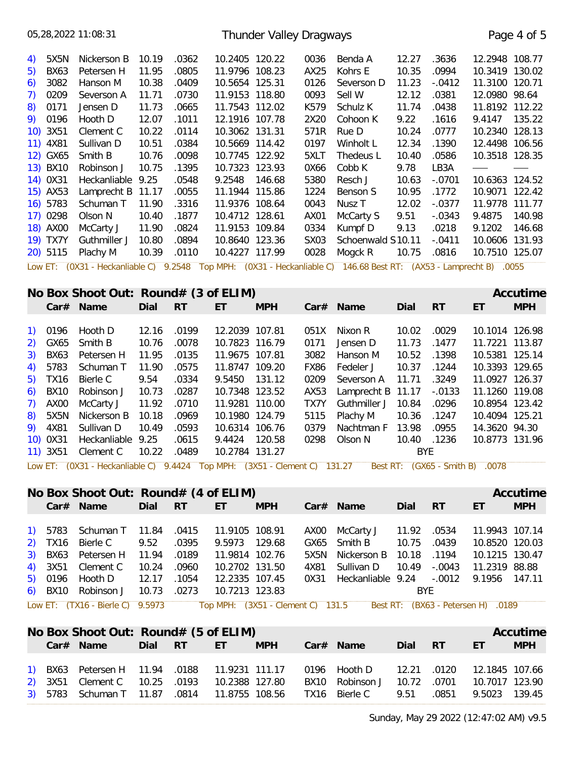| | Car# | Name | Dial | RT | ET | MPH | Car# | Name | Dial | RT | ET | MPH |
|---|---|---|---|---|---|---|---|---|---|---|---|---|
| 4) | 5X5N | Nickerson B | 10.19 | .0362 | 10.2405 | 120.22 | 0036 | Benda A | 12.27 | .3636 | 12.2948 | 108.77 |
| 5) | BX63 | Petersen H | 11.95 | .0805 | 11.9796 | 108.23 | AX25 | Kohrs E | 10.35 | .0994 | 10.3419 | 130.02 |
| 6) | 3082 | Hanson M | 10.38 | .0409 | 10.5654 | 125.31 | 0126 | Severson D | 11.23 | -.0412 | 11.3100 | 120.71 |
| 7) | 0209 | Severson A | 11.71 | .0730 | 11.9153 | 118.80 | 0093 | Sell W | 12.12 | .0381 | 12.0980 | 98.64 |
| 8) | 0171 | Jensen D | 11.73 | .0665 | 11.7543 | 112.02 | K579 | Schulz K | 11.74 | .0438 | 11.8192 | 112.22 |
| 9) | 0196 | Hooth D | 12.07 | .1011 | 12.1916 | 107.78 | 2X20 | Cohoon K | 9.22 | .1616 | 9.4147 | 135.22 |
| 10) | 3X51 | Clement C | 10.22 | .0114 | 10.3062 | 131.31 | 571R | Rue D | 10.24 | .0777 | 10.2340 | 128.13 |
| 11) | 4X81 | Sullivan D | 10.51 | .0384 | 10.5669 | 114.42 | 0197 | Winholt L | 12.34 | .1390 | 12.4498 | 106.56 |
| 12) | GX65 | Smith B | 10.76 | .0098 | 10.7745 | 122.92 | 5XLT | Thedeus L | 10.40 | .0586 | 10.3518 | 128.35 |
| 13) | BX10 | Robinson J | 10.75 | .1395 | 10.7323 | 123.93 | 0X66 | Cobb K | 9.78 | LB3A | ___ | ___ |
| 14) | 0X31 | Heckanliable | 9.25 | .0548 | 9.2548 | 146.68 | 5380 | Resch J | 10.63 | -.0701 | 10.6363 | 124.52 |
| 15) | AX53 | Lamprecht B | 11.17 | .0055 | 11.1944 | 115.86 | 1224 | Benson S | 10.95 | .1772 | 10.9071 | 122.42 |
| 16) | 5783 | Schuman T | 11.90 | .3316 | 11.9376 | 108.64 | 0043 | Nusz T | 12.02 | -.0377 | 11.9778 | 111.77 |
| 17) | 0298 | Olson N | 10.40 | .1877 | 10.4712 | 128.61 | AX01 | McCarty S | 9.51 | -.0343 | 9.4875 | 140.98 |
| 18) | AX00 | McCarty J | 11.90 | .0824 | 11.9153 | 109.84 | 0334 | Kumpf D | 9.13 | .0218 | 9.1202 | 146.68 |
| 19) | TX7Y | Guthmiller J | 10.80 | .0894 | 10.8640 | 123.36 | SX03 | Schoenwald S | 10.11 | -.0411 | 10.0606 | 131.93 |
| 20) | 5115 | Plachy M | 10.39 | .0110 | 10.4227 | 117.99 | 0028 | Mogck R | 10.75 | .0816 | 10.7510 | 125.07 |

Low ET: (0X31 - Heckanliable C) 9.2548 Top MPH: (0X31 - Heckanliable C) 146.68 Best RT: (AX53 - Lamprecht B) .0055

## No Box Shoot Out: Round# (3 of ELIM) — Accutime

| | Car# | Name | Dial | RT | ET | MPH | Car# | Name | Dial | RT | ET | MPH |
|---|---|---|---|---|---|---|---|---|---|---|---|---|
| 1) | 0196 | Hooth D | 12.16 | .0199 | 12.2039 | 107.81 | 051X | Nixon R | 10.02 | .0029 | 10.1014 | 126.98 |
| 2) | GX65 | Smith B | 10.76 | .0078 | 10.7823 | 116.79 | 0171 | Jensen D | 11.73 | .1477 | 11.7221 | 113.87 |
| 3) | BX63 | Petersen H | 11.95 | .0135 | 11.9675 | 107.81 | 3082 | Hanson M | 10.52 | .1398 | 10.5381 | 125.14 |
| 4) | 5783 | Schuman T | 11.90 | .0575 | 11.8747 | 109.20 | FX86 | Fedeler J | 10.37 | .1244 | 10.3393 | 129.65 |
| 5) | TX16 | Bierle C | 9.54 | .0334 | 9.5450 | 131.12 | 0209 | Severson A | 11.71 | .3249 | 11.0927 | 126.37 |
| 6) | BX10 | Robinson J | 10.73 | .0287 | 10.7348 | 123.52 | AX53 | Lamprecht B | 11.17 | -.0133 | 11.1260 | 119.08 |
| 7) | AX00 | McCarty J | 11.92 | .0710 | 11.9281 | 110.00 | TX7Y | Guthmiller J | 10.84 | .0296 | 10.8954 | 123.42 |
| 8) | 5X5N | Nickerson B | 10.18 | .0969 | 10.1980 | 124.79 | 5115 | Plachy M | 10.36 | .1247 | 10.4094 | 125.21 |
| 9) | 4X81 | Sullivan D | 10.49 | .0593 | 10.6314 | 106.76 | 0379 | Nachtman F | 13.98 | .0955 | 14.3620 | 94.30 |
| 10) | 0X31 | Heckanliable | 9.25 | .0615 | 9.4424 | 120.58 | 0298 | Olson N | 10.40 | .1236 | 10.8773 | 131.96 |
| 11) | 3X51 | Clement C | 10.22 | .0489 | 10.2784 | 131.27 | | | BYE | | | |

Low ET: (0X31 - Heckanliable C) 9.4424 Top MPH: (3X51 - Clement C) 131.27 Best RT: (GX65 - Smith B) .0078

## No Box Shoot Out: Round# (4 of ELIM) — Accutime

| | Car# | Name | Dial | RT | ET | MPH | Car# | Name | Dial | RT | ET | MPH |
|---|---|---|---|---|---|---|---|---|---|---|---|---|
| 1) | 5783 | Schuman T | 11.84 | .0415 | 11.9105 | 108.91 | AX00 | McCarty J | 11.92 | .0534 | 11.9943 | 107.14 |
| 2) | TX16 | Bierle C | 9.52 | .0395 | 9.5973 | 129.68 | GX65 | Smith B | 10.75 | .0439 | 10.8520 | 120.03 |
| 3) | BX63 | Petersen H | 11.94 | .0189 | 11.9814 | 102.76 | 5X5N | Nickerson B | 10.18 | .1194 | 10.1215 | 130.47 |
| 4) | 3X51 | Clement C | 10.24 | .0960 | 10.2702 | 131.50 | 4X81 | Sullivan D | 10.49 | -.0043 | 11.2319 | 88.88 |
| 5) | 0196 | Hooth D | 12.17 | .1054 | 12.2335 | 107.45 | 0X31 | Heckanliable | 9.24 | -.0012 | 9.1956 | 147.11 |
| 6) | BX10 | Robinson J | 10.73 | .0273 | 10.7213 | 123.83 | | | BYE | | | |

Low ET: (TX16 - Bierle C) 9.5973 Top MPH: (3X51 - Clement C) 131.5 Best RT: (BX63 - Petersen H) .0189

## No Box Shoot Out: Round# (5 of ELIM) — Accutime

| | Car# | Name | Dial | RT | ET | MPH | Car# | Name | Dial | RT | ET | MPH |
|---|---|---|---|---|---|---|---|---|---|---|---|---|
| 1) | BX63 | Petersen H | 11.94 | .0188 | 11.9231 | 111.17 | 0196 | Hooth D | 12.21 | .0120 | 12.1845 | 107.66 |
| 2) | 3X51 | Clement C | 10.25 | .0193 | 10.2388 | 127.80 | BX10 | Robinson J | 10.72 | .0701 | 10.7017 | 123.90 |
| 3) | 5783 | Schuman T | 11.87 | .0814 | 11.8755 | 108.56 | TX16 | Bierle C | 9.51 | .0851 | 9.5023 | 139.45 |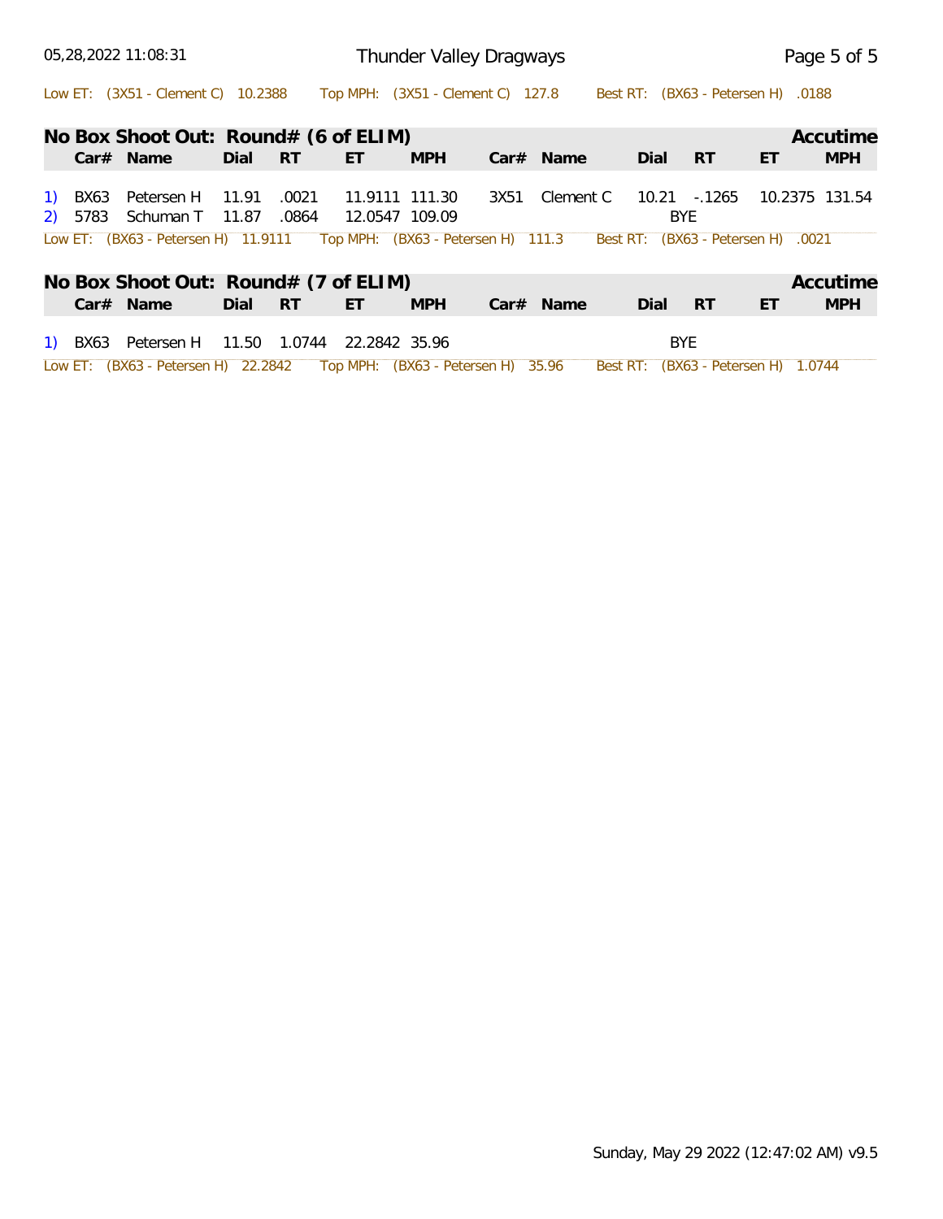Low ET: (3X51 - Clement C) 10.2388 Top MPH: (3X51 - Clement C) 127.8 Best RT: (BX63 - Petersen H) .0188

## No Box Shoot Out: Round# (6 of ELIM) — Accutime

| | Car# | Name | Dial | RT | ET | MPH | Car# | Name | Dial | RT | ET | MPH |
|---|---|---|---|---|---|---|---|---|---|---|---|---|
| 1) | BX63 | Petersen H | 11.91 | .0021 | 11.9111 | 111.30 | 3X51 | Clement C | 10.21 | -.1265 | 10.2375 | 131.54 |
| 2) | 5783 | Schuman T | 11.87 | .0864 | 12.0547 | 109.09 | | | | BYE | | |

Low ET: (BX63 - Petersen H) 11.9111 Top MPH: (BX63 - Petersen H) 111.3 Best RT: (BX63 - Petersen H) .0021

## No Box Shoot Out: Round# (7 of ELIM) — Accutime

| | Car# | Name | Dial | RT | ET | MPH | Car# | Name | Dial | RT | ET | MPH |
|---|---|---|---|---|---|---|---|---|---|---|---|---|
| 1) | BX63 | Petersen H | 11.50 | 1.0744 | 22.2842 | 35.96 | | | | BYE | | |

Low ET: (BX63 - Petersen H) 22.2842 Top MPH: (BX63 - Petersen H) 35.96 Best RT: (BX63 - Petersen H) 1.0744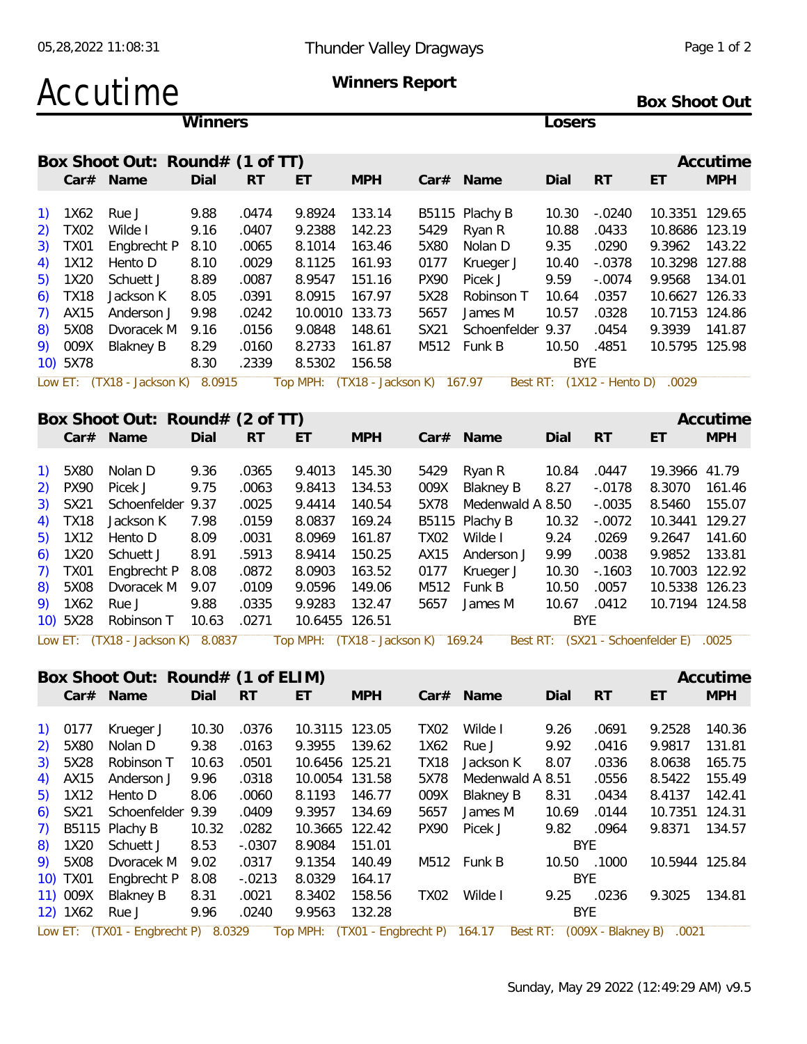# Accutime

## Thunder Valley Dragways

### Winners Report

**Box Shoot Out**

**Winners** | **Losers**

## Box Shoot Out: Round# (1 of TT) — Accutime

| # | Car# | Name | Dial | RT | ET | MPH | Car# | Name | Dial | RT | ET | MPH |
|---|---|---|---|---|---|---|---|---|---|---|---|---|
| 1) | 1X62 | Rue J | 9.88 | .0474 | 9.8924 | 133.14 | B5115 | Plachy B | 10.30 | -.0240 | 10.3351 | 129.65 |
| 2) | TX02 | Wilde I | 9.16 | .0407 | 9.2388 | 142.23 | 5429 | Ryan R | 10.88 | .0433 | 10.8686 | 123.19 |
| 3) | TX01 | Engbrecht P | 8.10 | .0065 | 8.1014 | 163.46 | 5X80 | Nolan D | 9.35 | .0290 | 9.3962 | 143.22 |
| 4) | 1X12 | Hento D | 8.10 | .0029 | 8.1125 | 161.93 | 0177 | Krueger J | 10.40 | -.0378 | 10.3298 | 127.88 |
| 5) | 1X20 | Schuett J | 8.89 | .0087 | 8.9547 | 151.16 | PX90 | Picek J | 9.59 | -.0074 | 9.9568 | 134.01 |
| 6) | TX18 | Jackson K | 8.05 | .0391 | 8.0915 | 167.97 | 5X28 | Robinson T | 10.64 | .0357 | 10.6627 | 126.33 |
| 7) | AX15 | Anderson J | 9.98 | .0242 | 10.0010 | 133.73 | 5657 | James M | 10.57 | .0328 | 10.7153 | 124.86 |
| 8) | 5X08 | Dvoracek M | 9.16 | .0156 | 9.0848 | 148.61 | SX21 | Schoenfelder | 9.37 | .0454 | 9.3939 | 141.87 |
| 9) | 009X | Blakney B | 8.29 | .0160 | 8.2733 | 161.87 | M512 | Funk B | 10.50 | .4851 | 10.5795 | 125.98 |
| 10) | 5X78 | | 8.30 | .2339 | 8.5302 | 156.58 | | | BYE | | | |

Low ET: (TX18 - Jackson K) 8.0915 Top MPH: (TX18 - Jackson K) 167.97 Best RT: (1X12 - Hento D) .0029

## Box Shoot Out: Round# (2 of TT) — Accutime

| # | Car# | Name | Dial | RT | ET | MPH | Car# | Name | Dial | RT | ET | MPH |
|---|---|---|---|---|---|---|---|---|---|---|---|---|
| 1) | 5X80 | Nolan D | 9.36 | .0365 | 9.4013 | 145.30 | 5429 | Ryan R | 10.84 | .0447 | 19.3966 | 41.79 |
| 2) | PX90 | Picek J | 9.75 | .0063 | 9.8413 | 134.53 | 009X | Blakney B | 8.27 | -.0178 | 8.3070 | 161.46 |
| 3) | SX21 | Schoenfelder | 9.37 | .0025 | 9.4414 | 140.54 | 5X78 | Medenwald A | 8.50 | -.0035 | 8.5460 | 155.07 |
| 4) | TX18 | Jackson K | 7.98 | .0159 | 8.0837 | 169.24 | B5115 | Plachy B | 10.32 | -.0072 | 10.3441 | 129.27 |
| 5) | 1X12 | Hento D | 8.09 | .0031 | 8.0969 | 161.87 | TX02 | Wilde I | 9.24 | .0269 | 9.2647 | 141.60 |
| 6) | 1X20 | Schuett J | 8.91 | .5913 | 8.9414 | 150.25 | AX15 | Anderson J | 9.99 | .0038 | 9.9852 | 133.81 |
| 7) | TX01 | Engbrecht P | 8.08 | .0872 | 8.0903 | 163.52 | 0177 | Krueger J | 10.30 | -.1603 | 10.7003 | 122.92 |
| 8) | 5X08 | Dvoracek M | 9.07 | .0109 | 9.0596 | 149.06 | M512 | Funk B | 10.50 | .0057 | 10.5338 | 126.23 |
| 9) | 1X62 | Rue J | 9.88 | .0335 | 9.9283 | 132.47 | 5657 | James M | 10.67 | .0412 | 10.7194 | 124.58 |
| 10) | 5X28 | Robinson T | 10.63 | .0271 | 10.6455 | 126.51 | | | BYE | | | |

Low ET: (TX18 - Jackson K) 8.0837 Top MPH: (TX18 - Jackson K) 169.24 Best RT: (SX21 - Schoenfelder E) .0025

## Box Shoot Out: Round# (1 of ELIM) — Accutime

| # | Car# | Name | Dial | RT | ET | MPH | Car# | Name | Dial | RT | ET | MPH |
|---|---|---|---|---|---|---|---|---|---|---|---|---|
| 1) | 0177 | Krueger J | 10.30 | .0376 | 10.3115 | 123.05 | TX02 | Wilde I | 9.26 | .0691 | 9.2528 | 140.36 |
| 2) | 5X80 | Nolan D | 9.38 | .0163 | 9.3955 | 139.62 | 1X62 | Rue J | 9.92 | .0416 | 9.9817 | 131.81 |
| 3) | 5X28 | Robinson T | 10.63 | .0501 | 10.6456 | 125.21 | TX18 | Jackson K | 8.07 | .0336 | 8.0638 | 165.75 |
| 4) | AX15 | Anderson J | 9.96 | .0318 | 10.0054 | 131.58 | 5X78 | Medenwald A | 8.51 | .0556 | 8.5422 | 155.49 |
| 5) | 1X12 | Hento D | 8.06 | .0060 | 8.1193 | 146.77 | 009X | Blakney B | 8.31 | .0434 | 8.4137 | 142.41 |
| 6) | SX21 | Schoenfelder | 9.39 | .0409 | 9.3957 | 134.69 | 5657 | James M | 10.69 | .0144 | 10.7351 | 124.31 |
| 7) | B5115 | Plachy B | 10.32 | .0282 | 10.3665 | 122.42 | PX90 | Picek J | 9.82 | .0964 | 9.8371 | 134.57 |
| 8) | 1X20 | Schuett J | 8.53 | -.0307 | 8.9084 | 151.01 | | | BYE | | | |
| 9) | 5X08 | Dvoracek M | 9.02 | .0317 | 9.1354 | 140.49 | M512 | Funk B | 10.50 | .1000 | 10.5944 | 125.84 |
| 10) | TX01 | Engbrecht P | 8.08 | -.0213 | 8.0329 | 164.17 | | | BYE | | | |
| 11) | 009X | Blakney B | 8.31 | .0021 | 8.3402 | 158.56 | TX02 | Wilde I | 9.25 | .0236 | 9.3025 | 134.81 |
| 12) | 1X62 | Rue J | 9.96 | .0240 | 9.9563 | 132.28 | | | BYE | | | |

Low ET: (TX01 - Engbrecht P) 8.0329 Top MPH: (TX01 - Engbrecht P) 164.17 Best RT: (009X - Blakney B) .0021

Sunday, May 29 2022 (12:49:29 AM) v9.5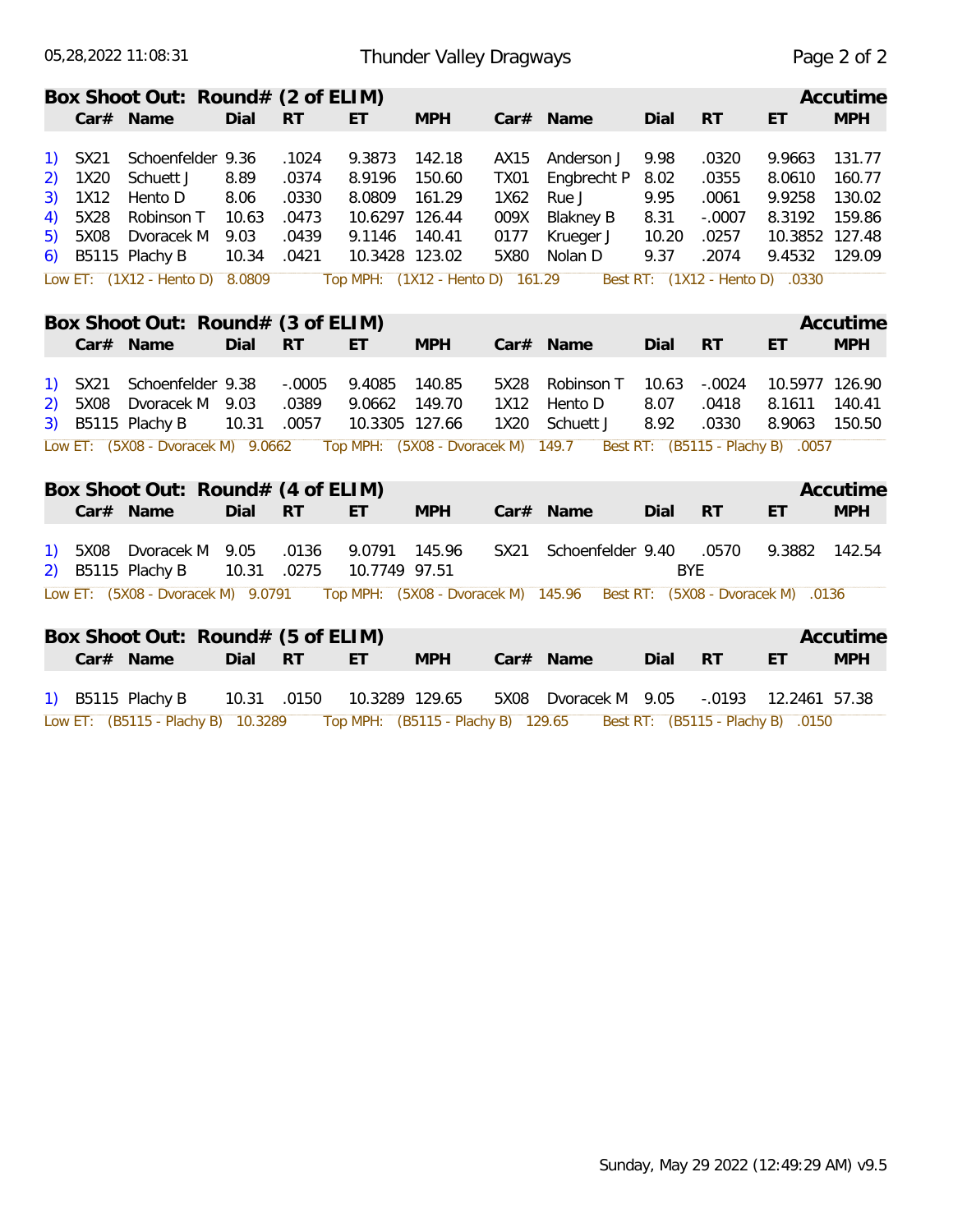## Box Shoot Out: Round# (2 of ELIM) — Accutime

| | Car# | Name | Dial | RT | ET | MPH | Car# | Name | Dial | RT | ET | MPH |
|---|---|---|---|---|---|---|---|---|---|---|---|---|
| 1) | SX21 | Schoenfelder | 9.36 | .1024 | 9.3873 | 142.18 | AX15 | Anderson J | 9.98 | .0320 | 9.9663 | 131.77 |
| 2) | 1X20 | Schuett J | 8.89 | .0374 | 8.9196 | 150.60 | TX01 | Engbrecht P | 8.02 | .0355 | 8.0610 | 160.77 |
| 3) | 1X12 | Hento D | 8.06 | .0330 | 8.0809 | 161.29 | 1X62 | Rue J | 9.95 | .0061 | 9.9258 | 130.02 |
| 4) | 5X28 | Robinson T | 10.63 | .0473 | 10.6297 | 126.44 | 009X | Blakney B | 8.31 | -.0007 | 8.3192 | 159.86 |
| 5) | 5X08 | Dvoracek M | 9.03 | .0439 | 9.1146 | 140.41 | 0177 | Krueger J | 10.20 | .0257 | 10.3852 | 127.48 |
| 6) | B5115 | Plachy B | 10.34 | .0421 | 10.3428 | 123.02 | 5X80 | Nolan D | 9.37 | .2074 | 9.4532 | 129.09 |

Low ET: (1X12 - Hento D) 8.0809 Top MPH: (1X12 - Hento D) 161.29 Best RT: (1X12 - Hento D) .0330

## Box Shoot Out: Round# (3 of ELIM) — Accutime

| | Car# | Name | Dial | RT | ET | MPH | Car# | Name | Dial | RT | ET | MPH |
|---|---|---|---|---|---|---|---|---|---|---|---|---|
| 1) | SX21 | Schoenfelder | 9.38 | -.0005 | 9.4085 | 140.85 | 5X28 | Robinson T | 10.63 | -.0024 | 10.5977 | 126.90 |
| 2) | 5X08 | Dvoracek M | 9.03 | .0389 | 9.0662 | 149.70 | 1X12 | Hento D | 8.07 | .0418 | 8.1611 | 140.41 |
| 3) | B5115 | Plachy B | 10.31 | .0057 | 10.3305 | 127.66 | 1X20 | Schuett J | 8.92 | .0330 | 8.9063 | 150.50 |

Low ET: (5X08 - Dvoracek M) 9.0662 Top MPH: (5X08 - Dvoracek M) 149.7 Best RT: (B5115 - Plachy B) .0057

## Box Shoot Out: Round# (4 of ELIM) — Accutime

| | Car# | Name | Dial | RT | ET | MPH | Car# | Name | Dial | RT | ET | MPH |
|---|---|---|---|---|---|---|---|---|---|---|---|---|
| 1) | 5X08 | Dvoracek M | 9.05 | .0136 | 9.0791 | 145.96 | SX21 | Schoenfelder | 9.40 | .0570 | 9.3882 | 142.54 |
| 2) | B5115 | Plachy B | 10.31 | .0275 | 10.7749 | 97.51 | | | | BYE | | |

Low ET: (5X08 - Dvoracek M) 9.0791 Top MPH: (5X08 - Dvoracek M) 145.96 Best RT: (5X08 - Dvoracek M) .0136

## Box Shoot Out: Round# (5 of ELIM) — Accutime

| | Car# | Name | Dial | RT | ET | MPH | Car# | Name | Dial | RT | ET | MPH |
|---|---|---|---|---|---|---|---|---|---|---|---|---|
| 1) | B5115 | Plachy B | 10.31 | .0150 | 10.3289 | 129.65 | 5X08 | Dvoracek M | 9.05 | -.0193 | 12.2461 | 57.38 |

Low ET: (B5115 - Plachy B) 10.3289 Top MPH: (B5115 - Plachy B) 129.65 Best RT: (B5115 - Plachy B) .0150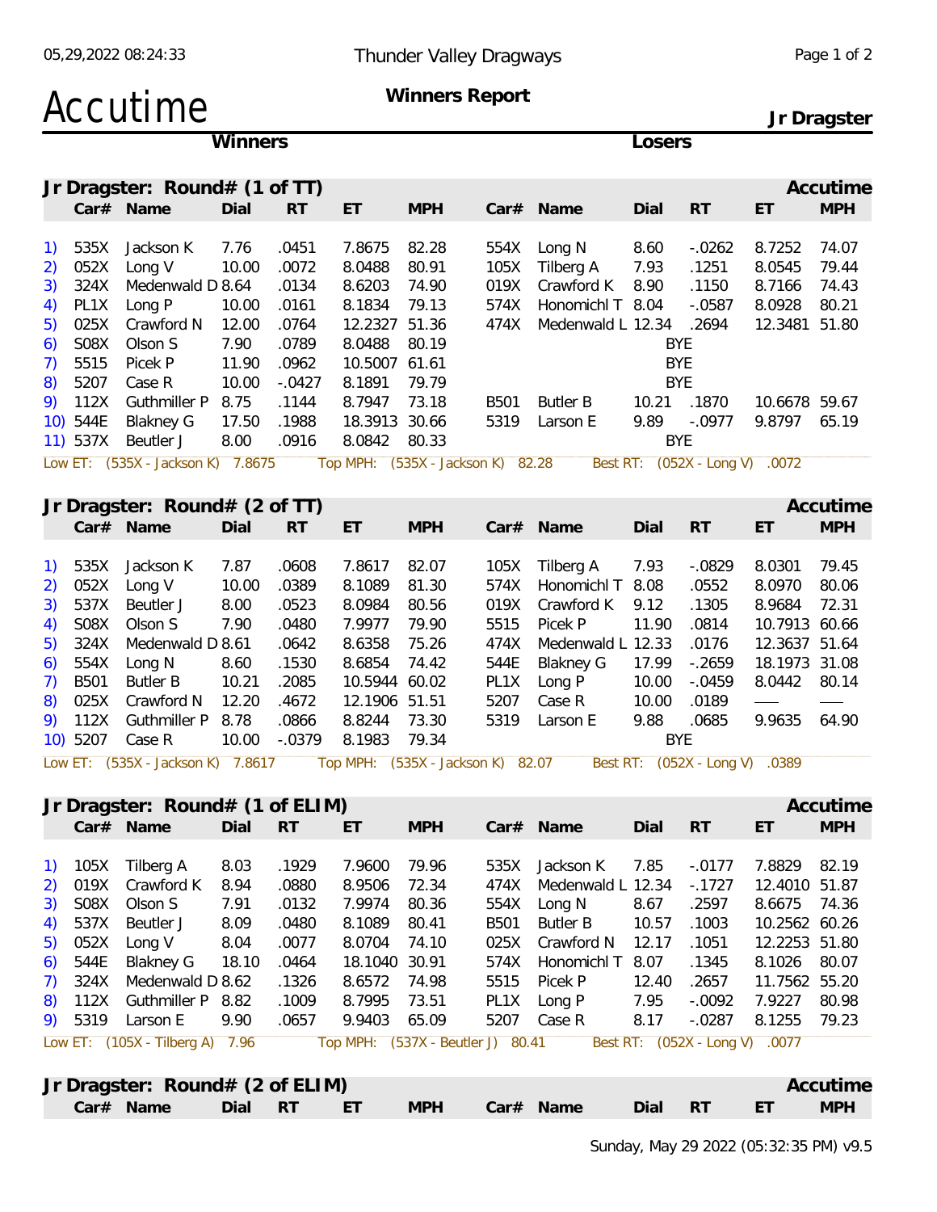Thunder Valley Dragways

# Accutime

**Winners Report**

**Jr Dragster**

## Jr Dragster: Round# (1 of TT)

| | Winners Car# | Name | Dial | RT | ET | MPH | Losers Car# | Name | Dial | RT | ET | MPH |
|---|---|---|---|---|---|---|---|---|---|---|---|---|
| 1) | 535X | Jackson K | 7.76 | .0451 | 7.8675 | 82.28 | 554X | Long N | 8.60 | -.0262 | 8.7252 | 74.07 |
| 2) | 052X | Long V | 10.00 | .0072 | 8.0488 | 80.91 | 105X | Tilberg A | 7.93 | .1251 | 8.0545 | 79.44 |
| 3) | 324X | Medenwald D | 8.64 | .0134 | 8.6203 | 74.90 | 019X | Crawford K | 8.90 | .1150 | 8.7166 | 74.43 |
| 4) | PL1X | Long P | 10.00 | .0161 | 8.1834 | 79.13 | 574X | Honomichl T | 8.04 | -.0587 | 8.0928 | 80.21 |
| 5) | 025X | Crawford N | 12.00 | .0764 | 12.2327 | 51.36 | 474X | Medenwald L | 12.34 | .2694 | 12.3481 | 51.80 |
| 6) | S08X | Olson S | 7.90 | .0789 | 8.0488 | 80.19 | | | | BYE | | |
| 7) | 5515 | Picek P | 11.90 | .0962 | 10.5007 | 61.61 | | | | BYE | | |
| 8) | 5207 | Case R | 10.00 | -.0427 | 8.1891 | 79.79 | | | | BYE | | |
| 9) | 112X | Guthmiller P | 8.75 | .1144 | 8.7947 | 73.18 | B501 | Butler B | 10.21 | .1870 | 10.6678 | 59.67 |
| 10) | 544E | Blakney G | 17.50 | .1988 | 18.3913 | 30.66 | 5319 | Larson E | 9.89 | -.0977 | 9.8797 | 65.19 |
| 11) | 537X | Beutler J | 8.00 | .0916 | 8.0842 | 80.33 | | | | BYE | | |

Low ET: (535X - Jackson K) 7.8675 Top MPH: (535X - Jackson K) 82.28 Best RT: (052X - Long V) .0072

## Jr Dragster: Round# (2 of TT)

| | Winners Car# | Name | Dial | RT | ET | MPH | Losers Car# | Name | Dial | RT | ET | MPH |
|---|---|---|---|---|---|---|---|---|---|---|---|---|
| 1) | 535X | Jackson K | 7.87 | .0608 | 7.8617 | 82.07 | 105X | Tilberg A | 7.93 | -.0829 | 8.0301 | 79.45 |
| 2) | 052X | Long V | 10.00 | .0389 | 8.1089 | 81.30 | 574X | Honomichl T | 8.08 | .0552 | 8.0970 | 80.06 |
| 3) | 537X | Beutler J | 8.00 | .0523 | 8.0984 | 80.56 | 019X | Crawford K | 9.12 | .1305 | 8.9684 | 72.31 |
| 4) | S08X | Olson S | 7.90 | .0480 | 7.9977 | 79.90 | 5515 | Picek P | 11.90 | .0814 | 10.7913 | 60.66 |
| 5) | 324X | Medenwald D | 8.61 | .0642 | 8.6358 | 75.26 | 474X | Medenwald L | 12.33 | .0176 | 12.3637 | 51.64 |
| 6) | 554X | Long N | 8.60 | .1530 | 8.6854 | 74.42 | 544E | Blakney G | 17.99 | -.2659 | 18.1973 | 31.08 |
| 7) | B501 | Butler B | 10.21 | .2085 | 10.5944 | 60.02 | PL1X | Long P | 10.00 | -.0459 | 8.0442 | 80.14 |
| 8) | 025X | Crawford N | 12.20 | .4672 | 12.1906 | 51.51 | 5207 | Case R | 10.00 | .0189 | —— | —— |
| 9) | 112X | Guthmiller P | 8.78 | .0866 | 8.8244 | 73.30 | 5319 | Larson E | 9.88 | .0685 | 9.9635 | 64.90 |
| 10) | 5207 | Case R | 10.00 | -.0379 | 8.1983 | 79.34 | | | | BYE | | |

Low ET: (535X - Jackson K) 7.8617 Top MPH: (535X - Jackson K) 82.07 Best RT: (052X - Long V) .0389

## Jr Dragster: Round# (1 of ELIM)

| | Winners Car# | Name | Dial | RT | ET | MPH | Losers Car# | Name | Dial | RT | ET | MPH |
|---|---|---|---|---|---|---|---|---|---|---|---|---|
| 1) | 105X | Tilberg A | 8.03 | .1929 | 7.9600 | 79.96 | 535X | Jackson K | 7.85 | -.0177 | 7.8829 | 82.19 |
| 2) | 019X | Crawford K | 8.94 | .0880 | 8.9506 | 72.34 | 474X | Medenwald L | 12.34 | -.1727 | 12.4010 | 51.87 |
| 3) | S08X | Olson S | 7.91 | .0132 | 7.9974 | 80.36 | 554X | Long N | 8.67 | .2597 | 8.6675 | 74.36 |
| 4) | 537X | Beutler J | 8.09 | .0480 | 8.1089 | 80.41 | B501 | Butler B | 10.57 | .1003 | 10.2562 | 60.26 |
| 5) | 052X | Long V | 8.04 | .0077 | 8.0704 | 74.10 | 025X | Crawford N | 12.17 | .1051 | 12.2253 | 51.80 |
| 6) | 544E | Blakney G | 18.10 | .0464 | 18.1040 | 30.91 | 574X | Honomichl T | 8.07 | .1345 | 8.1026 | 80.07 |
| 7) | 324X | Medenwald D | 8.62 | .1326 | 8.6572 | 74.98 | 5515 | Picek P | 12.40 | .2657 | 11.7562 | 55.20 |
| 8) | 112X | Guthmiller P | 8.82 | .1009 | 8.7995 | 73.51 | PL1X | Long P | 7.95 | -.0092 | 7.9227 | 80.98 |
| 9) | 5319 | Larson E | 9.90 | .0657 | 9.9403 | 65.09 | 5207 | Case R | 8.17 | -.0287 | 8.1255 | 79.23 |

Low ET: (105X - Tilberg A) 7.96 Top MPH: (537X - Beutler J) 80.41 Best RT: (052X - Long V) .0077

## Jr Dragster: Round# (2 of ELIM)

| | Car# | Name | Dial | RT | ET | MPH | Car# | Name | Dial | RT | ET | MPH |
|---|---|---|---|---|---|---|---|---|---|---|---|---|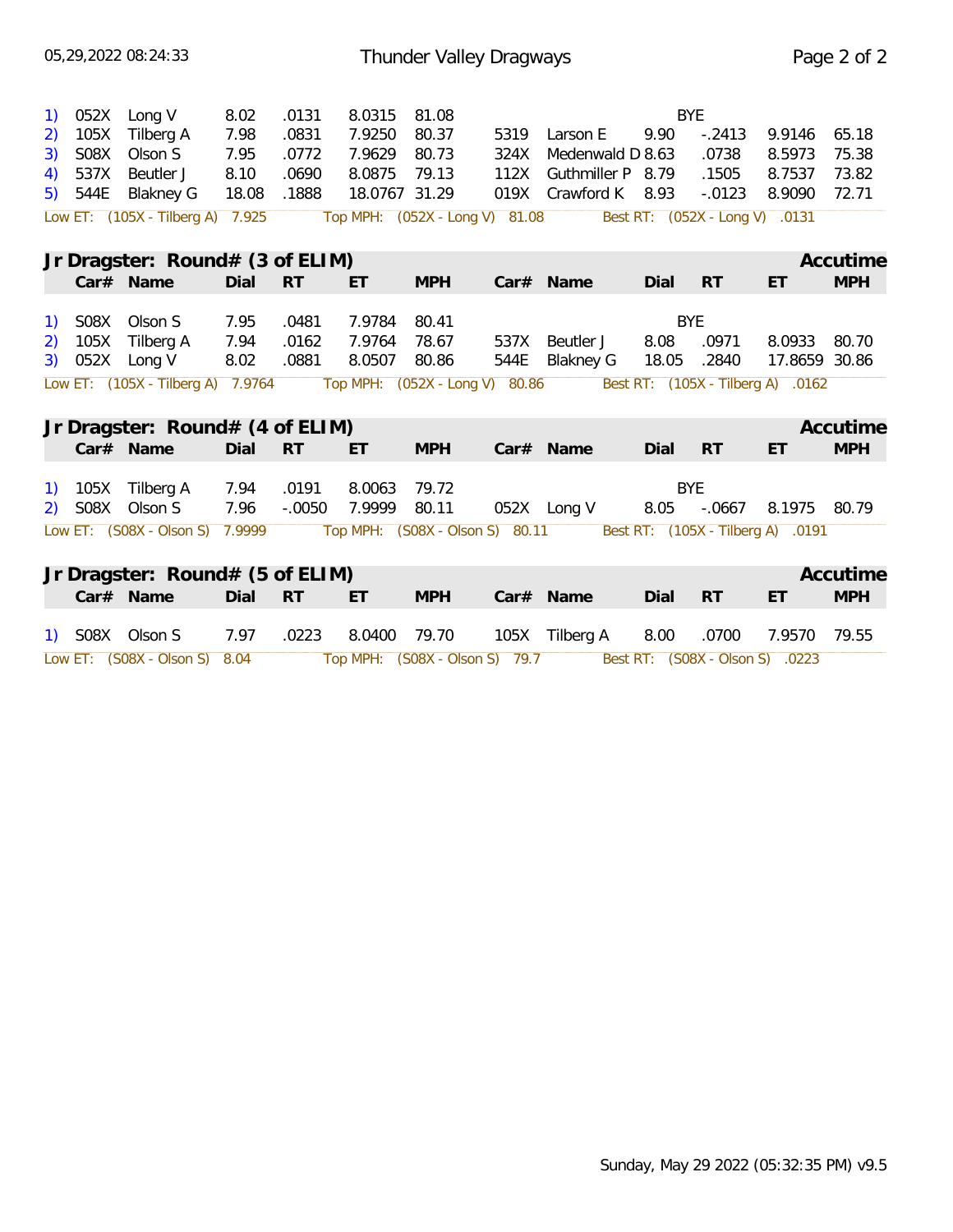|  | Car# | Name | Dial | RT | ET | MPH | Car# | Name | Dial | RT | ET | MPH |
|---|---|---|---|---|---|---|---|---|---|---|---|---|
| 1) | 052X | Long V | 8.02 | .0131 | 8.0315 | 81.08 |  |  |  | BYE |  |  |
| 2) | 105X | Tilberg A | 7.98 | .0831 | 7.9250 | 80.37 | 5319 | Larson E | 9.90 | -.2413 | 9.9146 | 65.18 |
| 3) | S08X | Olson S | 7.95 | .0772 | 7.9629 | 80.73 | 324X | Medenwald D | 8.63 | .0738 | 8.5973 | 75.38 |
| 4) | 537X | Beutler J | 8.10 | .0690 | 8.0875 | 79.13 | 112X | Guthmiller P | 8.79 | .1505 | 8.7537 | 73.82 |
| 5) | 544E | Blakney G | 18.08 | .1888 | 18.0767 | 31.29 | 019X | Crawford K | 8.93 | -.0123 | 8.9090 | 72.71 |

Low ET: (105X - Tilberg A) 7.925 Top MPH: (052X - Long V) 81.08 Best RT: (052X - Long V) .0131

## Jr Dragster: Round# (3 of ELIM) — Accutime

|  | Car# | Name | Dial | RT | ET | MPH | Car# | Name | Dial | RT | ET | MPH |
|---|---|---|---|---|---|---|---|---|---|---|---|---|
| 1) | S08X | Olson S | 7.95 | .0481 | 7.9784 | 80.41 |  |  |  | BYE |  |  |
| 2) | 105X | Tilberg A | 7.94 | .0162 | 7.9764 | 78.67 | 537X | Beutler J | 8.08 | .0971 | 8.0933 | 80.70 |
| 3) | 052X | Long V | 8.02 | .0881 | 8.0507 | 80.86 | 544E | Blakney G | 18.05 | .2840 | 17.8659 | 30.86 |

Low ET: (105X - Tilberg A) 7.9764 Top MPH: (052X - Long V) 80.86 Best RT: (105X - Tilberg A) .0162

## Jr Dragster: Round# (4 of ELIM) — Accutime

|  | Car# | Name | Dial | RT | ET | MPH | Car# | Name | Dial | RT | ET | MPH |
|---|---|---|---|---|---|---|---|---|---|---|---|---|
| 1) | 105X | Tilberg A | 7.94 | .0191 | 8.0063 | 79.72 |  |  |  | BYE |  |  |
| 2) | S08X | Olson S | 7.96 | -.0050 | 7.9999 | 80.11 | 052X | Long V | 8.05 | -.0667 | 8.1975 | 80.79 |

Low ET: (S08X - Olson S) 7.9999 Top MPH: (S08X - Olson S) 80.11 Best RT: (105X - Tilberg A) .0191

## Jr Dragster: Round# (5 of ELIM) — Accutime

|  | Car# | Name | Dial | RT | ET | MPH | Car# | Name | Dial | RT | ET | MPH |
|---|---|---|---|---|---|---|---|---|---|---|---|---|
| 1) | S08X | Olson S | 7.97 | .0223 | 8.0400 | 79.70 | 105X | Tilberg A | 8.00 | .0700 | 7.9570 | 79.55 |

Low ET: (S08X - Olson S) 8.04 Top MPH: (S08X - Olson S) 79.7 Best RT: (S08X - Olson S) .0223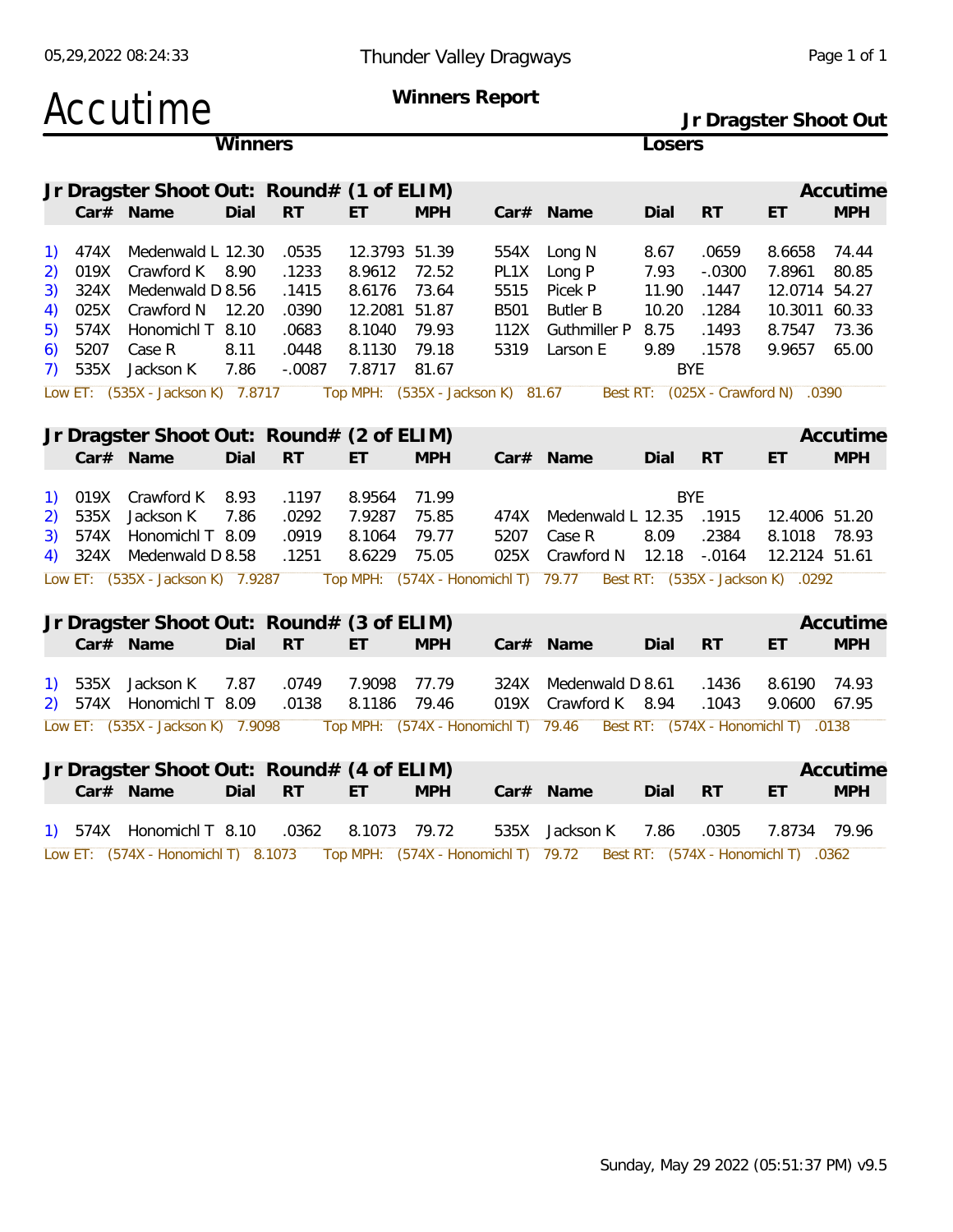# Accutime

**Thunder Valley Dragways**

**Winners Report**

**Jr Dragster Shoot Out**

## Jr Dragster Shoot Out: Round# (1 of ELIM)

| | Winner Car# | Name | Dial | RT | ET | MPH | Loser Car# | Name | Dial | RT | ET | MPH |
|---|---|---|---|---|---|---|---|---|---|---|---|---|
| 1) | 474X | Medenwald L | 12.30 | .0535 | 12.3793 | 51.39 | 554X | Long N | 8.67 | .0659 | 8.6658 | 74.44 |
| 2) | 019X | Crawford K | 8.90 | .1233 | 8.9612 | 72.52 | PL1X | Long P | 7.93 | -.0300 | 7.8961 | 80.85 |
| 3) | 324X | Medenwald D | 8.56 | .1415 | 8.6176 | 73.64 | 5515 | Picek P | 11.90 | .1447 | 12.0714 | 54.27 |
| 4) | 025X | Crawford N | 12.20 | .0390 | 12.2081 | 51.87 | B501 | Butler B | 10.20 | .1284 | 10.3011 | 60.33 |
| 5) | 574X | Honomichl T | 8.10 | .0683 | 8.1040 | 79.93 | 112X | Guthmiller P | 8.75 | .1493 | 8.7547 | 73.36 |
| 6) | 5207 | Case R | 8.11 | .0448 | 8.1130 | 79.18 | 5319 | Larson E | 9.89 | .1578 | 9.9657 | 65.00 |
| 7) | 535X | Jackson K | 7.86 | -.0087 | 7.8717 | 81.67 | | | | BYE | | |

Low ET: (535X - Jackson K) 7.8717 Top MPH: (535X - Jackson K) 81.67 Best RT: (025X - Crawford N) .0390

## Jr Dragster Shoot Out: Round# (2 of ELIM)

| | Winner Car# | Name | Dial | RT | ET | MPH | Loser Car# | Name | Dial | RT | ET | MPH |
|---|---|---|---|---|---|---|---|---|---|---|---|---|
| 1) | 019X | Crawford K | 8.93 | .1197 | 8.9564 | 71.99 | | | | BYE | | |
| 2) | 535X | Jackson K | 7.86 | .0292 | 7.9287 | 75.85 | 474X | Medenwald L | 12.35 | .1915 | 12.4006 | 51.20 |
| 3) | 574X | Honomichl T | 8.09 | .0919 | 8.1064 | 79.77 | 5207 | Case R | 8.09 | .2384 | 8.1018 | 78.93 |
| 4) | 324X | Medenwald D | 8.58 | .1251 | 8.6229 | 75.05 | 025X | Crawford N | 12.18 | -.0164 | 12.2124 | 51.61 |

Low ET: (535X - Jackson K) 7.9287 Top MPH: (574X - Honomichl T) 79.77 Best RT: (535X - Jackson K) .0292

## Jr Dragster Shoot Out: Round# (3 of ELIM)

| | Winner Car# | Name | Dial | RT | ET | MPH | Loser Car# | Name | Dial | RT | ET | MPH |
|---|---|---|---|---|---|---|---|---|---|---|---|---|
| 1) | 535X | Jackson K | 7.87 | .0749 | 7.9098 | 77.79 | 324X | Medenwald D | 8.61 | .1436 | 8.6190 | 74.93 |
| 2) | 574X | Honomichl T | 8.09 | .0138 | 8.1186 | 79.46 | 019X | Crawford K | 8.94 | .1043 | 9.0600 | 67.95 |

Low ET: (535X - Jackson K) 7.9098 Top MPH: (574X - Honomichl T) 79.46 Best RT: (574X - Honomichl T) .0138

## Jr Dragster Shoot Out: Round# (4 of ELIM)

| | Winner Car# | Name | Dial | RT | ET | MPH | Loser Car# | Name | Dial | RT | ET | MPH |
|---|---|---|---|---|---|---|---|---|---|---|---|---|
| 1) | 574X | Honomichl T | 8.10 | .0362 | 8.1073 | 79.72 | 535X | Jackson K | 7.86 | .0305 | 7.8734 | 79.96 |

Low ET: (574X - Honomichl T) 8.1073 Top MPH: (574X - Honomichl T) 79.72 Best RT: (574X - Honomichl T) .0362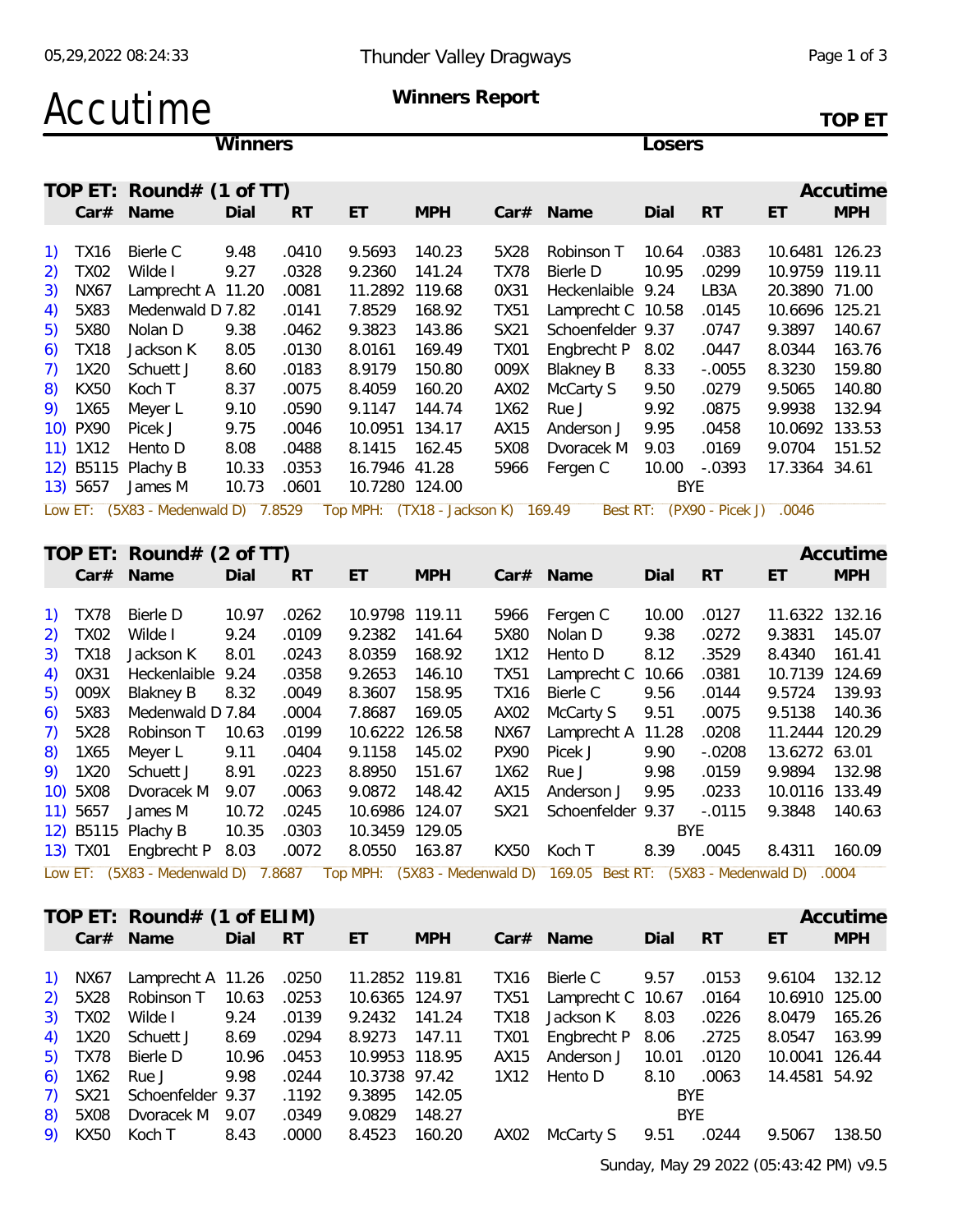# Accutime

**Thunder Valley Dragways**

**Winners Report**

**TOP ET**

## TOP ET: Round# (1 of TT)

| # | Winner Car# | Winner Name | Winner Dial | Winner RT | Winner ET | Winner MPH | Loser Car# | Loser Name | Loser Dial | Loser RT | Loser ET | Loser MPH |
|---|---|---|---|---|---|---|---|---|---|---|---|---|
| 1) | TX16 | Bierle C | 9.48 | .0410 | 9.5693 | 140.23 | 5X28 | Robinson T | 10.64 | .0383 | 10.6481 | 126.23 |
| 2) | TX02 | Wilde I | 9.27 | .0328 | 9.2360 | 141.24 | TX78 | Bierle D | 10.95 | .0299 | 10.9759 | 119.11 |
| 3) | NX67 | Lamprecht A | 11.20 | .0081 | 11.2892 | 119.68 | 0X31 | Heckenlaible | 9.24 | LB3A | 20.3890 | 71.00 |
| 4) | 5X83 | Medenwald D | 7.82 | .0141 | 7.8529 | 168.92 | TX51 | Lamprecht C | 10.58 | .0145 | 10.6696 | 125.21 |
| 5) | 5X80 | Nolan D | 9.38 | .0462 | 9.3823 | 143.86 | SX21 | Schoenfelder | 9.37 | .0747 | 9.3897 | 140.67 |
| 6) | TX18 | Jackson K | 8.05 | .0130 | 8.0161 | 169.49 | TX01 | Engbrecht P | 8.02 | .0447 | 8.0344 | 163.76 |
| 7) | 1X20 | Schuett J | 8.60 | .0183 | 8.9179 | 150.80 | 009X | Blakney B | 8.33 | -.0055 | 8.3230 | 159.80 |
| 8) | KX50 | Koch T | 8.37 | .0075 | 8.4059 | 160.20 | AX02 | McCarty S | 9.50 | .0279 | 9.5065 | 140.80 |
| 9) | 1X65 | Meyer L | 9.10 | .0590 | 9.1147 | 144.74 | 1X62 | Rue J | 9.92 | .0875 | 9.9938 | 132.94 |
| 10) | PX90 | Picek J | 9.75 | .0046 | 10.0951 | 134.17 | AX15 | Anderson J | 9.95 | .0458 | 10.0692 | 133.53 |
| 11) | 1X12 | Hento D | 8.08 | .0488 | 8.1415 | 162.45 | 5X08 | Dvoracek M | 9.03 | .0169 | 9.0704 | 151.52 |
| 12) | B5115 | Plachy B | 10.33 | .0353 | 16.7946 | 41.28 | 5966 | Fergen C | 10.00 | -.0393 | 17.3364 | 34.61 |
| 13) | 5657 | James M | 10.73 | .0601 | 10.7280 | 124.00 | | | | BYE | | |

Low ET: (5X83 - Medenwald D) 7.8529 Top MPH: (TX18 - Jackson K) 169.49 Best RT: (PX90 - Picek J) .0046

## TOP ET: Round# (2 of TT)

| # | Winner Car# | Winner Name | Winner Dial | Winner RT | Winner ET | Winner MPH | Loser Car# | Loser Name | Loser Dial | Loser RT | Loser ET | Loser MPH |
|---|---|---|---|---|---|---|---|---|---|---|---|---|
| 1) | TX78 | Bierle D | 10.97 | .0262 | 10.9798 | 119.11 | 5966 | Fergen C | 10.00 | .0127 | 11.6322 | 132.16 |
| 2) | TX02 | Wilde I | 9.24 | .0109 | 9.2382 | 141.64 | 5X80 | Nolan D | 9.38 | .0272 | 9.3831 | 145.07 |
| 3) | TX18 | Jackson K | 8.01 | .0243 | 8.0359 | 168.92 | 1X12 | Hento D | 8.12 | .3529 | 8.4340 | 161.41 |
| 4) | 0X31 | Heckenlaible | 9.24 | .0358 | 9.2653 | 146.10 | TX51 | Lamprecht C | 10.66 | .0381 | 10.7139 | 124.69 |
| 5) | 009X | Blakney B | 8.32 | .0049 | 8.3607 | 158.95 | TX16 | Bierle C | 9.56 | .0144 | 9.5724 | 139.93 |
| 6) | 5X83 | Medenwald D | 7.84 | .0004 | 7.8687 | 169.05 | AX02 | McCarty S | 9.51 | .0075 | 9.5138 | 140.36 |
| 7) | 5X28 | Robinson T | 10.63 | .0199 | 10.6222 | 126.58 | NX67 | Lamprecht A | 11.28 | .0208 | 11.2444 | 120.29 |
| 8) | 1X65 | Meyer L | 9.11 | .0404 | 9.1158 | 145.02 | PX90 | Picek J | 9.90 | -.0208 | 13.6272 | 63.01 |
| 9) | 1X20 | Schuett J | 8.91 | .0223 | 8.8950 | 151.67 | 1X62 | Rue J | 9.98 | .0159 | 9.9894 | 132.98 |
| 10) | 5X08 | Dvoracek M | 9.07 | .0063 | 9.0872 | 148.42 | AX15 | Anderson J | 9.95 | .0233 | 10.0116 | 133.49 |
| 11) | 5657 | James M | 10.72 | .0245 | 10.6986 | 124.07 | SX21 | Schoenfelder | 9.37 | -.0115 | 9.3848 | 140.63 |
| 12) | B5115 | Plachy B | 10.35 | .0303 | 10.3459 | 129.05 | | | | BYE | | |
| 13) | TX01 | Engbrecht P | 8.03 | .0072 | 8.0550 | 163.87 | KX50 | Koch T | 8.39 | .0045 | 8.4311 | 160.09 |

Low ET: (5X83 - Medenwald D) 7.8687 Top MPH: (5X83 - Medenwald D) 169.05 Best RT: (5X83 - Medenwald D) .0004

## TOP ET: Round# (1 of ELIM)

| # | Winner Car# | Winner Name | Winner Dial | Winner RT | Winner ET | Winner MPH | Loser Car# | Loser Name | Loser Dial | Loser RT | Loser ET | Loser MPH |
|---|---|---|---|---|---|---|---|---|---|---|---|---|
| 1) | NX67 | Lamprecht A | 11.26 | .0250 | 11.2852 | 119.81 | TX16 | Bierle C | 9.57 | .0153 | 9.6104 | 132.12 |
| 2) | 5X28 | Robinson T | 10.63 | .0253 | 10.6365 | 124.97 | TX51 | Lamprecht C | 10.67 | .0164 | 10.6910 | 125.00 |
| 3) | TX02 | Wilde I | 9.24 | .0139 | 9.2432 | 141.24 | TX18 | Jackson K | 8.03 | .0226 | 8.0479 | 165.26 |
| 4) | 1X20 | Schuett J | 8.69 | .0294 | 8.9273 | 147.11 | TX01 | Engbrecht P | 8.06 | .2725 | 8.0547 | 163.99 |
| 5) | TX78 | Bierle D | 10.96 | .0453 | 10.9953 | 118.95 | AX15 | Anderson J | 10.01 | .0120 | 10.0041 | 126.44 |
| 6) | 1X62 | Rue J | 9.98 | .0244 | 10.3738 | 97.42 | 1X12 | Hento D | 8.10 | .0063 | 14.4581 | 54.92 |
| 7) | SX21 | Schoenfelder | 9.37 | .1192 | 9.3895 | 142.05 | | | | BYE | | |
| 8) | 5X08 | Dvoracek M | 9.07 | .0349 | 9.0829 | 148.27 | | | | BYE | | |
| 9) | KX50 | Koch T | 8.43 | .0000 | 8.4523 | 160.20 | AX02 | McCarty S | 9.51 | .0244 | 9.5067 | 138.50 |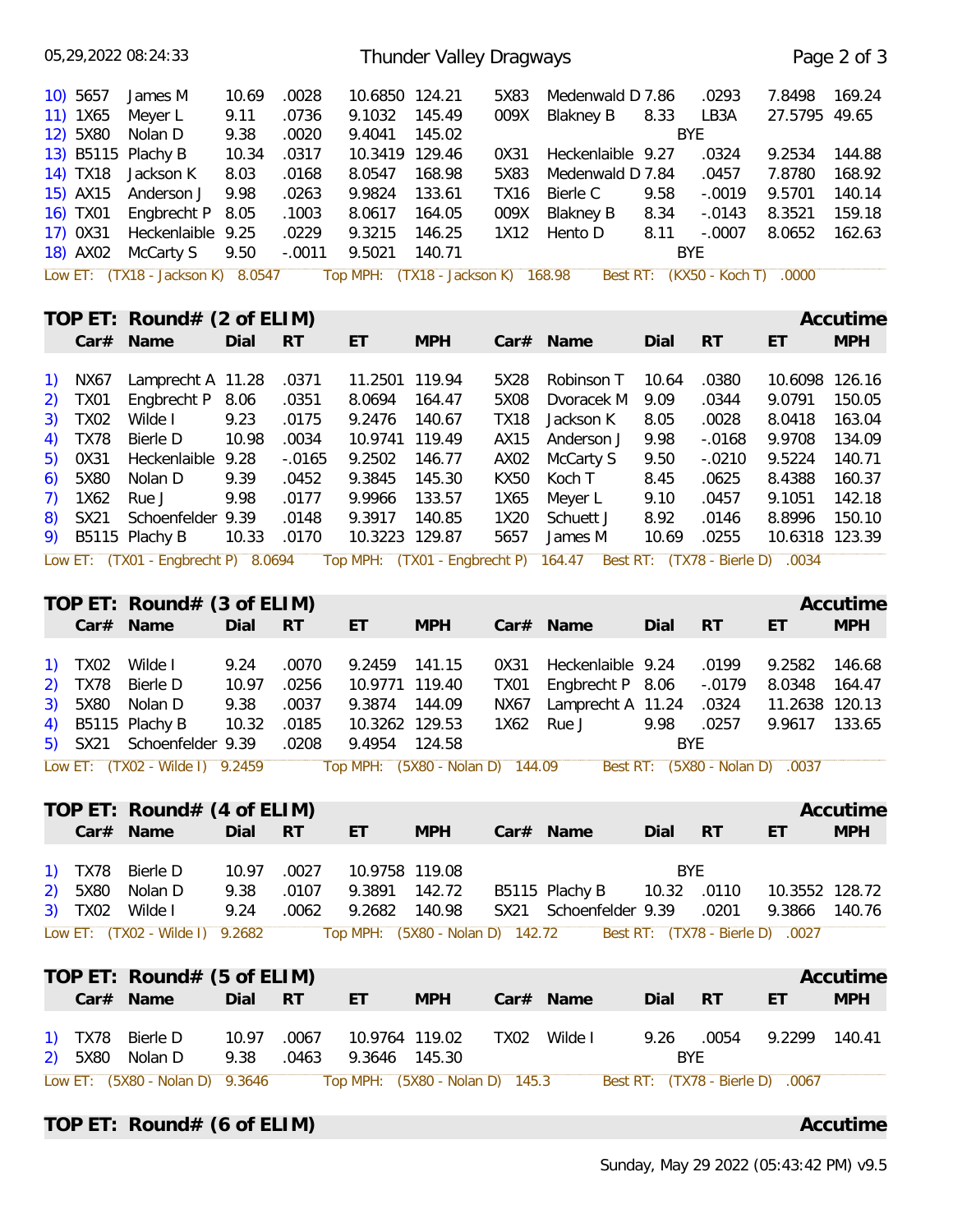| | Car# | Name | Dial | RT | ET | MPH | Car# | Name | Dial | RT | ET | MPH |
|---|---|---|---|---|---|---|---|---|---|---|---|---|
| 10) | 5657 | James M | 10.69 | .0028 | 10.6850 | 124.21 | 5X83 | Medenwald D | 7.86 | .0293 | 7.8498 | 169.24 |
| 11) | 1X65 | Meyer L | 9.11 | .0736 | 9.1032 | 145.49 | 009X | Blakney B | 8.33 | LB3A | 27.5795 | 49.65 |
| 12) | 5X80 | Nolan D | 9.38 | .0020 | 9.4041 | 145.02 | | | | BYE | | |
| 13) | B5115 | Plachy B | 10.34 | .0317 | 10.3419 | 129.46 | 0X31 | Heckenlaible | 9.27 | .0324 | 9.2534 | 144.88 |
| 14) | TX18 | Jackson K | 8.03 | .0168 | 8.0547 | 168.98 | 5X83 | Medenwald D | 7.84 | .0457 | 7.8780 | 168.92 |
| 15) | AX15 | Anderson J | 9.98 | .0263 | 9.9824 | 133.61 | TX16 | Bierle C | 9.58 | -.0019 | 9.5701 | 140.14 |
| 16) | TX01 | Engbrecht P | 8.05 | .1003 | 8.0617 | 164.05 | 009X | Blakney B | 8.34 | -.0143 | 8.3521 | 159.18 |
| 17) | 0X31 | Heckenlaible | 9.25 | .0229 | 9.3215 | 146.25 | 1X12 | Hento D | 8.11 | -.0007 | 8.0652 | 162.63 |
| 18) | AX02 | McCarty S | 9.50 | -.0011 | 9.5021 | 140.71 | | | | BYE | | |

Low ET: (TX18 - Jackson K) 8.0547 Top MPH: (TX18 - Jackson K) 168.98 Best RT: (KX50 - Koch T) .0000

## TOP ET: Round# (2 of ELIM) — Accutime

| | Car# | Name | Dial | RT | ET | MPH | Car# | Name | Dial | RT | ET | MPH |
|---|---|---|---|---|---|---|---|---|---|---|---|---|
| 1) | NX67 | Lamprecht A | 11.28 | .0371 | 11.2501 | 119.94 | 5X28 | Robinson T | 10.64 | .0380 | 10.6098 | 126.16 |
| 2) | TX01 | Engbrecht P | 8.06 | .0351 | 8.0694 | 164.47 | 5X08 | Dvoracek M | 9.09 | .0344 | 9.0791 | 150.05 |
| 3) | TX02 | Wilde I | 9.23 | .0175 | 9.2476 | 140.67 | TX18 | Jackson K | 8.05 | .0028 | 8.0418 | 163.04 |
| 4) | TX78 | Bierle D | 10.98 | .0034 | 10.9741 | 119.49 | AX15 | Anderson J | 9.98 | -.0168 | 9.9708 | 134.09 |
| 5) | 0X31 | Heckenlaible | 9.28 | -.0165 | 9.2502 | 146.77 | AX02 | McCarty S | 9.50 | -.0210 | 9.5224 | 140.71 |
| 6) | 5X80 | Nolan D | 9.39 | .0452 | 9.3845 | 145.30 | KX50 | Koch T | 8.45 | .0625 | 8.4388 | 160.37 |
| 7) | 1X62 | Rue J | 9.98 | .0177 | 9.9966 | 133.57 | 1X65 | Meyer L | 9.10 | .0457 | 9.1051 | 142.18 |
| 8) | SX21 | Schoenfelder | 9.39 | .0148 | 9.3917 | 140.85 | 1X20 | Schuett J | 8.92 | .0146 | 8.8996 | 150.10 |
| 9) | B5115 | Plachy B | 10.33 | .0170 | 10.3223 | 129.87 | 5657 | James M | 10.69 | .0255 | 10.6318 | 123.39 |

Low ET: (TX01 - Engbrecht P) 8.0694 Top MPH: (TX01 - Engbrecht P) 164.47 Best RT: (TX78 - Bierle D) .0034

## TOP ET: Round# (3 of ELIM) — Accutime

| | Car# | Name | Dial | RT | ET | MPH | Car# | Name | Dial | RT | ET | MPH |
|---|---|---|---|---|---|---|---|---|---|---|---|---|
| 1) | TX02 | Wilde I | 9.24 | .0070 | 9.2459 | 141.15 | 0X31 | Heckenlaible | 9.24 | .0199 | 9.2582 | 146.68 |
| 2) | TX78 | Bierle D | 10.97 | .0256 | 10.9771 | 119.40 | TX01 | Engbrecht P | 8.06 | -.0179 | 8.0348 | 164.47 |
| 3) | 5X80 | Nolan D | 9.38 | .0037 | 9.3874 | 144.09 | NX67 | Lamprecht A | 11.24 | .0324 | 11.2638 | 120.13 |
| 4) | B5115 | Plachy B | 10.32 | .0185 | 10.3262 | 129.53 | 1X62 | Rue J | 9.98 | .0257 | 9.9617 | 133.65 |
| 5) | SX21 | Schoenfelder | 9.39 | .0208 | 9.4954 | 124.58 | | | | BYE | | |

Low ET: (TX02 - Wilde I) 9.2459 Top MPH: (5X80 - Nolan D) 144.09 Best RT: (5X80 - Nolan D) .0037

## TOP ET: Round# (4 of ELIM) — Accutime

| | Car# | Name | Dial | RT | ET | MPH | Car# | Name | Dial | RT | ET | MPH |
|---|---|---|---|---|---|---|---|---|---|---|---|---|
| 1) | TX78 | Bierle D | 10.97 | .0027 | 10.9758 | 119.08 | | | | BYE | | |
| 2) | 5X80 | Nolan D | 9.38 | .0107 | 9.3891 | 142.72 | B5115 | Plachy B | 10.32 | .0110 | 10.3552 | 128.72 |
| 3) | TX02 | Wilde I | 9.24 | .0062 | 9.2682 | 140.98 | SX21 | Schoenfelder | 9.39 | .0201 | 9.3866 | 140.76 |

Low ET: (TX02 - Wilde I) 9.2682 Top MPH: (5X80 - Nolan D) 142.72 Best RT: (TX78 - Bierle D) .0027

## TOP ET: Round# (5 of ELIM) — Accutime

| | Car# | Name | Dial | RT | ET | MPH | Car# | Name | Dial | RT | ET | MPH |
|---|---|---|---|---|---|---|---|---|---|---|---|---|
| 1) | TX78 | Bierle D | 10.97 | .0067 | 10.9764 | 119.02 | TX02 | Wilde I | 9.26 | .0054 | 9.2299 | 140.41 |
| 2) | 5X80 | Nolan D | 9.38 | .0463 | 9.3646 | 145.30 | | | | BYE | | |

Low ET: (5X80 - Nolan D) 9.3646 Top MPH: (5X80 - Nolan D) 145.3 Best RT: (TX78 - Bierle D) .0067

## TOP ET: Round# (6 of ELIM) — Accutime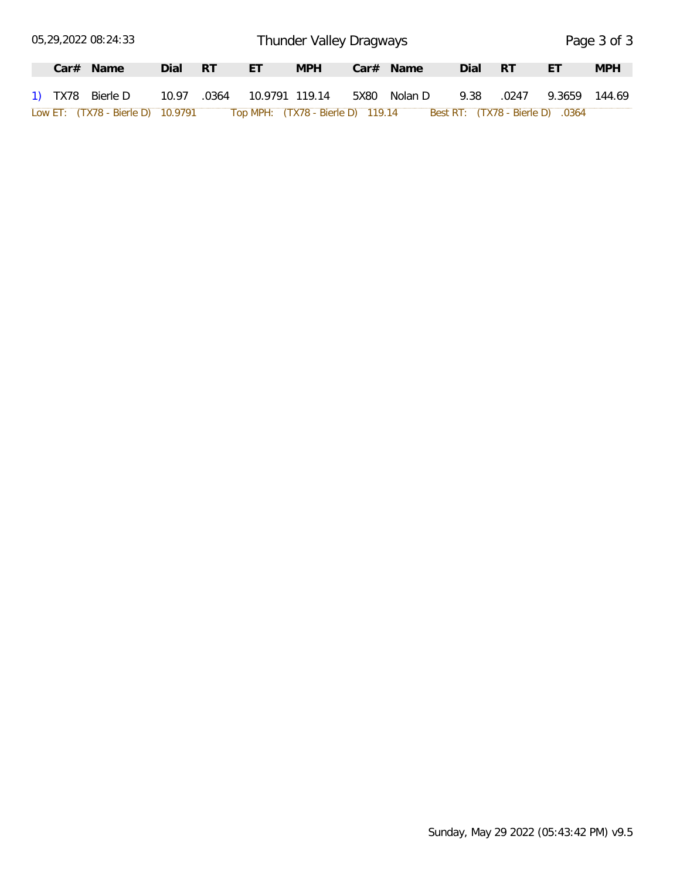| | Car# | Name | Dial | RT | ET | MPH | Car# | Name | Dial | RT | ET | MPH |
|---|---|---|---|---|---|---|---|---|---|---|---|---|
| 1) | TX78 | Bierle D | 10.97 | .0364 | 10.9791 | 119.14 | 5X80 | Nolan D | 9.38 | .0247 | 9.3659 | 144.69 |

Low ET: (TX78 - Bierle D) 10.9791 Top MPH: (TX78 - Bierle D) 119.14 Best RT: (TX78 - Bierle D) .0364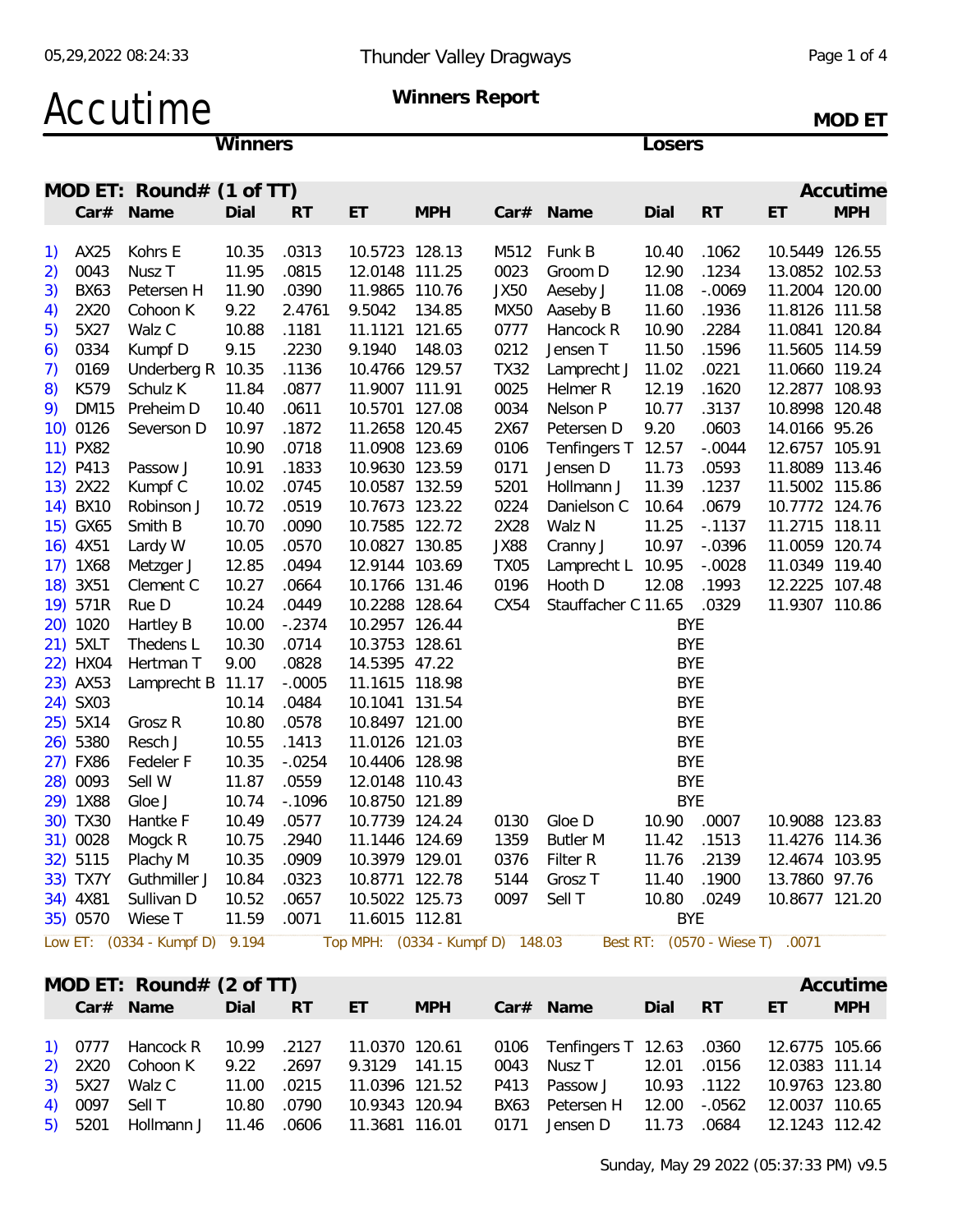# Accutime

**Thunder Valley Dragways**

**Winners Report**

**MOD ET**

## MOD ET: Round# (1 of TT) — Accutime

| # | Car# | Name | Dial | RT | ET | MPH | Car# | Name | Dial | RT | ET | MPH |
|---|---|---|---|---|---|---|---|---|---|---|---|---|
| 1) | AX25 | Kohrs E | 10.35 | .0313 | 10.5723 | 128.13 | M512 | Funk B | 10.40 | .1062 | 10.5449 | 126.55 |
| 2) | 0043 | Nusz T | 11.95 | .0815 | 12.0148 | 111.25 | 0023 | Groom D | 12.90 | .1234 | 13.0852 | 102.53 |
| 3) | BX63 | Petersen H | 11.90 | .0390 | 11.9865 | 110.76 | JX50 | Aeseby J | 11.08 | -.0069 | 11.2004 | 120.00 |
| 4) | 2X20 | Cohoon K | 9.22 | 2.4761 | 9.5042 | 134.85 | MX50 | Aaseby B | 11.60 | .1936 | 11.8126 | 111.58 |
| 5) | 5X27 | Walz C | 10.88 | .1181 | 11.1121 | 121.65 | 0777 | Hancock R | 10.90 | .2284 | 11.0841 | 120.84 |
| 6) | 0334 | Kumpf D | 9.15 | .2230 | 9.1940 | 148.03 | 0212 | Jensen T | 11.50 | .1596 | 11.5605 | 114.59 |
| 7) | 0169 | Underberg R | 10.35 | .1136 | 10.4766 | 129.57 | TX32 | Lamprecht J | 11.02 | .0221 | 11.0660 | 119.24 |
| 8) | K579 | Schulz K | 11.84 | .0877 | 11.9007 | 111.91 | 0025 | Helmer R | 12.19 | .1620 | 12.2877 | 108.93 |
| 9) | DM15 | Preheim D | 10.40 | .0611 | 10.5701 | 127.08 | 0034 | Nelson P | 10.77 | .3137 | 10.8998 | 120.48 |
| 10) | 0126 | Severson D | 10.97 | .1872 | 11.2658 | 120.45 | 2X67 | Petersen D | 9.20 | .0603 | 14.0166 | 95.26 |
| 11) | PX82 | | 10.90 | .0718 | 11.0908 | 123.69 | 0106 | Tenfingers T | 12.57 | -.0044 | 12.6757 | 105.91 |
| 12) | P413 | Passow J | 10.91 | .1833 | 10.9630 | 123.59 | 0171 | Jensen D | 11.73 | .0593 | 11.8089 | 113.46 |
| 13) | 2X22 | Kumpf C | 10.02 | .0745 | 10.0587 | 132.59 | 5201 | Hollmann J | 11.39 | .1237 | 11.5002 | 115.86 |
| 14) | BX10 | Robinson J | 10.72 | .0519 | 10.7673 | 123.22 | 0224 | Danielson C | 10.64 | .0679 | 10.7772 | 124.76 |
| 15) | GX65 | Smith B | 10.70 | .0090 | 10.7585 | 122.72 | 2X28 | Walz N | 11.25 | -.1137 | 11.2715 | 118.11 |
| 16) | 4X51 | Lardy W | 10.05 | .0570 | 10.0827 | 130.85 | JX88 | Cranny J | 10.97 | -.0396 | 11.0059 | 120.74 |
| 17) | 1X68 | Metzger J | 12.85 | .0494 | 12.9144 | 103.69 | TX05 | Lamprecht L | 10.95 | -.0028 | 11.0349 | 119.40 |
| 18) | 3X51 | Clement C | 10.27 | .0664 | 10.1766 | 131.46 | 0196 | Hooth D | 12.08 | .1993 | 12.2225 | 107.48 |
| 19) | 571R | Rue D | 10.24 | .0449 | 10.2288 | 128.64 | CX54 | Stauffacher C | 11.65 | .0329 | 11.9307 | 110.86 |
| 20) | 1020 | Hartley B | 10.00 | -.2374 | 10.2957 | 126.44 | | | | BYE | | |
| 21) | 5XLT | Thedens L | 10.30 | .0714 | 10.3753 | 128.61 | | | | BYE | | |
| 22) | HX04 | Hertman T | 9.00 | .0828 | 14.5395 | 47.22 | | | | BYE | | |
| 23) | AX53 | Lamprecht B | 11.17 | -.0005 | 11.1615 | 118.98 | | | | BYE | | |
| 24) | SX03 | | 10.14 | .0484 | 10.1041 | 131.54 | | | | BYE | | |
| 25) | 5X14 | Grosz R | 10.80 | .0578 | 10.8497 | 121.00 | | | | BYE | | |
| 26) | 5380 | Resch J | 10.55 | .1413 | 11.0126 | 121.03 | | | | BYE | | |
| 27) | FX86 | Fedeler F | 10.35 | -.0254 | 10.4406 | 128.98 | | | | BYE | | |
| 28) | 0093 | Sell W | 11.87 | .0559 | 12.0148 | 110.43 | | | | BYE | | |
| 29) | 1X88 | Gloe J | 10.74 | -.1096 | 10.8750 | 121.89 | | | | BYE | | |
| 30) | TX30 | Hantke F | 10.49 | .0577 | 10.7739 | 124.24 | 0130 | Gloe D | 10.90 | .0007 | 10.9088 | 123.83 |
| 31) | 0028 | Mogck R | 10.75 | .2940 | 11.1446 | 124.69 | 1359 | Butler M | 11.42 | .1513 | 11.4276 | 114.36 |
| 32) | 5115 | Plachy M | 10.35 | .0909 | 10.3979 | 129.01 | 0376 | Filter R | 11.76 | .2139 | 12.4674 | 103.95 |
| 33) | TX7Y | Guthmiller J | 10.84 | .0323 | 10.8771 | 122.78 | 5144 | Grosz T | 11.40 | .1900 | 13.7860 | 97.76 |
| 34) | 4X81 | Sullivan D | 10.52 | .0657 | 10.5022 | 125.73 | 0097 | Sell T | 10.80 | .0249 | 10.8677 | 121.20 |
| 35) | 0570 | Wiese T | 11.59 | .0071 | 11.6015 | 112.81 | | | | BYE | | |

Low ET: (0334 - Kumpf D) 9.194 Top MPH: (0334 - Kumpf D) 148.03 Best RT: (0570 - Wiese T) .0071

## MOD ET: Round# (2 of TT) — Accutime

| # | Car# | Name | Dial | RT | ET | MPH | Car# | Name | Dial | RT | ET | MPH |
|---|---|---|---|---|---|---|---|---|---|---|---|---|
| 1) | 0777 | Hancock R | 10.99 | .2127 | 11.0370 | 120.61 | 0106 | Tenfingers T | 12.63 | .0360 | 12.6775 | 105.66 |
| 2) | 2X20 | Cohoon K | 9.22 | .2697 | 9.3129 | 141.15 | 0043 | Nusz T | 12.01 | .0156 | 12.0383 | 111.14 |
| 3) | 5X27 | Walz C | 11.00 | .0215 | 11.0396 | 121.52 | P413 | Passow J | 10.93 | .1122 | 10.9763 | 123.80 |
| 4) | 0097 | Sell T | 10.80 | .0790 | 10.9343 | 120.94 | BX63 | Petersen H | 12.00 | -.0562 | 12.0037 | 110.65 |
| 5) | 5201 | Hollmann J | 11.46 | .0606 | 11.3681 | 116.01 | 0171 | Jensen D | 11.73 | .0684 | 12.1243 | 112.42 |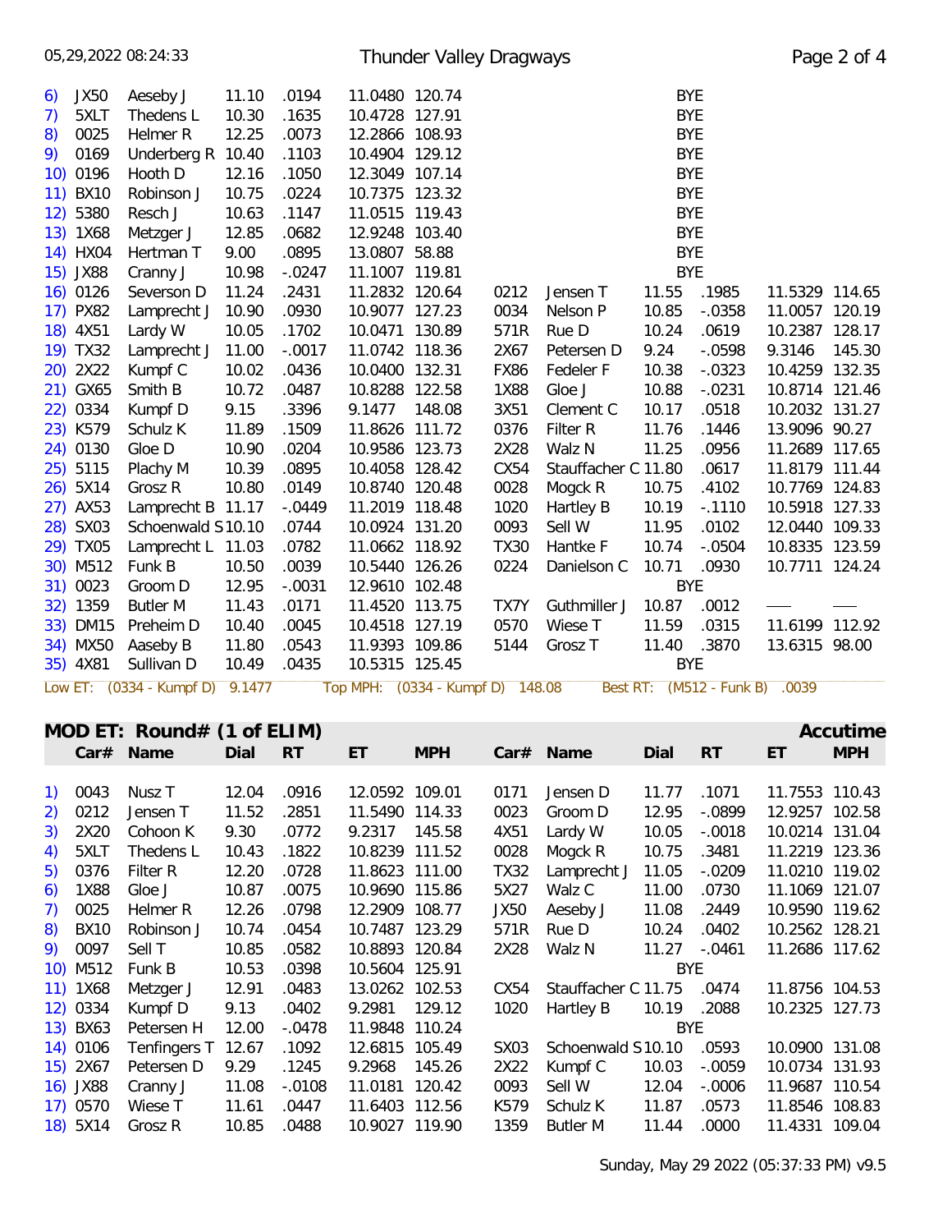| # | Car# | Name | Dial | RT | ET | MPH | Car# | Name | Dial | RT | ET | MPH |
|---|---|---|---|---|---|---|---|---|---|---|---|---|
| 6) | JX50 | Aeseby J | 11.10 | .0194 | 11.0480 | 120.74 | | | BYE | | | |
| 7) | 5XLT | Thedens L | 10.30 | .1635 | 10.4728 | 127.91 | | | BYE | | | |
| 8) | 0025 | Helmer R | 12.25 | .0073 | 12.2866 | 108.93 | | | BYE | | | |
| 9) | 0169 | Underberg R | 10.40 | .1103 | 10.4904 | 129.12 | | | BYE | | | |
| 10) | 0196 | Hooth D | 12.16 | .1050 | 12.3049 | 107.14 | | | BYE | | | |
| 11) | BX10 | Robinson J | 10.75 | .0224 | 10.7375 | 123.32 | | | BYE | | | |
| 12) | 5380 | Resch J | 10.63 | .1147 | 11.0515 | 119.43 | | | BYE | | | |
| 13) | 1X68 | Metzger J | 12.85 | .0682 | 12.9248 | 103.40 | | | BYE | | | |
| 14) | HX04 | Hertman T | 9.00 | .0895 | 13.0807 | 58.88 | | | BYE | | | |
| 15) | JX88 | Cranny J | 10.98 | -.0247 | 11.1007 | 119.81 | | | BYE | | | |
| 16) | 0126 | Severson D | 11.24 | .2431 | 11.2832 | 120.64 | 0212 | Jensen T | 11.55 | .1985 | 11.5329 | 114.65 |
| 17) | PX82 | Lamprecht J | 10.90 | .0930 | 10.9077 | 127.23 | 0034 | Nelson P | 10.85 | -.0358 | 11.0057 | 120.19 |
| 18) | 4X51 | Lardy W | 10.05 | .1702 | 10.0471 | 130.89 | 571R | Rue D | 10.24 | .0619 | 10.2387 | 128.17 |
| 19) | TX32 | Lamprecht J | 11.00 | -.0017 | 11.0742 | 118.36 | 2X67 | Petersen D | 9.24 | -.0598 | 9.3146 | 145.30 |
| 20) | 2X22 | Kumpf C | 10.02 | .0436 | 10.0400 | 132.31 | FX86 | Fedeler F | 10.38 | -.0323 | 10.4259 | 132.35 |
| 21) | GX65 | Smith B | 10.72 | .0487 | 10.8288 | 122.58 | 1X88 | Gloe J | 10.88 | -.0231 | 10.8714 | 121.46 |
| 22) | 0334 | Kumpf D | 9.15 | .3396 | 9.1477 | 148.08 | 3X51 | Clement C | 10.17 | .0518 | 10.2032 | 131.27 |
| 23) | K579 | Schulz K | 11.89 | .1509 | 11.8626 | 111.72 | 0376 | Filter R | 11.76 | .1446 | 13.9096 | 90.27 |
| 24) | 0130 | Gloe D | 10.90 | .0204 | 10.9586 | 123.73 | 2X28 | Walz N | 11.25 | .0956 | 11.2689 | 117.65 |
| 25) | 5115 | Plachy M | 10.39 | .0895 | 10.4058 | 128.42 | CX54 | Stauffacher C | 11.80 | .0617 | 11.8179 | 111.44 |
| 26) | 5X14 | Grosz R | 10.80 | .0149 | 10.8740 | 120.48 | 0028 | Mogck R | 10.75 | .4102 | 10.7769 | 124.83 |
| 27) | AX53 | Lamprecht B | 11.17 | -.0449 | 11.2019 | 118.48 | 1020 | Hartley B | 10.19 | -.1110 | 10.5918 | 127.33 |
| 28) | SX03 | Schoenwald S | 10.10 | .0744 | 10.0924 | 131.20 | 0093 | Sell W | 11.95 | .0102 | 12.0440 | 109.33 |
| 29) | TX05 | Lamprecht L | 11.03 | .0782 | 11.0662 | 118.92 | TX30 | Hantke F | 10.74 | -.0504 | 10.8335 | 123.59 |
| 30) | M512 | Funk B | 10.50 | .0039 | 10.5440 | 126.26 | 0224 | Danielson C | 10.71 | .0930 | 10.7711 | 124.24 |
| 31) | 0023 | Groom D | 12.95 | -.0031 | 12.9610 | 102.48 | | | BYE | | | |
| 32) | 1359 | Butler M | 11.43 | .0171 | 11.4520 | 113.75 | TX7Y | Guthmiller J | 10.87 | .0012 | — | — |
| 33) | DM15 | Preheim D | 10.40 | .0045 | 10.4518 | 127.19 | 0570 | Wiese T | 11.59 | .0315 | 11.6199 | 112.92 |
| 34) | MX50 | Aaseby B | 11.80 | .0543 | 11.9393 | 109.86 | 5144 | Grosz T | 11.40 | .3870 | 13.6315 | 98.00 |
| 35) | 4X81 | Sullivan D | 10.49 | .0435 | 10.5315 | 125.45 | | | BYE | | | |

Low ET: (0334 - Kumpf D) 9.1477 Top MPH: (0334 - Kumpf D) 148.08 Best RT: (M512 - Funk B) .0039

## MOD ET: Round# (1 of ELIM) — Accutime

| # | Car# | Name | Dial | RT | ET | MPH | Car# | Name | Dial | RT | ET | MPH |
|---|---|---|---|---|---|---|---|---|---|---|---|---|
| 1) | 0043 | Nusz T | 12.04 | .0916 | 12.0592 | 109.01 | 0171 | Jensen D | 11.77 | .1071 | 11.7553 | 110.43 |
| 2) | 0212 | Jensen T | 11.52 | .2851 | 11.5490 | 114.33 | 0023 | Groom D | 12.95 | -.0899 | 12.9257 | 102.58 |
| 3) | 2X20 | Cohoon K | 9.30 | .0772 | 9.2317 | 145.58 | 4X51 | Lardy W | 10.05 | -.0018 | 10.0214 | 131.04 |
| 4) | 5XLT | Thedens L | 10.43 | .1822 | 10.8239 | 111.52 | 0028 | Mogck R | 10.75 | .3481 | 11.2219 | 123.36 |
| 5) | 0376 | Filter R | 12.20 | .0728 | 11.8623 | 111.00 | TX32 | Lamprecht J | 11.05 | -.0209 | 11.0210 | 119.02 |
| 6) | 1X88 | Gloe J | 10.87 | .0075 | 10.9690 | 115.86 | 5X27 | Walz C | 11.00 | .0730 | 11.1069 | 121.07 |
| 7) | 0025 | Helmer R | 12.26 | .0798 | 12.2909 | 108.77 | JX50 | Aeseby J | 11.08 | .2449 | 10.9590 | 119.62 |
| 8) | BX10 | Robinson J | 10.74 | .0454 | 10.7487 | 123.29 | 571R | Rue D | 10.24 | .0402 | 10.2562 | 128.21 |
| 9) | 0097 | Sell T | 10.85 | .0582 | 10.8893 | 120.84 | 2X28 | Walz N | 11.27 | -.0461 | 11.2686 | 117.62 |
| 10) | M512 | Funk B | 10.53 | .0398 | 10.5604 | 125.91 | | | BYE | | | |
| 11) | 1X68 | Metzger J | 12.91 | .0483 | 13.0262 | 102.53 | CX54 | Stauffacher C | 11.75 | .0474 | 11.8756 | 104.53 |
| 12) | 0334 | Kumpf D | 9.13 | .0402 | 9.2981 | 129.12 | 1020 | Hartley B | 10.19 | .2088 | 10.2325 | 127.73 |
| 13) | BX63 | Petersen H | 12.00 | -.0478 | 11.9848 | 110.24 | | | BYE | | | |
| 14) | 0106 | Tenfingers T | 12.67 | .1092 | 12.6815 | 105.49 | SX03 | Schoenwald S | 10.10 | .0593 | 10.0900 | 131.08 |
| 15) | 2X67 | Petersen D | 9.29 | .1245 | 9.2968 | 145.26 | 2X22 | Kumpf C | 10.03 | -.0059 | 10.0734 | 131.93 |
| 16) | JX88 | Cranny J | 11.08 | -.0108 | 11.0181 | 120.42 | 0093 | Sell W | 12.04 | -.0006 | 11.9687 | 110.54 |
| 17) | 0570 | Wiese T | 11.61 | .0447 | 11.6403 | 112.56 | K579 | Schulz K | 11.87 | .0573 | 11.8546 | 108.83 |
| 18) | 5X14 | Grosz R | 10.85 | .0488 | 10.9027 | 119.90 | 1359 | Butler M | 11.44 | .0000 | 11.4331 | 109.04 |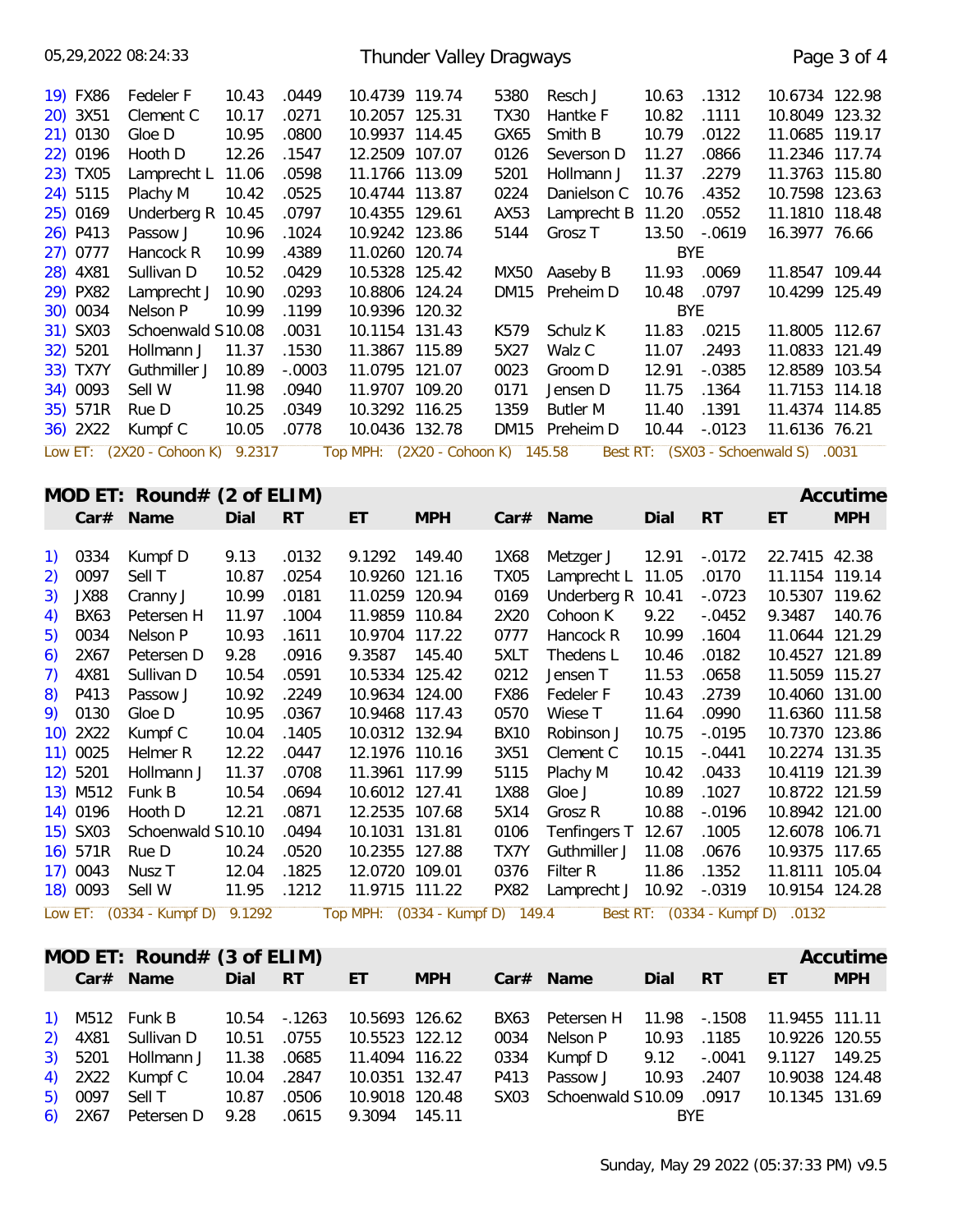| # | Car# | Name | Dial | RT | ET | MPH | Car# | Name | Dial | RT | ET | MPH |
|---|---|---|---|---|---|---|---|---|---|---|---|---|
| 19) | FX86 | Fedeler F | 10.43 | .0449 | 10.4739 | 119.74 | 5380 | Resch J | 10.63 | .1312 | 10.6734 | 122.98 |
| 20) | 3X51 | Clement C | 10.17 | .0271 | 10.2057 | 125.31 | TX30 | Hantke F | 10.82 | .1111 | 10.8049 | 123.32 |
| 21) | 0130 | Gloe D | 10.95 | .0800 | 10.9937 | 114.45 | GX65 | Smith B | 10.79 | .0122 | 11.0685 | 119.17 |
| 22) | 0196 | Hooth D | 12.26 | .1547 | 12.2509 | 107.07 | 0126 | Severson D | 11.27 | .0866 | 11.2346 | 117.74 |
| 23) | TX05 | Lamprecht L | 11.06 | .0598 | 11.1766 | 113.09 | 5201 | Hollmann J | 11.37 | .2279 | 11.3763 | 115.80 |
| 24) | 5115 | Plachy M | 10.42 | .0525 | 10.4744 | 113.87 | 0224 | Danielson C | 10.76 | .4352 | 10.7598 | 123.63 |
| 25) | 0169 | Underberg R | 10.45 | .0797 | 10.4355 | 129.61 | AX53 | Lamprecht B | 11.20 | .0552 | 11.1810 | 118.48 |
| 26) | P413 | Passow J | 10.96 | .1024 | 10.9242 | 123.86 | 5144 | Grosz T | 13.50 | -.0619 | 16.3977 | 76.66 |
| 27) | 0777 | Hancock R | 10.99 | .4389 | 11.0260 | 120.74 | | | BYE | | | |
| 28) | 4X81 | Sullivan D | 10.52 | .0429 | 10.5328 | 125.42 | MX50 | Aaseby B | 11.93 | .0069 | 11.8547 | 109.44 |
| 29) | PX82 | Lamprecht J | 10.90 | .0293 | 10.8806 | 124.24 | DM15 | Preheim D | 10.48 | .0797 | 10.4299 | 125.49 |
| 30) | 0034 | Nelson P | 10.99 | .1199 | 10.9396 | 120.32 | | | BYE | | | |
| 31) | SX03 | Schoenwald S | 10.08 | .0031 | 10.1154 | 131.43 | K579 | Schulz K | 11.83 | .0215 | 11.8005 | 112.67 |
| 32) | 5201 | Hollmann J | 11.37 | .1530 | 11.3867 | 115.89 | 5X27 | Walz C | 11.07 | .2493 | 11.0833 | 121.49 |
| 33) | TX7Y | Guthmiller J | 10.89 | -.0003 | 11.0795 | 121.07 | 0023 | Groom D | 12.91 | -.0385 | 12.8589 | 103.54 |
| 34) | 0093 | Sell W | 11.98 | .0940 | 11.9707 | 109.20 | 0171 | Jensen D | 11.75 | .1364 | 11.7153 | 114.18 |
| 35) | 571R | Rue D | 10.25 | .0349 | 10.3292 | 116.25 | 1359 | Butler M | 11.40 | .1391 | 11.4374 | 114.85 |
| 36) | 2X22 | Kumpf C | 10.05 | .0778 | 10.0436 | 132.78 | DM15 | Preheim D | 10.44 | -.0123 | 11.6136 | 76.21 |

Low ET: (2X20 - Cohoon K) 9.2317 Top MPH: (2X20 - Cohoon K) 145.58 Best RT: (SX03 - Schoenwald S) .0031

## MOD ET: Round# (2 of ELIM) — Accutime

| # | Car# | Name | Dial | RT | ET | MPH | Car# | Name | Dial | RT | ET | MPH |
|---|---|---|---|---|---|---|---|---|---|---|---|---|
| 1) | 0334 | Kumpf D | 9.13 | .0132 | 9.1292 | 149.40 | 1X68 | Metzger J | 12.91 | -.0172 | 22.7415 | 42.38 |
| 2) | 0097 | Sell T | 10.87 | .0254 | 10.9260 | 121.16 | TX05 | Lamprecht L | 11.05 | .0170 | 11.1154 | 119.14 |
| 3) | JX88 | Cranny J | 10.99 | .0181 | 11.0259 | 120.94 | 0169 | Underberg R | 10.41 | -.0723 | 10.5307 | 119.62 |
| 4) | BX63 | Petersen H | 11.97 | .1004 | 11.9859 | 110.84 | 2X20 | Cohoon K | 9.22 | -.0452 | 9.3487 | 140.76 |
| 5) | 0034 | Nelson P | 10.93 | .1611 | 10.9704 | 117.22 | 0777 | Hancock R | 10.99 | .1604 | 11.0644 | 121.29 |
| 6) | 2X67 | Petersen D | 9.28 | .0916 | 9.3587 | 145.40 | 5XLT | Thedens L | 10.46 | .0182 | 10.4527 | 121.89 |
| 7) | 4X81 | Sullivan D | 10.54 | .0591 | 10.5334 | 125.42 | 0212 | Jensen T | 11.53 | .0658 | 11.5059 | 115.27 |
| 8) | P413 | Passow J | 10.92 | .2249 | 10.9634 | 124.00 | FX86 | Fedeler F | 10.43 | .2739 | 10.4060 | 131.00 |
| 9) | 0130 | Gloe D | 10.95 | .0367 | 10.9468 | 117.43 | 0570 | Wiese T | 11.64 | .0990 | 11.6360 | 111.58 |
| 10) | 2X22 | Kumpf C | 10.04 | .1405 | 10.0312 | 132.94 | BX10 | Robinson J | 10.75 | -.0195 | 10.7370 | 123.86 |
| 11) | 0025 | Helmer R | 12.22 | .0447 | 12.1976 | 110.16 | 3X51 | Clement C | 10.15 | -.0441 | 10.2274 | 131.35 |
| 12) | 5201 | Hollmann J | 11.37 | .0708 | 11.3961 | 117.99 | 5115 | Plachy M | 10.42 | .0433 | 10.4119 | 121.39 |
| 13) | M512 | Funk B | 10.54 | .0694 | 10.6012 | 127.41 | 1X88 | Gloe J | 10.89 | .1027 | 10.8722 | 121.59 |
| 14) | 0196 | Hooth D | 12.21 | .0871 | 12.2535 | 107.68 | 5X14 | Grosz R | 10.88 | -.0196 | 10.8942 | 121.00 |
| 15) | SX03 | Schoenwald S | 10.10 | .0494 | 10.1031 | 131.81 | 0106 | Tenfingers T | 12.67 | .1005 | 12.6078 | 106.71 |
| 16) | 571R | Rue D | 10.24 | .0520 | 10.2355 | 127.88 | TX7Y | Guthmiller J | 11.08 | .0676 | 10.9375 | 117.65 |
| 17) | 0043 | Nusz T | 12.04 | .1825 | 12.0720 | 109.01 | 0376 | Filter R | 11.86 | .1352 | 11.8111 | 105.04 |
| 18) | 0093 | Sell W | 11.95 | .1212 | 11.9715 | 111.22 | PX82 | Lamprecht J | 10.92 | -.0319 | 10.9154 | 124.28 |

Low ET: (0334 - Kumpf D) 9.1292 Top MPH: (0334 - Kumpf D) 149.4 Best RT: (0334 - Kumpf D) .0132

## MOD ET: Round# (3 of ELIM) — Accutime

| # | Car# | Name | Dial | RT | ET | MPH | Car# | Name | Dial | RT | ET | MPH |
|---|---|---|---|---|---|---|---|---|---|---|---|---|
| 1) | M512 | Funk B | 10.54 | -.1263 | 10.5693 | 126.62 | BX63 | Petersen H | 11.98 | -.1508 | 11.9455 | 111.11 |
| 2) | 4X81 | Sullivan D | 10.51 | .0755 | 10.5523 | 122.12 | 0034 | Nelson P | 10.93 | .1185 | 10.9226 | 120.55 |
| 3) | 5201 | Hollmann J | 11.38 | .0685 | 11.4094 | 116.22 | 0334 | Kumpf D | 9.12 | -.0041 | 9.1127 | 149.25 |
| 4) | 2X22 | Kumpf C | 10.04 | .2847 | 10.0351 | 132.47 | P413 | Passow J | 10.93 | .2407 | 10.9038 | 124.48 |
| 5) | 0097 | Sell T | 10.87 | .0506 | 10.9018 | 120.48 | SX03 | Schoenwald S | 10.09 | .0917 | 10.1345 | 131.69 |
| 6) | 2X67 | Petersen D | 9.28 | .0615 | 9.3094 | 145.11 | | | BYE | | | |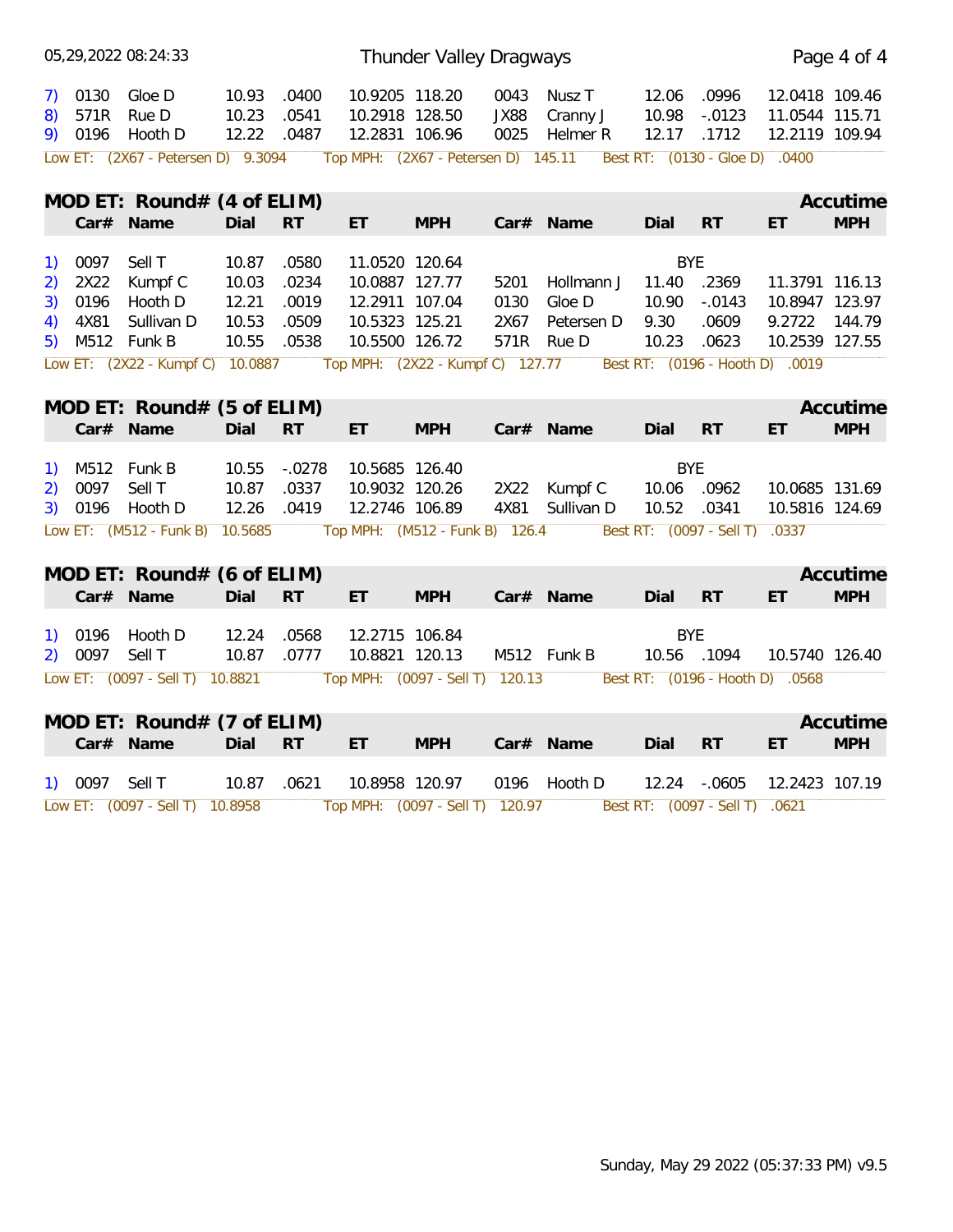| | Car# | Name | Dial | RT | ET | MPH | Car# | Name | Dial | RT | ET | MPH |
|---|---|---|---|---|---|---|---|---|---|---|---|---|
| 7) | 0130 | Gloe D | 10.93 | .0400 | 10.9205 | 118.20 | 0043 | Nusz T | 12.06 | .0996 | 12.0418 | 109.46 |
| 8) | 571R | Rue D | 10.23 | .0541 | 10.2918 | 128.50 | JX88 | Cranny J | 10.98 | -.0123 | 11.0544 | 115.71 |
| 9) | 0196 | Hooth D | 12.22 | .0487 | 12.2831 | 106.96 | 0025 | Helmer R | 12.17 | .1712 | 12.2119 | 109.94 |

Low ET: (2X67 - Petersen D) 9.3094 Top MPH: (2X67 - Petersen D) 145.11 Best RT: (0130 - Gloe D) .0400

## MOD ET: Round# (4 of ELIM)

Accutime

| | Car# | Name | Dial | RT | ET | MPH | Car# | Name | Dial | RT | ET | MPH |
|---|---|---|---|---|---|---|---|---|---|---|---|---|
| 1) | 0097 | Sell T | 10.87 | .0580 | 11.0520 | 120.64 | | | BYE | | | |
| 2) | 2X22 | Kumpf C | 10.03 | .0234 | 10.0887 | 127.77 | 5201 | Hollmann J | 11.40 | .2369 | 11.3791 | 116.13 |
| 3) | 0196 | Hooth D | 12.21 | .0019 | 12.2911 | 107.04 | 0130 | Gloe D | 10.90 | -.0143 | 10.8947 | 123.97 |
| 4) | 4X81 | Sullivan D | 10.53 | .0509 | 10.5323 | 125.21 | 2X67 | Petersen D | 9.30 | .0609 | 9.2722 | 144.79 |
| 5) | M512 | Funk B | 10.55 | .0538 | 10.5500 | 126.72 | 571R | Rue D | 10.23 | .0623 | 10.2539 | 127.55 |

Low ET: (2X22 - Kumpf C) 10.0887 Top MPH: (2X22 - Kumpf C) 127.77 Best RT: (0196 - Hooth D) .0019

## MOD ET: Round# (5 of ELIM)

Accutime

| | Car# | Name | Dial | RT | ET | MPH | Car# | Name | Dial | RT | ET | MPH |
|---|---|---|---|---|---|---|---|---|---|---|---|---|
| 1) | M512 | Funk B | 10.55 | -.0278 | 10.5685 | 126.40 | | | BYE | | | |
| 2) | 0097 | Sell T | 10.87 | .0337 | 10.9032 | 120.26 | 2X22 | Kumpf C | 10.06 | .0962 | 10.0685 | 131.69 |
| 3) | 0196 | Hooth D | 12.26 | .0419 | 12.2746 | 106.89 | 4X81 | Sullivan D | 10.52 | .0341 | 10.5816 | 124.69 |

Low ET: (M512 - Funk B) 10.5685 Top MPH: (M512 - Funk B) 126.4 Best RT: (0097 - Sell T) .0337

## MOD ET: Round# (6 of ELIM)

Accutime

| | Car# | Name | Dial | RT | ET | MPH | Car# | Name | Dial | RT | ET | MPH |
|---|---|---|---|---|---|---|---|---|---|---|---|---|
| 1) | 0196 | Hooth D | 12.24 | .0568 | 12.2715 | 106.84 | | | BYE | | | |
| 2) | 0097 | Sell T | 10.87 | .0777 | 10.8821 | 120.13 | M512 | Funk B | 10.56 | .1094 | 10.5740 | 126.40 |

Low ET: (0097 - Sell T) 10.8821 Top MPH: (0097 - Sell T) 120.13 Best RT: (0196 - Hooth D) .0568

## MOD ET: Round# (7 of ELIM)

Accutime

| | Car# | Name | Dial | RT | ET | MPH | Car# | Name | Dial | RT | ET | MPH |
|---|---|---|---|---|---|---|---|---|---|---|---|---|
| 1) | 0097 | Sell T | 10.87 | .0621 | 10.8958 | 120.97 | 0196 | Hooth D | 12.24 | -.0605 | 12.2423 | 107.19 |

Low ET: (0097 - Sell T) 10.8958 Top MPH: (0097 - Sell T) 120.97 Best RT: (0097 - Sell T) .0621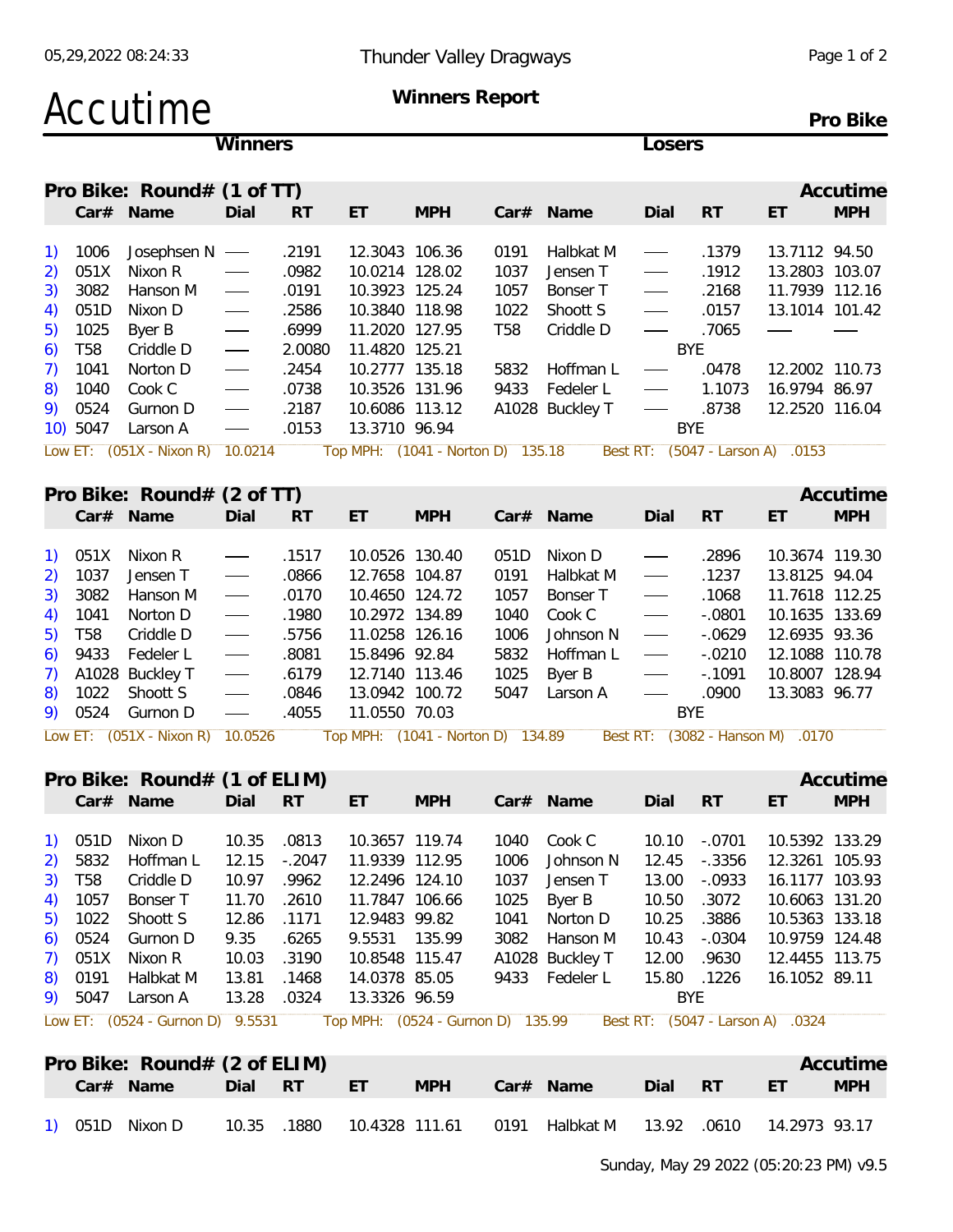# Accutime

**Winners Report**

**Pro Bike**

## Pro Bike: Round# (1 of TT)

| # | Car# | Name | Dial | RT | ET | MPH | Car# | Name | Dial | RT | ET | MPH |
|---|---|---|---|---|---|---|---|---|---|---|---|---|
| 1) | 1006 | Josephsen N | —— | .2191 | 12.3043 | 106.36 | 0191 | Halbkat M | —— | .1379 | 13.7112 | 94.50 |
| 2) | 051X | Nixon R | —— | .0982 | 10.0214 | 128.02 | 1037 | Jensen T | —— | .1912 | 13.2803 | 103.07 |
| 3) | 3082 | Hanson M | —— | .0191 | 10.3923 | 125.24 | 1057 | Bonser T | —— | .2168 | 11.7939 | 112.16 |
| 4) | 051D | Nixon D | —— | .2586 | 10.3840 | 118.98 | 1022 | Shoott S | —— | .0157 | 13.1014 | 101.42 |
| 5) | 1025 | Byer B | —— | .6999 | 11.2020 | 127.95 | T58 | Criddle D | —— | .7065 | —— | —— |
| 6) | T58 | Criddle D | —— | 2.0080 | 11.4820 | 125.21 | | | | BYE | | |
| 7) | 1041 | Norton D | —— | .2454 | 10.2777 | 135.18 | 5832 | Hoffman L | —— | .0478 | 12.2002 | 110.73 |
| 8) | 1040 | Cook C | —— | .0738 | 10.3526 | 131.96 | 9433 | Fedeler L | —— | 1.1073 | 16.9794 | 86.97 |
| 9) | 0524 | Gurnon D | —— | .2187 | 10.6086 | 113.12 | A1028 | Buckley T | —— | .8738 | 12.2520 | 116.04 |
| 10) | 5047 | Larson A | —— | .0153 | 13.3710 | 96.94 | | | | BYE | | |

Low ET: (051X - Nixon R) 10.0214 Top MPH: (1041 - Norton D) 135.18 Best RT: (5047 - Larson A) .0153

## Pro Bike: Round# (2 of TT)

| # | Car# | Name | Dial | RT | ET | MPH | Car# | Name | Dial | RT | ET | MPH |
|---|---|---|---|---|---|---|---|---|---|---|---|---|
| 1) | 051X | Nixon R | —— | .1517 | 10.0526 | 130.40 | 051D | Nixon D | —— | .2896 | 10.3674 | 119.30 |
| 2) | 1037 | Jensen T | —— | .0866 | 12.7658 | 104.87 | 0191 | Halbkat M | —— | .1237 | 13.8125 | 94.04 |
| 3) | 3082 | Hanson M | —— | .0170 | 10.4650 | 124.72 | 1057 | Bonser T | —— | .1068 | 11.7618 | 112.25 |
| 4) | 1041 | Norton D | —— | .1980 | 10.2972 | 134.89 | 1040 | Cook C | —— | -.0801 | 10.1635 | 133.69 |
| 5) | T58 | Criddle D | —— | .5756 | 11.0258 | 126.16 | 1006 | Johnson N | —— | -.0629 | 12.6935 | 93.36 |
| 6) | 9433 | Fedeler L | —— | .8081 | 15.8496 | 92.84 | 5832 | Hoffman L | —— | -.0210 | 12.1088 | 110.78 |
| 7) | A1028 | Buckley T | —— | .6179 | 12.7140 | 113.46 | 1025 | Byer B | —— | -.1091 | 10.8007 | 128.94 |
| 8) | 1022 | Shoott S | —— | .0846 | 13.0942 | 100.72 | 5047 | Larson A | —— | .0900 | 13.3083 | 96.77 |
| 9) | 0524 | Gurnon D | —— | .4055 | 11.0550 | 70.03 | | | | BYE | | |

Low ET: (051X - Nixon R) 10.0526 Top MPH: (1041 - Norton D) 134.89 Best RT: (3082 - Hanson M) .0170

## Pro Bike: Round# (1 of ELIM)

| # | Car# | Name | Dial | RT | ET | MPH | Car# | Name | Dial | RT | ET | MPH |
|---|---|---|---|---|---|---|---|---|---|---|---|---|
| 1) | 051D | Nixon D | 10.35 | .0813 | 10.3657 | 119.74 | 1040 | Cook C | 10.10 | -.0701 | 10.5392 | 133.29 |
| 2) | 5832 | Hoffman L | 12.15 | -.2047 | 11.9339 | 112.95 | 1006 | Johnson N | 12.45 | -.3356 | 12.3261 | 105.93 |
| 3) | T58 | Criddle D | 10.97 | .9962 | 12.2496 | 124.10 | 1037 | Jensen T | 13.00 | -.0933 | 16.1177 | 103.93 |
| 4) | 1057 | Bonser T | 11.70 | .2610 | 11.7847 | 106.66 | 1025 | Byer B | 10.50 | .3072 | 10.6063 | 131.20 |
| 5) | 1022 | Shoott S | 12.86 | .1171 | 12.9483 | 99.82 | 1041 | Norton D | 10.25 | .3886 | 10.5363 | 133.18 |
| 6) | 0524 | Gurnon D | 9.35 | .6265 | 9.5531 | 135.99 | 3082 | Hanson M | 10.43 | -.0304 | 10.9759 | 124.48 |
| 7) | 051X | Nixon R | 10.03 | .3190 | 10.8548 | 115.47 | A1028 | Buckley T | 12.00 | .9630 | 12.4455 | 113.75 |
| 8) | 0191 | Halbkat M | 13.81 | .1468 | 14.0378 | 85.05 | 9433 | Fedeler L | 15.80 | .1226 | 16.1052 | 89.11 |
| 9) | 5047 | Larson A | 13.28 | .0324 | 13.3326 | 96.59 | | | | BYE | | |

Low ET: (0524 - Gurnon D) 9.5531 Top MPH: (0524 - Gurnon D) 135.99 Best RT: (5047 - Larson A) .0324

## Pro Bike: Round# (2 of ELIM)

| # | Car# | Name | Dial | RT | ET | MPH | Car# | Name | Dial | RT | ET | MPH |
|---|---|---|---|---|---|---|---|---|---|---|---|---|
| 1) | 051D | Nixon D | 10.35 | .1880 | 10.4328 | 111.61 | 0191 | Halbkat M | 13.92 | .0610 | 14.2973 | 93.17 |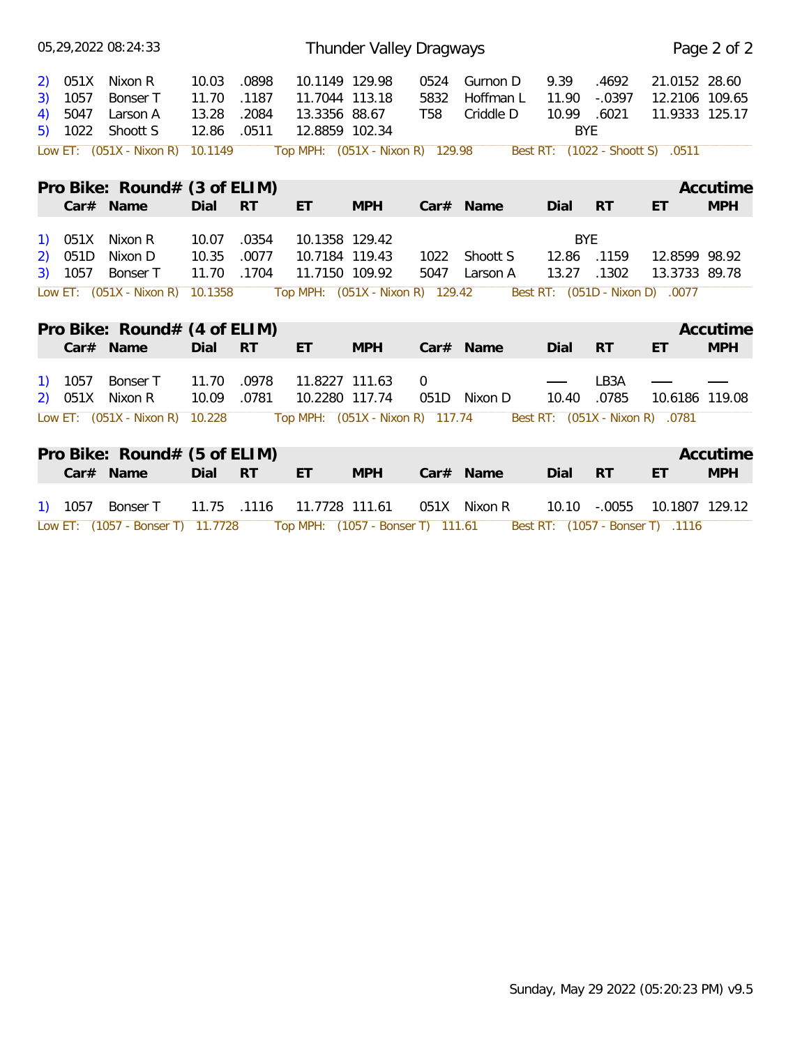| | Car# | Name | Dial | RT | ET | MPH | Car# | Name | Dial | RT | ET | MPH |
|---|---|---|---|---|---|---|---|---|---|---|---|---|
| 2) | 051X | Nixon R | 10.03 | .0898 | 10.1149 | 129.98 | 0524 | Gurnon D | 9.39 | .4692 | 21.0152 | 28.60 |
| 3) | 1057 | Bonser T | 11.70 | .1187 | 11.7044 | 113.18 | 5832 | Hoffman L | 11.90 | -.0397 | 12.2106 | 109.65 |
| 4) | 5047 | Larson A | 13.28 | .2084 | 13.3356 | 88.67 | T58 | Criddle D | 10.99 | .6021 | 11.9333 | 125.17 |
| 5) | 1022 | Shoott S | 12.86 | .0511 | 12.8859 | 102.34 | | | BYE | | | |

Low ET: (051X - Nixon R) 10.1149 Top MPH: (051X - Nixon R) 129.98 Best RT: (1022 - Shoott S) .0511

## Pro Bike: Round# (3 of ELIM) Accutime

| | Car# | Name | Dial | RT | ET | MPH | Car# | Name | Dial | RT | ET | MPH |
|---|---|---|---|---|---|---|---|---|---|---|---|---|
| 1) | 051X | Nixon R | 10.07 | .0354 | 10.1358 | 129.42 | | | BYE | | | |
| 2) | 051D | Nixon D | 10.35 | .0077 | 10.7184 | 119.43 | 1022 | Shoott S | 12.86 | .1159 | 12.8599 | 98.92 |
| 3) | 1057 | Bonser T | 11.70 | .1704 | 11.7150 | 109.92 | 5047 | Larson A | 13.27 | .1302 | 13.3733 | 89.78 |

Low ET: (051X - Nixon R) 10.1358 Top MPH: (051X - Nixon R) 129.42 Best RT: (051D - Nixon D) .0077

## Pro Bike: Round# (4 of ELIM) Accutime

| | Car# | Name | Dial | RT | ET | MPH | Car# | Name | Dial | RT | ET | MPH |
|---|---|---|---|---|---|---|---|---|---|---|---|---|
| 1) | 1057 | Bonser T | 11.70 | .0978 | 11.8227 | 111.63 | 0 | | — | LB3A | — | — |
| 2) | 051X | Nixon R | 10.09 | .0781 | 10.2280 | 117.74 | 051D | Nixon D | 10.40 | .0785 | 10.6186 | 119.08 |

Low ET: (051X - Nixon R) 10.228 Top MPH: (051X - Nixon R) 117.74 Best RT: (051X - Nixon R) .0781

## Pro Bike: Round# (5 of ELIM) Accutime

| | Car# | Name | Dial | RT | ET | MPH | Car# | Name | Dial | RT | ET | MPH |
|---|---|---|---|---|---|---|---|---|---|---|---|---|
| 1) | 1057 | Bonser T | 11.75 | .1116 | 11.7728 | 111.61 | 051X | Nixon R | 10.10 | -.0055 | 10.1807 | 129.12 |

Low ET: (1057 - Bonser T) 11.7728 Top MPH: (1057 - Bonser T) 111.61 Best RT: (1057 - Bonser T) .1116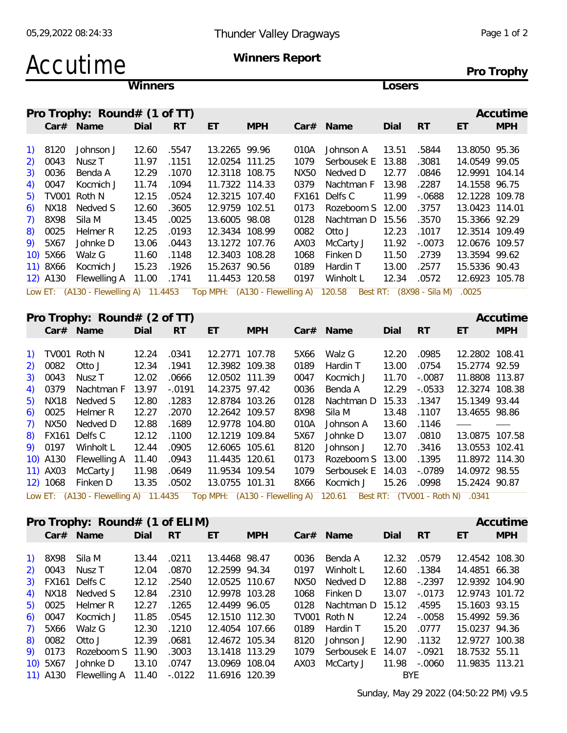# Accutime

**Thunder Valley Dragways**

**Winners Report**

**Pro Trophy**

## Pro Trophy: Round# (1 of TT)

| | Winners Car# | Name | Dial | RT | ET | MPH | Losers Car# | Name | Dial | RT | ET | MPH |
|---|---|---|---|---|---|---|---|---|---|---|---|---|
| 1) | 8120 | Johnson J | 12.60 | .5547 | 13.2265 | 99.96 | 010A | Johnson A | 13.51 | .5844 | 13.8050 | 95.36 |
| 2) | 0043 | Nusz T | 11.97 | .1151 | 12.0254 | 111.25 | 1079 | Serbousek E | 13.88 | .3081 | 14.0549 | 99.05 |
| 3) | 0036 | Benda A | 12.29 | .1070 | 12.3118 | 108.75 | NX50 | Nedved D | 12.77 | .0846 | 12.9991 | 104.14 |
| 4) | 0047 | Kocmich J | 11.74 | .1094 | 11.7322 | 114.33 | 0379 | Nachtman F | 13.98 | .2287 | 14.1558 | 96.75 |
| 5) | TV001 | Roth N | 12.15 | .0524 | 12.3215 | 107.40 | FX161 | Delfs C | 11.99 | -.0688 | 12.1228 | 109.78 |
| 6) | NX18 | Nedved S | 12.60 | .3605 | 12.9759 | 102.51 | 0173 | Rozeboom S | 12.00 | .3757 | 13.0423 | 114.01 |
| 7) | 8X98 | Sila M | 13.45 | .0025 | 13.6005 | 98.08 | 0128 | Nachtman D | 15.56 | .3570 | 15.3366 | 92.29 |
| 8) | 0025 | Helmer R | 12.25 | .0193 | 12.3434 | 108.99 | 0082 | Otto J | 12.23 | .1017 | 12.3514 | 109.49 |
| 9) | 5X67 | Johnke D | 13.06 | .0443 | 13.1272 | 107.76 | AX03 | McCarty J | 11.92 | -.0073 | 12.0676 | 109.57 |
| 10) | 5X66 | Walz G | 11.60 | .1148 | 12.3403 | 108.28 | 1068 | Finken D | 11.50 | .2739 | 13.3594 | 99.62 |
| 11) | 8X66 | Kocmich J | 15.23 | .1926 | 15.2637 | 90.56 | 0189 | Hardin T | 13.00 | .2577 | 15.5336 | 90.43 |
| 12) | A130 | Flewelling A | 11.00 | .1741 | 11.4453 | 120.58 | 0197 | Winholt L | 12.34 | .0572 | 12.6923 | 105.78 |

Low ET: (A130 - Flewelling A) 11.4453 Top MPH: (A130 - Flewelling A) 120.58 Best RT: (8X98 - Sila M) .0025

## Pro Trophy: Round# (2 of TT)

| | Winners Car# | Name | Dial | RT | ET | MPH | Losers Car# | Name | Dial | RT | ET | MPH |
|---|---|---|---|---|---|---|---|---|---|---|---|---|
| 1) | TV001 | Roth N | 12.24 | .0341 | 12.2771 | 107.78 | 5X66 | Walz G | 12.20 | .0985 | 12.2802 | 108.41 |
| 2) | 0082 | Otto J | 12.34 | .1941 | 12.3982 | 109.38 | 0189 | Hardin T | 13.00 | .0754 | 15.2774 | 92.59 |
| 3) | 0043 | Nusz T | 12.02 | .0666 | 12.0502 | 111.39 | 0047 | Kocmich J | 11.70 | -.0087 | 11.8808 | 113.87 |
| 4) | 0379 | Nachtman F | 13.97 | -.0191 | 14.2375 | 97.42 | 0036 | Benda A | 12.29 | -.0533 | 12.3274 | 108.38 |
| 5) | NX18 | Nedved S | 12.80 | .1283 | 12.8784 | 103.26 | 0128 | Nachtman D | 15.33 | .1347 | 15.1349 | 93.44 |
| 6) | 0025 | Helmer R | 12.27 | .2070 | 12.2642 | 109.57 | 8X98 | Sila M | 13.48 | .1107 | 13.4655 | 98.86 |
| 7) | NX50 | Nedved D | 12.88 | .1689 | 12.9778 | 104.80 | 010A | Johnson A | 13.60 | .1146 | — | — |
| 8) | FX161 | Delfs C | 12.12 | .1100 | 12.1219 | 109.84 | 5X67 | Johnke D | 13.07 | .0810 | 13.0875 | 107.58 |
| 9) | 0197 | Winholt L | 12.44 | .0905 | 12.6065 | 105.61 | 8120 | Johnson J | 12.70 | .3416 | 13.0553 | 102.41 |
| 10) | A130 | Flewelling A | 11.40 | .0943 | 11.4435 | 120.61 | 0173 | Rozeboom S | 13.00 | .1395 | 11.8972 | 114.30 |
| 11) | AX03 | McCarty J | 11.98 | .0649 | 11.9534 | 109.54 | 1079 | Serbousek E | 14.03 | -.0789 | 14.0972 | 98.55 |
| 12) | 1068 | Finken D | 13.35 | .0502 | 13.0755 | 101.31 | 8X66 | Kocmich J | 15.26 | .0998 | 15.2424 | 90.87 |

Low ET: (A130 - Flewelling A) 11.4435 Top MPH: (A130 - Flewelling A) 120.61 Best RT: (TV001 - Roth N) .0341

## Pro Trophy: Round# (1 of ELIM)

| | Winners Car# | Name | Dial | RT | ET | MPH | Losers Car# | Name | Dial | RT | ET | MPH |
|---|---|---|---|---|---|---|---|---|---|---|---|---|
| 1) | 8X98 | Sila M | 13.44 | .0211 | 13.4468 | 98.47 | 0036 | Benda A | 12.32 | .0579 | 12.4542 | 108.30 |
| 2) | 0043 | Nusz T | 12.04 | .0870 | 12.2599 | 94.34 | 0197 | Winholt L | 12.60 | .1384 | 14.4851 | 66.38 |
| 3) | FX161 | Delfs C | 12.12 | .2540 | 12.0525 | 110.67 | NX50 | Nedved D | 12.88 | -.2397 | 12.9392 | 104.90 |
| 4) | NX18 | Nedved S | 12.84 | .2310 | 12.9978 | 103.28 | 1068 | Finken D | 13.07 | -.0173 | 12.9743 | 101.72 |
| 5) | 0025 | Helmer R | 12.27 | .1265 | 12.4499 | 96.05 | 0128 | Nachtman D | 15.12 | .4595 | 15.1603 | 93.15 |
| 6) | 0047 | Kocmich J | 11.85 | .0545 | 12.1510 | 112.30 | TV001 | Roth N | 12.24 | -.0058 | 15.4992 | 59.36 |
| 7) | 5X66 | Walz G | 12.30 | .1210 | 12.4054 | 107.66 | 0189 | Hardin T | 15.20 | .0777 | 15.0237 | 94.36 |
| 8) | 0082 | Otto J | 12.39 | .0681 | 12.4672 | 105.34 | 8120 | Johnson J | 12.90 | .1132 | 12.9727 | 100.38 |
| 9) | 0173 | Rozeboom S | 11.90 | .3003 | 13.1418 | 113.29 | 1079 | Serbousek E | 14.07 | -.0921 | 18.7532 | 55.11 |
| 10) | 5X67 | Johnke D | 13.10 | .0747 | 13.0969 | 108.04 | AX03 | McCarty J | 11.98 | -.0060 | 11.9835 | 113.21 |
| 11) | A130 | Flewelling A | 11.40 | -.0122 | 11.6916 | 120.39 | | | BYE | | | |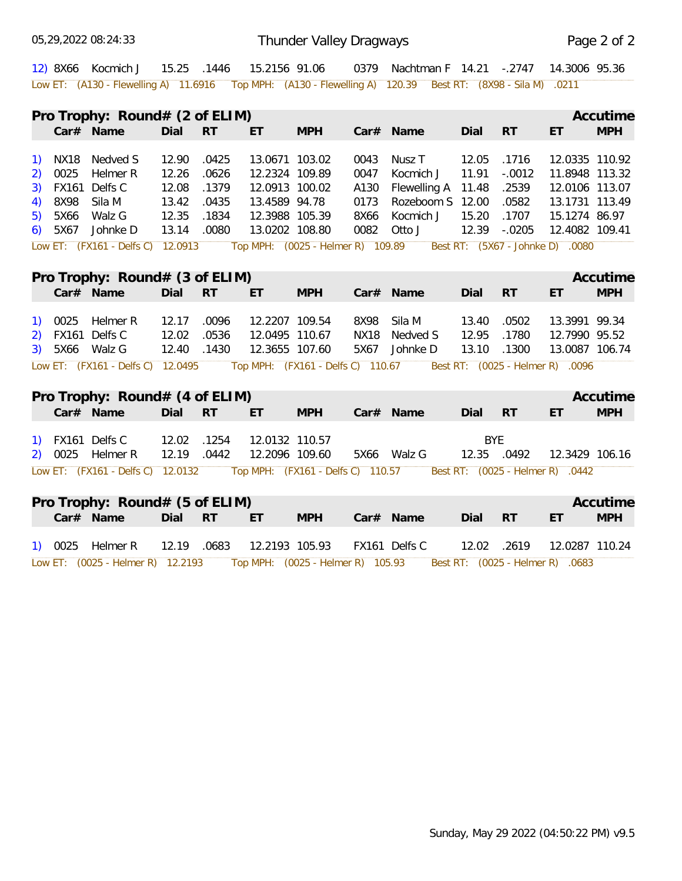| | Car# | Name | Dial | RT | ET | MPH | Car# | Name | Dial | RT | ET | MPH |
|---|---|---|---|---|---|---|---|---|---|---|---|---|
| 12) | 8X66 | Kocmich J | 15.25 | .1446 | 15.2156 | 91.06 | 0379 | Nachtman F | 14.21 | -.2747 | 14.3006 | 95.36 |

Low ET: (A130 - Flewelling A) 11.6916 Top MPH: (A130 - Flewelling A) 120.39 Best RT: (8X98 - Sila M) .0211

## Pro Trophy: Round# (2 of ELIM) — Accutime

| | Car# | Name | Dial | RT | ET | MPH | Car# | Name | Dial | RT | ET | MPH |
|---|---|---|---|---|---|---|---|---|---|---|---|---|
| 1) | NX18 | Nedved S | 12.90 | .0425 | 13.0671 | 103.02 | 0043 | Nusz T | 12.05 | .1716 | 12.0335 | 110.92 |
| 2) | 0025 | Helmer R | 12.26 | .0626 | 12.2324 | 109.89 | 0047 | Kocmich J | 11.91 | -.0012 | 11.8948 | 113.32 |
| 3) | FX161 | Delfs C | 12.08 | .1379 | 12.0913 | 100.02 | A130 | Flewelling A | 11.48 | .2539 | 12.0106 | 113.07 |
| 4) | 8X98 | Sila M | 13.42 | .0435 | 13.4589 | 94.78 | 0173 | Rozeboom S | 12.00 | .0582 | 13.1731 | 113.49 |
| 5) | 5X66 | Walz G | 12.35 | .1834 | 12.3988 | 105.39 | 8X66 | Kocmich J | 15.20 | .1707 | 15.1274 | 86.97 |
| 6) | 5X67 | Johnke D | 13.14 | .0080 | 13.0202 | 108.80 | 0082 | Otto J | 12.39 | -.0205 | 12.4082 | 109.41 |

Low ET: (FX161 - Delfs C) 12.0913 Top MPH: (0025 - Helmer R) 109.89 Best RT: (5X67 - Johnke D) .0080

## Pro Trophy: Round# (3 of ELIM) — Accutime

| | Car# | Name | Dial | RT | ET | MPH | Car# | Name | Dial | RT | ET | MPH |
|---|---|---|---|---|---|---|---|---|---|---|---|---|
| 1) | 0025 | Helmer R | 12.17 | .0096 | 12.2207 | 109.54 | 8X98 | Sila M | 13.40 | .0502 | 13.3991 | 99.34 |
| 2) | FX161 | Delfs C | 12.02 | .0536 | 12.0495 | 110.67 | NX18 | Nedved S | 12.95 | .1780 | 12.7990 | 95.52 |
| 3) | 5X66 | Walz G | 12.40 | .1430 | 12.3655 | 107.60 | 5X67 | Johnke D | 13.10 | .1300 | 13.0087 | 106.74 |

Low ET: (FX161 - Delfs C) 12.0495 Top MPH: (FX161 - Delfs C) 110.67 Best RT: (0025 - Helmer R) .0096

## Pro Trophy: Round# (4 of ELIM) — Accutime

| | Car# | Name | Dial | RT | ET | MPH | Car# | Name | Dial | RT | ET | MPH |
|---|---|---|---|---|---|---|---|---|---|---|---|---|
| 1) | FX161 | Delfs C | 12.02 | .1254 | 12.0132 | 110.57 | | | BYE | | | |
| 2) | 0025 | Helmer R | 12.19 | .0442 | 12.2096 | 109.60 | 5X66 | Walz G | 12.35 | .0492 | 12.3429 | 106.16 |

Low ET: (FX161 - Delfs C) 12.0132 Top MPH: (FX161 - Delfs C) 110.57 Best RT: (0025 - Helmer R) .0442

## Pro Trophy: Round# (5 of ELIM) — Accutime

| | Car# | Name | Dial | RT | ET | MPH | Car# | Name | Dial | RT | ET | MPH |
|---|---|---|---|---|---|---|---|---|---|---|---|---|
| 1) | 0025 | Helmer R | 12.19 | .0683 | 12.2193 | 105.93 | FX161 | Delfs C | 12.02 | .2619 | 12.0287 | 110.24 |

Low ET: (0025 - Helmer R) 12.2193 Top MPH: (0025 - Helmer R) 105.93 Best RT: (0025 - Helmer R) .0683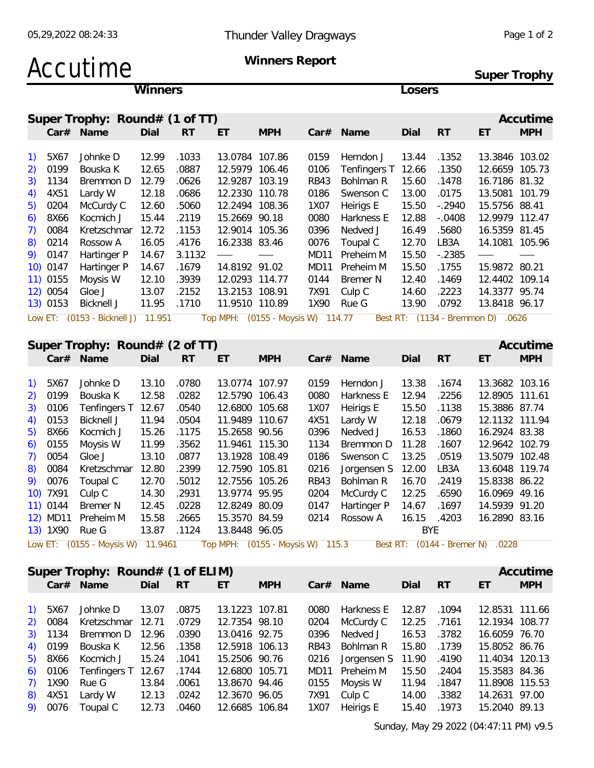# Accutime

**Thunder Valley Dragways**

**Winners Report**

**Super Trophy**

## Super Trophy: Round# (1 of TT)

| # | Car# | Name | Dial | RT | ET | MPH | Car# | Name | Dial | RT | ET | MPH |
|---|---|---|---|---|---|---|---|---|---|---|---|---|
| 1) | 5X67 | Johnke D | 12.99 | .1033 | 13.0784 | 107.86 | 0159 | Herndon J | 13.44 | .1352 | 13.3846 | 103.02 |
| 2) | 0199 | Bouska K | 12.65 | .0887 | 12.5979 | 106.46 | 0106 | Tenfingers T | 12.66 | .1350 | 12.6659 | 105.73 |
| 3) | 1134 | Bremmon D | 12.79 | .0626 | 12.9287 | 103.19 | RB43 | Bohlman R | 15.60 | .1478 | 16.7186 | 81.32 |
| 4) | 4X51 | Lardy W | 12.18 | .0686 | 12.2330 | 110.78 | 0186 | Swenson C | 13.00 | .0175 | 13.5081 | 101.79 |
| 5) | 0204 | McCurdy C | 12.60 | .5060 | 12.2494 | 108.36 | 1X07 | Heirigs E | 15.50 | -.2940 | 15.5756 | 88.41 |
| 6) | 8X66 | Kocmich J | 15.44 | .2119 | 15.2669 | 90.18 | 0080 | Harkness E | 12.88 | -.0408 | 12.9979 | 112.47 |
| 7) | 0084 | Kretzschmar | 12.72 | .1153 | 12.9014 | 105.36 | 0396 | Nedved J | 16.49 | .5680 | 16.5359 | 81.45 |
| 8) | 0214 | Rossow A | 16.05 | .4176 | 16.2338 | 83.46 | 0076 | Toupal C | 12.70 | LB3A | 14.1081 | 105.96 |
| 9) | 0147 | Hartinger P | 14.67 | 3.1132 | — | — | MD11 | Preheim M | 15.50 | -.2385 | — | — |
| 10) | 0147 | Hartinger P | 14.67 | .1679 | 14.8192 | 91.02 | MD11 | Preheim M | 15.50 | .1755 | 15.9872 | 80.21 |
| 11) | 0155 | Moysis W | 12.10 | .3939 | 12.0293 | 114.77 | 0144 | Bremer N | 12.40 | .1469 | 12.4402 | 109.14 |
| 12) | 0054 | Gloe J | 13.07 | .2152 | 13.2153 | 108.91 | 7X91 | Culp C | 14.60 | .2223 | 14.3377 | 95.74 |
| 13) | 0153 | Bicknell J | 11.95 | .1710 | 11.9510 | 110.89 | 1X90 | Rue G | 13.90 | .0792 | 13.8418 | 96.17 |

Low ET: (0153 - Bicknell J) 11.951 Top MPH: (0155 - Moysis W) 114.77 Best RT: (1134 - Bremmon D) .0626

## Super Trophy: Round# (2 of TT)

| # | Car# | Name | Dial | RT | ET | MPH | Car# | Name | Dial | RT | ET | MPH |
|---|---|---|---|---|---|---|---|---|---|---|---|---|
| 1) | 5X67 | Johnke D | 13.10 | .0780 | 13.0774 | 107.97 | 0159 | Herndon J | 13.38 | .1674 | 13.3682 | 103.16 |
| 2) | 0199 | Bouska K | 12.58 | .0282 | 12.5790 | 106.43 | 0080 | Harkness E | 12.94 | .2256 | 12.8905 | 111.61 |
| 3) | 0106 | Tenfingers T | 12.67 | .0540 | 12.6800 | 105.68 | 1X07 | Heirigs E | 15.50 | .1138 | 15.3886 | 87.74 |
| 4) | 0153 | Bicknell J | 11.94 | .0504 | 11.9489 | 110.67 | 4X51 | Lardy W | 12.18 | .0679 | 12.1132 | 111.94 |
| 5) | 8X66 | Kocmich J | 15.26 | .1175 | 15.2658 | 90.56 | 0396 | Nedved J | 16.53 | .1860 | 16.2924 | 83.38 |
| 6) | 0155 | Moysis W | 11.99 | .3562 | 11.9461 | 115.30 | 1134 | Bremmon D | 11.28 | .1607 | 12.9642 | 102.79 |
| 7) | 0054 | Gloe J | 13.10 | .0877 | 13.1928 | 108.49 | 0186 | Swenson C | 13.25 | .0519 | 13.5079 | 102.48 |
| 8) | 0084 | Kretzschmar | 12.80 | .2399 | 12.7590 | 105.81 | 0216 | Jorgensen S | 12.00 | LB3A | 13.6048 | 119.74 |
| 9) | 0076 | Toupal C | 12.70 | .5012 | 12.7556 | 105.26 | RB43 | Bohlman R | 16.70 | .2419 | 15.8338 | 86.22 |
| 10) | 7X91 | Culp C | 14.30 | .2931 | 13.9774 | 95.95 | 0204 | McCurdy C | 12.25 | .6590 | 16.0969 | 49.16 |
| 11) | 0144 | Bremer N | 12.45 | .0228 | 12.8249 | 80.09 | 0147 | Hartinger P | 14.67 | .1697 | 14.5939 | 91.20 |
| 12) | MD11 | Preheim M | 15.58 | .2665 | 15.3570 | 84.59 | 0214 | Rossow A | 16.15 | .4203 | 16.2890 | 83.16 |
| 13) | 1X90 | Rue G | 13.87 | .1124 | 13.8448 | 96.05 | | | BYE | | | |

Low ET: (0155 - Moysis W) 11.9461 Top MPH: (0155 - Moysis W) 115.3 Best RT: (0144 - Bremer N) .0228

## Super Trophy: Round# (1 of ELIM)

| # | Car# | Name | Dial | RT | ET | MPH | Car# | Name | Dial | RT | ET | MPH |
|---|---|---|---|---|---|---|---|---|---|---|---|---|
| 1) | 5X67 | Johnke D | 13.07 | .0875 | 13.1223 | 107.81 | 0080 | Harkness E | 12.87 | .1094 | 12.8531 | 111.66 |
| 2) | 0084 | Kretzschmar | 12.71 | .0729 | 12.7354 | 98.10 | 0204 | McCurdy C | 12.25 | .7161 | 12.1934 | 108.77 |
| 3) | 1134 | Bremmon D | 12.96 | .0390 | 13.0416 | 92.75 | 0396 | Nedved J | 16.53 | .3782 | 16.6059 | 76.70 |
| 4) | 0199 | Bouska K | 12.56 | .1358 | 12.5918 | 106.13 | RB43 | Bohlman R | 15.80 | .1739 | 15.8052 | 86.76 |
| 5) | 8X66 | Kocmich J | 15.24 | .1041 | 15.2506 | 90.76 | 0216 | Jorgensen S | 11.90 | .4190 | 11.4034 | 120.13 |
| 6) | 0106 | Tenfingers T | 12.67 | .1744 | 12.6800 | 105.71 | MD11 | Preheim M | 15.50 | .2404 | 15.3583 | 84.36 |
| 7) | 1X90 | Rue G | 13.84 | .0061 | 13.8670 | 94.46 | 0155 | Moysis W | 11.94 | .1847 | 11.8908 | 115.53 |
| 8) | 4X51 | Lardy W | 12.13 | .0242 | 12.3670 | 96.05 | 7X91 | Culp C | 14.00 | .3382 | 14.2631 | 97.00 |
| 9) | 0076 | Toupal C | 12.73 | .0460 | 12.6685 | 106.84 | 1X07 | Heirigs E | 15.40 | .1973 | 15.2040 | 89.13 |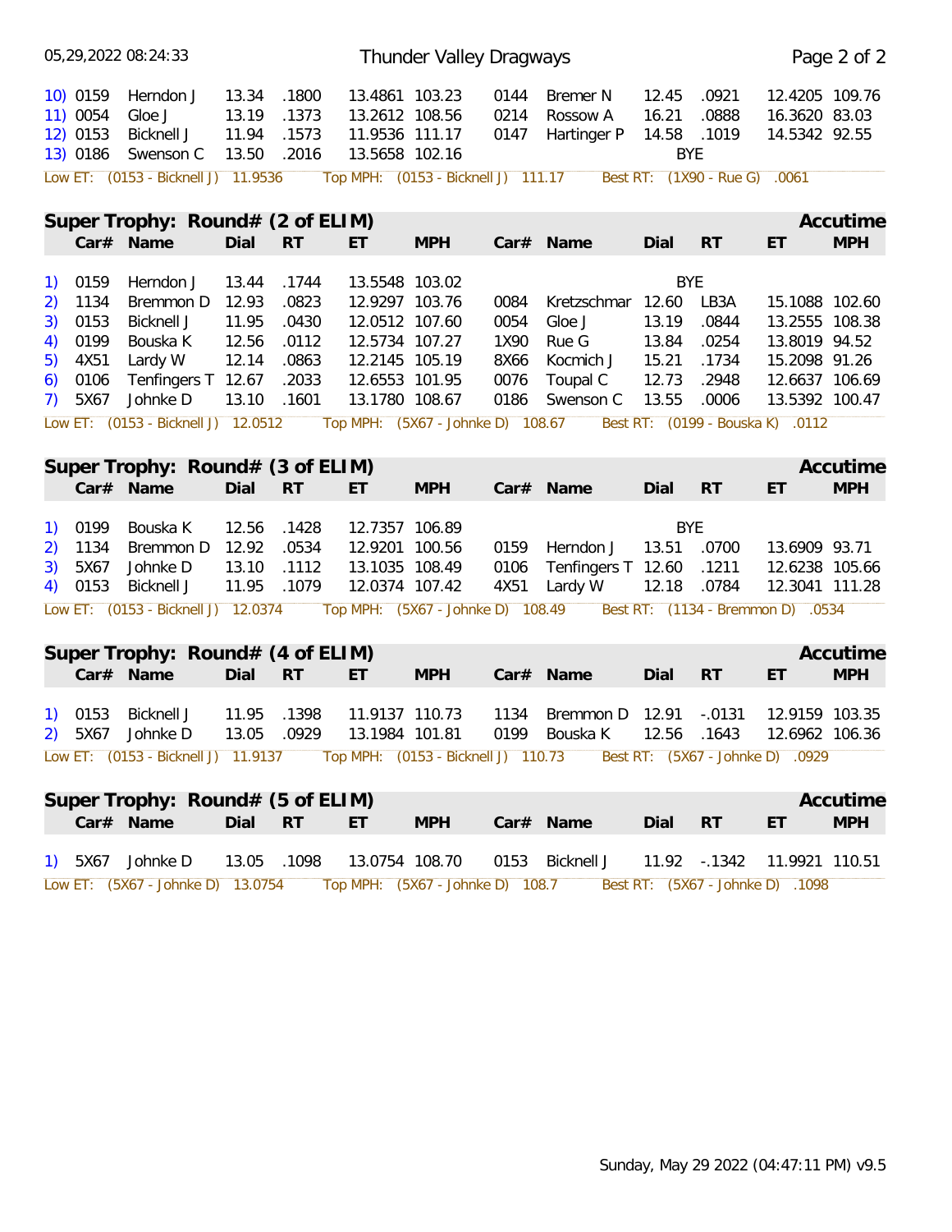| | Car# | Name | Dial | RT | ET | MPH | Car# | Name | Dial | RT | ET | MPH |
|---|---|---|---|---|---|---|---|---|---|---|---|---|
| 10) | 0159 | Herndon J | 13.34 | .1800 | 13.4861 | 103.23 | 0144 | Bremer N | 12.45 | .0921 | 12.4205 | 109.76 |
| 11) | 0054 | Gloe J | 13.19 | .1373 | 13.2612 | 108.56 | 0214 | Rossow A | 16.21 | .0888 | 16.3620 | 83.03 |
| 12) | 0153 | Bicknell J | 11.94 | .1573 | 11.9536 | 111.17 | 0147 | Hartinger P | 14.58 | .1019 | 14.5342 | 92.55 |
| 13) | 0186 | Swenson C | 13.50 | .2016 | 13.5658 | 102.16 | | | | BYE | | |

Low ET: (0153 - Bicknell J) 11.9536 Top MPH: (0153 - Bicknell J) 111.17 Best RT: (1X90 - Rue G) .0061

## Super Trophy: Round# (2 of ELIM) — Accutime

| | Car# | Name | Dial | RT | ET | MPH | Car# | Name | Dial | RT | ET | MPH |
|---|---|---|---|---|---|---|---|---|---|---|---|---|
| 1) | 0159 | Herndon J | 13.44 | .1744 | 13.5548 | 103.02 | | | | BYE | | |
| 2) | 1134 | Bremmon D | 12.93 | .0823 | 12.9297 | 103.76 | 0084 | Kretzschmar | 12.60 | LB3A | 15.1088 | 102.60 |
| 3) | 0153 | Bicknell J | 11.95 | .0430 | 12.0512 | 107.60 | 0054 | Gloe J | 13.19 | .0844 | 13.2555 | 108.38 |
| 4) | 0199 | Bouska K | 12.56 | .0112 | 12.5734 | 107.27 | 1X90 | Rue G | 13.84 | .0254 | 13.8019 | 94.52 |
| 5) | 4X51 | Lardy W | 12.14 | .0863 | 12.2145 | 105.19 | 8X66 | Kocmich J | 15.21 | .1734 | 15.2098 | 91.26 |
| 6) | 0106 | Tenfingers T | 12.67 | .2033 | 12.6553 | 101.95 | 0076 | Toupal C | 12.73 | .2948 | 12.6637 | 106.69 |
| 7) | 5X67 | Johnke D | 13.10 | .1601 | 13.1780 | 108.67 | 0186 | Swenson C | 13.55 | .0006 | 13.5392 | 100.47 |

Low ET: (0153 - Bicknell J) 12.0512 Top MPH: (5X67 - Johnke D) 108.67 Best RT: (0199 - Bouska K) .0112

## Super Trophy: Round# (3 of ELIM) — Accutime

| | Car# | Name | Dial | RT | ET | MPH | Car# | Name | Dial | RT | ET | MPH |
|---|---|---|---|---|---|---|---|---|---|---|---|---|
| 1) | 0199 | Bouska K | 12.56 | .1428 | 12.7357 | 106.89 | | | | BYE | | |
| 2) | 1134 | Bremmon D | 12.92 | .0534 | 12.9201 | 100.56 | 0159 | Herndon J | 13.51 | .0700 | 13.6909 | 93.71 |
| 3) | 5X67 | Johnke D | 13.10 | .1112 | 13.1035 | 108.49 | 0106 | Tenfingers T | 12.60 | .1211 | 12.6238 | 105.66 |
| 4) | 0153 | Bicknell J | 11.95 | .1079 | 12.0374 | 107.42 | 4X51 | Lardy W | 12.18 | .0784 | 12.3041 | 111.28 |

Low ET: (0153 - Bicknell J) 12.0374 Top MPH: (5X67 - Johnke D) 108.49 Best RT: (1134 - Bremmon D) .0534

## Super Trophy: Round# (4 of ELIM) — Accutime

| | Car# | Name | Dial | RT | ET | MPH | Car# | Name | Dial | RT | ET | MPH |
|---|---|---|---|---|---|---|---|---|---|---|---|---|
| 1) | 0153 | Bicknell J | 11.95 | .1398 | 11.9137 | 110.73 | 1134 | Bremmon D | 12.91 | -.0131 | 12.9159 | 103.35 |
| 2) | 5X67 | Johnke D | 13.05 | .0929 | 13.1984 | 101.81 | 0199 | Bouska K | 12.56 | .1643 | 12.6962 | 106.36 |

Low ET: (0153 - Bicknell J) 11.9137 Top MPH: (0153 - Bicknell J) 110.73 Best RT: (5X67 - Johnke D) .0929

## Super Trophy: Round# (5 of ELIM) — Accutime

| | Car# | Name | Dial | RT | ET | MPH | Car# | Name | Dial | RT | ET | MPH |
|---|---|---|---|---|---|---|---|---|---|---|---|---|
| 1) | 5X67 | Johnke D | 13.05 | .1098 | 13.0754 | 108.70 | 0153 | Bicknell J | 11.92 | -.1342 | 11.9921 | 110.51 |

Low ET: (5X67 - Johnke D) 13.0754 Top MPH: (5X67 - Johnke D) 108.7 Best RT: (5X67 - Johnke D) .1098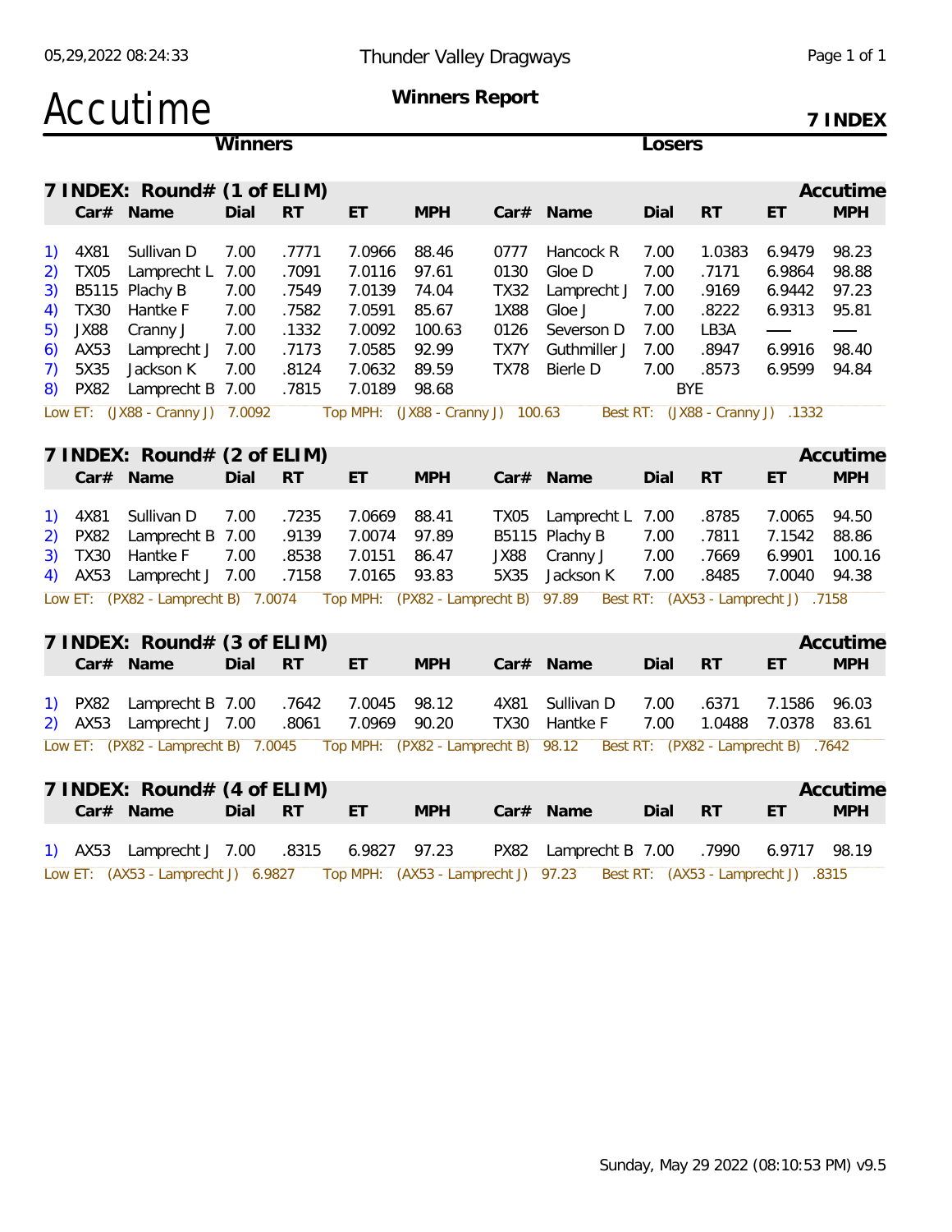05,29,2022 08:24:33 Thunder Valley Dragways

# Accutime

**Winners Report**

**7 INDEX**

## 7 INDEX: Round# (1 of ELIM) — Accutime

| | Winners Car# | Name | Dial | RT | ET | MPH | Losers Car# | Name | Dial | RT | ET | MPH |
|---|---|---|---|---|---|---|---|---|---|---|---|---|
| 1) | 4X81 | Sullivan D | 7.00 | .7771 | 7.0966 | 88.46 | 0777 | Hancock R | 7.00 | 1.0383 | 6.9479 | 98.23 |
| 2) | TX05 | Lamprecht L | 7.00 | .7091 | 7.0116 | 97.61 | 0130 | Gloe D | 7.00 | .7171 | 6.9864 | 98.88 |
| 3) | B5115 | Plachy B | 7.00 | .7549 | 7.0139 | 74.04 | TX32 | Lamprecht J | 7.00 | .9169 | 6.9442 | 97.23 |
| 4) | TX30 | Hantke F | 7.00 | .7582 | 7.0591 | 85.67 | 1X88 | Gloe J | 7.00 | .8222 | 6.9313 | 95.81 |
| 5) | JX88 | Cranny J | 7.00 | .1332 | 7.0092 | 100.63 | 0126 | Severson D | 7.00 | LB3A | — | — |
| 6) | AX53 | Lamprecht J | 7.00 | .7173 | 7.0585 | 92.99 | TX7Y | Guthmiller J | 7.00 | .8947 | 6.9916 | 98.40 |
| 7) | 5X35 | Jackson K | 7.00 | .8124 | 7.0632 | 89.59 | TX78 | Bierle D | 7.00 | .8573 | 6.9599 | 94.84 |
| 8) | PX82 | Lamprecht B | 7.00 | .7815 | 7.0189 | 98.68 | | | BYE | | | |

Low ET: (JX88 - Cranny J) 7.0092 Top MPH: (JX88 - Cranny J) 100.63 Best RT: (JX88 - Cranny J) .1332

## 7 INDEX: Round# (2 of ELIM) — Accutime

| | Winners Car# | Name | Dial | RT | ET | MPH | Losers Car# | Name | Dial | RT | ET | MPH |
|---|---|---|---|---|---|---|---|---|---|---|---|---|
| 1) | 4X81 | Sullivan D | 7.00 | .7235 | 7.0669 | 88.41 | TX05 | Lamprecht L | 7.00 | .8785 | 7.0065 | 94.50 |
| 2) | PX82 | Lamprecht B | 7.00 | .9139 | 7.0074 | 97.89 | B5115 | Plachy B | 7.00 | .7811 | 7.1542 | 88.86 |
| 3) | TX30 | Hantke F | 7.00 | .8538 | 7.0151 | 86.47 | JX88 | Cranny J | 7.00 | .7669 | 6.9901 | 100.16 |
| 4) | AX53 | Lamprecht J | 7.00 | .7158 | 7.0165 | 93.83 | 5X35 | Jackson K | 7.00 | .8485 | 7.0040 | 94.38 |

Low ET: (PX82 - Lamprecht B) 7.0074 Top MPH: (PX82 - Lamprecht B) 97.89 Best RT: (AX53 - Lamprecht J) .7158

## 7 INDEX: Round# (3 of ELIM) — Accutime

| | Winners Car# | Name | Dial | RT | ET | MPH | Losers Car# | Name | Dial | RT | ET | MPH |
|---|---|---|---|---|---|---|---|---|---|---|---|---|
| 1) | PX82 | Lamprecht B | 7.00 | .7642 | 7.0045 | 98.12 | 4X81 | Sullivan D | 7.00 | .6371 | 7.1586 | 96.03 |
| 2) | AX53 | Lamprecht J | 7.00 | .8061 | 7.0969 | 90.20 | TX30 | Hantke F | 7.00 | 1.0488 | 7.0378 | 83.61 |

Low ET: (PX82 - Lamprecht B) 7.0045 Top MPH: (PX82 - Lamprecht B) 98.12 Best RT: (PX82 - Lamprecht B) .7642

## 7 INDEX: Round# (4 of ELIM) — Accutime

| | Winners Car# | Name | Dial | RT | ET | MPH | Losers Car# | Name | Dial | RT | ET | MPH |
|---|---|---|---|---|---|---|---|---|---|---|---|---|
| 1) | AX53 | Lamprecht J | 7.00 | .8315 | 6.9827 | 97.23 | PX82 | Lamprecht B | 7.00 | .7990 | 6.9717 | 98.19 |

Low ET: (AX53 - Lamprecht J) 6.9827 Top MPH: (AX53 - Lamprecht J) 97.23 Best RT: (AX53 - Lamprecht J) .8315

Sunday, May 29 2022 (08:10:53 PM) v9.5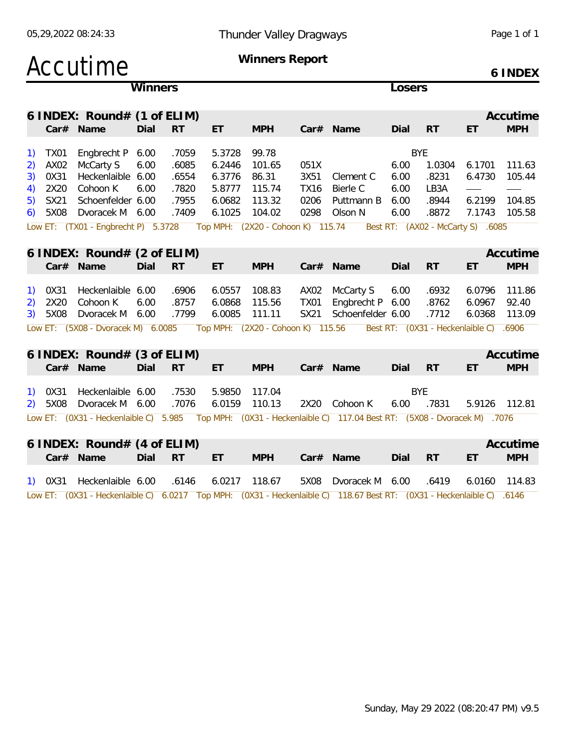# Accutime

**Thunder Valley Dragways**

**Winners Report**

**6 INDEX**

## 6 INDEX: Round# (1 of ELIM)

| # | Car# | Name | Dial | RT | ET | MPH | Car# | Name | Dial | RT | ET | MPH |
|---|---|---|---|---|---|---|---|---|---|---|---|---|
| 1) | TX01 | Engbrecht P | 6.00 | .7059 | 5.3728 | 99.78 | | | | BYE | | |
| 2) | AX02 | McCarty S | 6.00 | .6085 | 6.2446 | 101.65 | 051X | | 6.00 | 1.0304 | 6.1701 | 111.63 |
| 3) | 0X31 | Heckenlaible | 6.00 | .6554 | 6.3776 | 86.31 | 3X51 | Clement C | 6.00 | .8231 | 6.4730 | 105.44 |
| 4) | 2X20 | Cohoon K | 6.00 | .7820 | 5.8777 | 115.74 | TX16 | Bierle C | 6.00 | LB3A | — | — |
| 5) | SX21 | Schoenfelder | 6.00 | .7955 | 6.0682 | 113.32 | 0206 | Puttmann B | 6.00 | .8944 | 6.2199 | 104.85 |
| 6) | 5X08 | Dvoracek M | 6.00 | .7409 | 6.1025 | 104.02 | 0298 | Olson N | 6.00 | .8872 | 7.1743 | 105.58 |

Low ET: (TX01 - Engbrecht P) 5.3728 Top MPH: (2X20 - Cohoon K) 115.74 Best RT: (AX02 - McCarty S) .6085

## 6 INDEX: Round# (2 of ELIM)

| # | Car# | Name | Dial | RT | ET | MPH | Car# | Name | Dial | RT | ET | MPH |
|---|---|---|---|---|---|---|---|---|---|---|---|---|
| 1) | 0X31 | Heckenlaible | 6.00 | .6906 | 6.0557 | 108.83 | AX02 | McCarty S | 6.00 | .6932 | 6.0796 | 111.86 |
| 2) | 2X20 | Cohoon K | 6.00 | .8757 | 6.0868 | 115.56 | TX01 | Engbrecht P | 6.00 | .8762 | 6.0967 | 92.40 |
| 3) | 5X08 | Dvoracek M | 6.00 | .7799 | 6.0085 | 111.11 | SX21 | Schoenfelder | 6.00 | .7712 | 6.0368 | 113.09 |

Low ET: (5X08 - Dvoracek M) 6.0085 Top MPH: (2X20 - Cohoon K) 115.56 Best RT: (0X31 - Heckenlaible C) .6906

## 6 INDEX: Round# (3 of ELIM)

| # | Car# | Name | Dial | RT | ET | MPH | Car# | Name | Dial | RT | ET | MPH |
|---|---|---|---|---|---|---|---|---|---|---|---|---|
| 1) | 0X31 | Heckenlaible | 6.00 | .7530 | 5.9850 | 117.04 | | | | BYE | | |
| 2) | 5X08 | Dvoracek M | 6.00 | .7076 | 6.0159 | 110.13 | 2X20 | Cohoon K | 6.00 | .7831 | 5.9126 | 112.81 |

Low ET: (0X31 - Heckenlaible C) 5.985 Top MPH: (0X31 - Heckenlaible C) 117.04 Best RT: (5X08 - Dvoracek M) .7076

## 6 INDEX: Round# (4 of ELIM)

| # | Car# | Name | Dial | RT | ET | MPH | Car# | Name | Dial | RT | ET | MPH |
|---|---|---|---|---|---|---|---|---|---|---|---|---|
| 1) | 0X31 | Heckenlaible | 6.00 | .6146 | 6.0217 | 118.67 | 5X08 | Dvoracek M | 6.00 | .6419 | 6.0160 | 114.83 |

Low ET: (0X31 - Heckenlaible C) 6.0217 Top MPH: (0X31 - Heckenlaible C) 118.67 Best RT: (0X31 - Heckenlaible C) .6146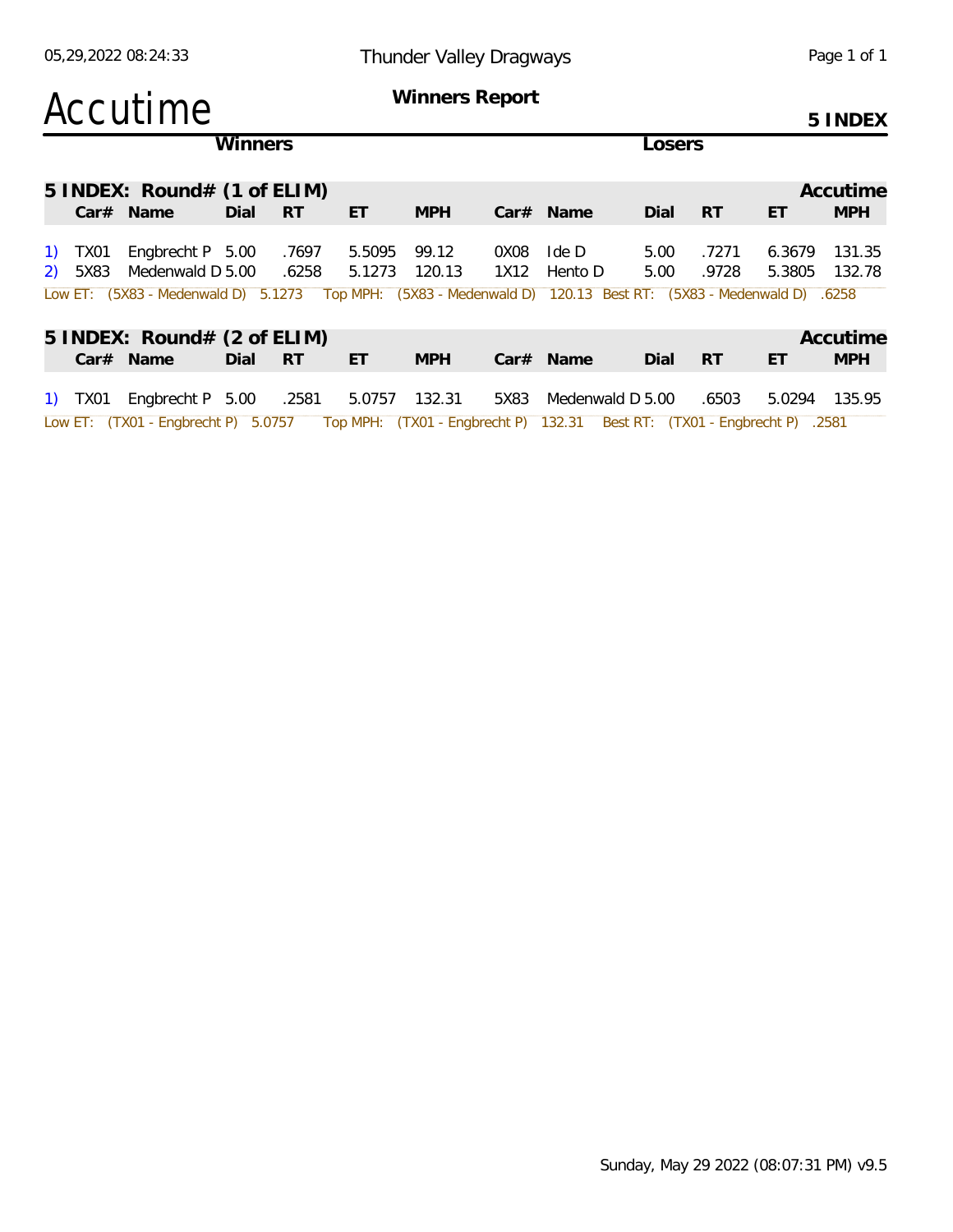# Thunder Valley Dragways

## Accutime

**Winners Report**

**5 INDEX**

| | Winners | | | | | Losers | | | | | |
|---|---|---|---|---|---|---|---|---|---|---|---|

### 5 INDEX: Round# (1 of ELIM) — Accutime

| | Car# | Name | Dial | RT | ET | MPH | Car# | Name | Dial | RT | ET | MPH |
|---|---|---|---|---|---|---|---|---|---|---|---|---|
| 1) | TX01 | Engbrecht P | 5.00 | .7697 | 5.5095 | 99.12 | 0X08 | Ide D | 5.00 | .7271 | 6.3679 | 131.35 |
| 2) | 5X83 | Medenwald D | 5.00 | .6258 | 5.1273 | 120.13 | 1X12 | Hento D | 5.00 | .9728 | 5.3805 | 132.78 |

Low ET: (5X83 - Medenwald D) 5.1273 Top MPH: (5X83 - Medenwald D) 120.13 Best RT: (5X83 - Medenwald D) .6258

### 5 INDEX: Round# (2 of ELIM) — Accutime

| | Car# | Name | Dial | RT | ET | MPH | Car# | Name | Dial | RT | ET | MPH |
|---|---|---|---|---|---|---|---|---|---|---|---|---|
| 1) | TX01 | Engbrecht P | 5.00 | .2581 | 5.0757 | 132.31 | 5X83 | Medenwald D | 5.00 | .6503 | 5.0294 | 135.95 |

Low ET: (TX01 - Engbrecht P) 5.0757 Top MPH: (TX01 - Engbrecht P) 132.31 Best RT: (TX01 - Engbrecht P) .2581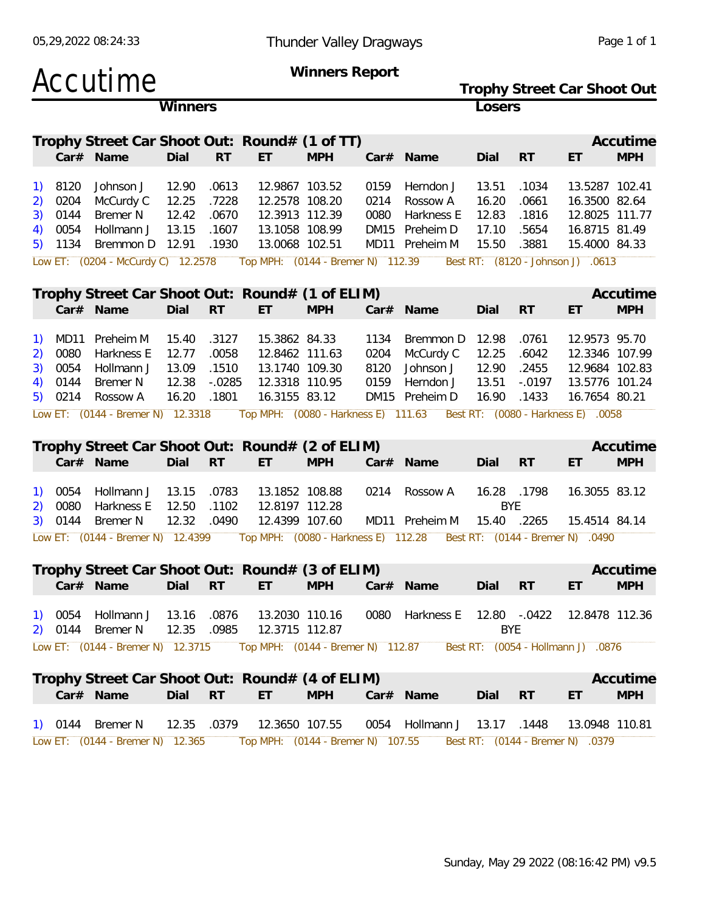Thunder Valley Dragways

# Accutime

**Winners Report**

**Trophy Street Car Shoot Out**

**Winners** | **Losers**

## Trophy Street Car Shoot Out: Round# (1 of TT)

**Accutime**

| | Car# | Name | Dial | RT | ET | MPH | Car# | Name | Dial | RT | ET | MPH |
|---|---|---|---|---|---|---|---|---|---|---|---|---|
| 1) | 8120 | Johnson J | 12.90 | .0613 | 12.9867 | 103.52 | 0159 | Herndon J | 13.51 | .1034 | 13.5287 | 102.41 |
| 2) | 0204 | McCurdy C | 12.25 | .7228 | 12.2578 | 108.20 | 0214 | Rossow A | 16.20 | .0661 | 16.3500 | 82.64 |
| 3) | 0144 | Bremer N | 12.42 | .0670 | 12.3913 | 112.39 | 0080 | Harkness E | 12.83 | .1816 | 12.8025 | 111.77 |
| 4) | 0054 | Hollmann J | 13.15 | .1607 | 13.1058 | 108.99 | DM15 | Preheim D | 17.10 | .5654 | 16.8715 | 81.49 |
| 5) | 1134 | Bremmon D | 12.91 | .1930 | 13.0068 | 102.51 | MD11 | Preheim M | 15.50 | .3881 | 15.4000 | 84.33 |

Low ET: (0204 - McCurdy C) 12.2578 Top MPH: (0144 - Bremer N) 112.39 Best RT: (8120 - Johnson J) .0613

## Trophy Street Car Shoot Out: Round# (1 of ELIM)

**Accutime**

| | Car# | Name | Dial | RT | ET | MPH | Car# | Name | Dial | RT | ET | MPH |
|---|---|---|---|---|---|---|---|---|---|---|---|---|
| 1) | MD11 | Preheim M | 15.40 | .3127 | 15.3862 | 84.33 | 1134 | Bremmon D | 12.98 | .0761 | 12.9573 | 95.70 |
| 2) | 0080 | Harkness E | 12.77 | .0058 | 12.8462 | 111.63 | 0204 | McCurdy C | 12.25 | .6042 | 12.3346 | 107.99 |
| 3) | 0054 | Hollmann J | 13.09 | .1510 | 13.1740 | 109.30 | 8120 | Johnson J | 12.90 | .2455 | 12.9684 | 102.83 |
| 4) | 0144 | Bremer N | 12.38 | -.0285 | 12.3318 | 110.95 | 0159 | Herndon J | 13.51 | -.0197 | 13.5776 | 101.24 |
| 5) | 0214 | Rossow A | 16.20 | .1801 | 16.3155 | 83.12 | DM15 | Preheim D | 16.90 | .1433 | 16.7654 | 80.21 |

Low ET: (0144 - Bremer N) 12.3318 Top MPH: (0080 - Harkness E) 111.63 Best RT: (0080 - Harkness E) .0058

## Trophy Street Car Shoot Out: Round# (2 of ELIM)

**Accutime**

| | Car# | Name | Dial | RT | ET | MPH | Car# | Name | Dial | RT | ET | MPH |
|---|---|---|---|---|---|---|---|---|---|---|---|---|
| 1) | 0054 | Hollmann J | 13.15 | .0783 | 13.1852 | 108.88 | 0214 | Rossow A | 16.28 | .1798 | 16.3055 | 83.12 |
| 2) | 0080 | Harkness E | 12.50 | .1102 | 12.8197 | 112.28 | | | | BYE | | |
| 3) | 0144 | Bremer N | 12.32 | .0490 | 12.4399 | 107.60 | MD11 | Preheim M | 15.40 | .2265 | 15.4514 | 84.14 |

Low ET: (0144 - Bremer N) 12.4399 Top MPH: (0080 - Harkness E) 112.28 Best RT: (0144 - Bremer N) .0490

## Trophy Street Car Shoot Out: Round# (3 of ELIM)

**Accutime**

| | Car# | Name | Dial | RT | ET | MPH | Car# | Name | Dial | RT | ET | MPH |
|---|---|---|---|---|---|---|---|---|---|---|---|---|
| 1) | 0054 | Hollmann J | 13.16 | .0876 | 13.2030 | 110.16 | 0080 | Harkness E | 12.80 | -.0422 | 12.8478 | 112.36 |
| 2) | 0144 | Bremer N | 12.35 | .0985 | 12.3715 | 112.87 | | | | BYE | | |

Low ET: (0144 - Bremer N) 12.3715 Top MPH: (0144 - Bremer N) 112.87 Best RT: (0054 - Hollmann J) .0876

## Trophy Street Car Shoot Out: Round# (4 of ELIM)

**Accutime**

| | Car# | Name | Dial | RT | ET | MPH | Car# | Name | Dial | RT | ET | MPH |
|---|---|---|---|---|---|---|---|---|---|---|---|---|
| 1) | 0144 | Bremer N | 12.35 | .0379 | 12.3650 | 107.55 | 0054 | Hollmann J | 13.17 | .1448 | 13.0948 | 110.81 |

Low ET: (0144 - Bremer N) 12.365 Top MPH: (0144 - Bremer N) 107.55 Best RT: (0144 - Bremer N) .0379